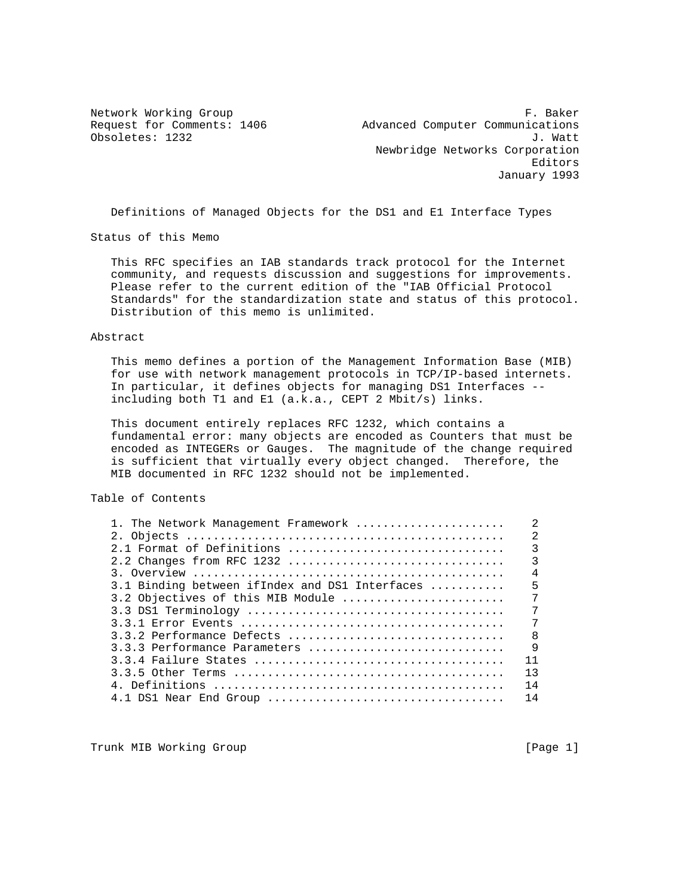Network Working Group F. Baker
Request for Comments: 1406 Advanced Computer Communications
Obsoletes: 1232 J. Watt
Newbridge Networks Corporation
Editors
January 1993

# Definitions of Managed Objects for the DS1 and E1 Interface Types

## Status of this Memo

This RFC specifies an IAB standards track protocol for the Internet community, and requests discussion and suggestions for improvements. Please refer to the current edition of the "IAB Official Protocol Standards" for the standardization state and status of this protocol. Distribution of this memo is unlimited.

## Abstract

This memo defines a portion of the Management Information Base (MIB) for use with network management protocols in TCP/IP-based internets. In particular, it defines objects for managing DS1 Interfaces -- including both T1 and E1 (a.k.a., CEPT 2 Mbit/s) links.

This document entirely replaces RFC 1232, which contains a fundamental error: many objects are encoded as Counters that must be encoded as INTEGERs or Gauges. The magnitude of the change required is sufficient that virtually every object changed. Therefore, the MIB documented in RFC 1232 should not be implemented.

## Table of Contents

```
1. The Network Management Framework ......................    2
2. Objects ...............................................    2
2.1 Format of Definitions ................................    3
2.2 Changes from RFC 1232 ................................    3
3. Overview ..............................................    4
3.1 Binding between ifIndex and DS1 Interfaces ...........    5
3.2 Objectives of this MIB Module ........................    7
3.3 DS1 Terminology ......................................    7
3.3.1 Error Events .......................................    7
3.3.2 Performance Defects ................................    8
3.3.3 Performance Parameters .............................    9
3.3.4 Failure States .....................................   11
3.3.5 Other Terms ........................................   13
4. Definitions ...........................................   14
4.1 DS1 Near End Group ...................................   14
```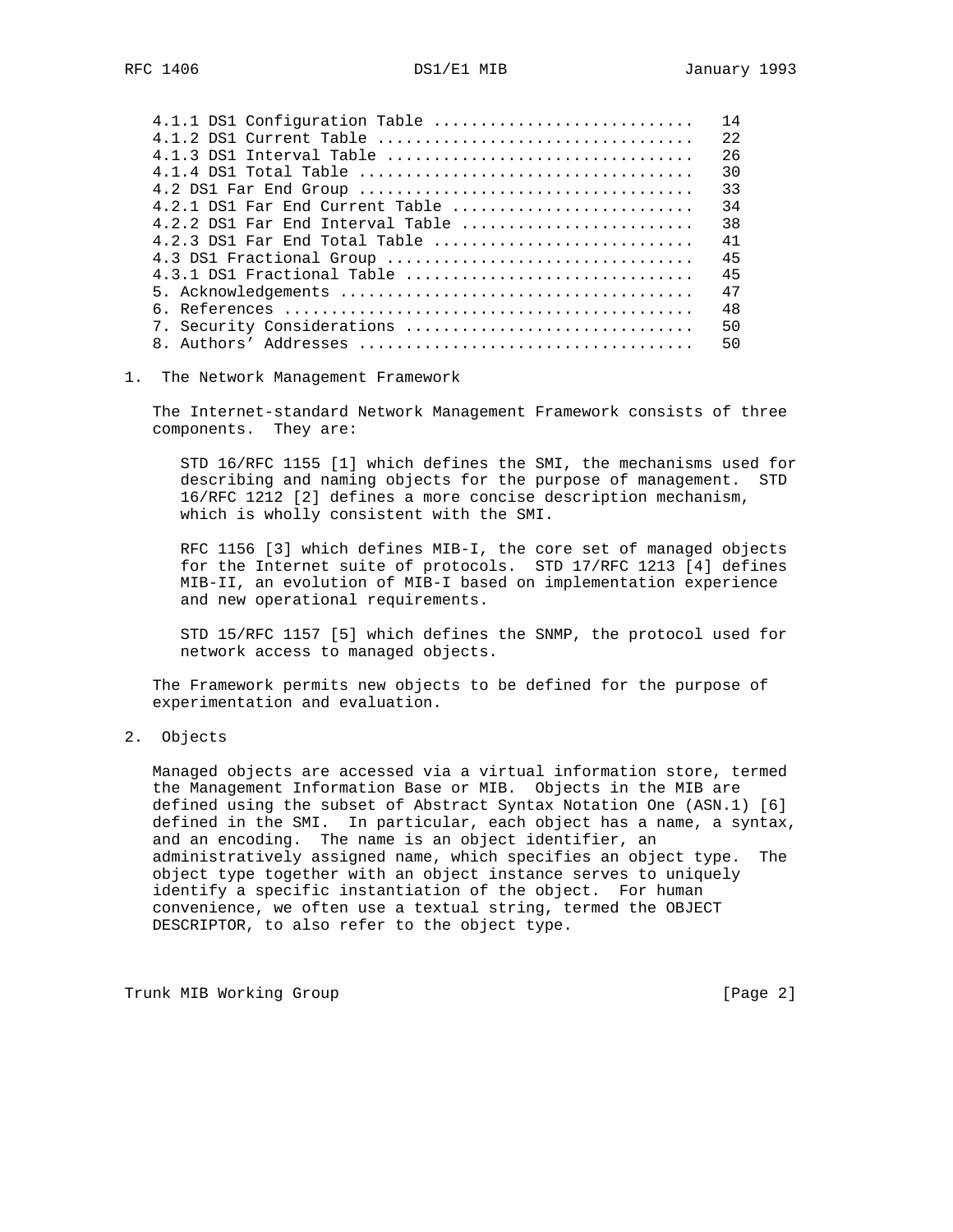```
4.1.1 DS1 Configuration Table ...........................  14
4.1.2 DS1 Current Table .................................  22
4.1.3 DS1 Interval Table ................................  26
4.1.4 DS1 Total Table ...................................  30
4.2 DS1 Far End Group ...................................  33
4.2.1 DS1 Far End Current Table .........................  34
4.2.2 DS1 Far End Interval Table ........................  38
4.2.3 DS1 Far End Total Table ...........................  41
4.3 DS1 Fractional Group ................................  45
4.3.1 DS1 Fractional Table ..............................  45
5. Acknowledgements .....................................  47
6. References ...........................................  48
7. Security Considerations ..............................  50
8. Authors' Addresses ...................................  50
```

## 1. The Network Management Framework

The Internet-standard Network Management Framework consists of three components. They are:

STD 16/RFC 1155 [1] which defines the SMI, the mechanisms used for describing and naming objects for the purpose of management. STD 16/RFC 1212 [2] defines a more concise description mechanism, which is wholly consistent with the SMI.

RFC 1156 [3] which defines MIB-I, the core set of managed objects for the Internet suite of protocols. STD 17/RFC 1213 [4] defines MIB-II, an evolution of MIB-I based on implementation experience and new operational requirements.

STD 15/RFC 1157 [5] which defines the SNMP, the protocol used for network access to managed objects.

The Framework permits new objects to be defined for the purpose of experimentation and evaluation.

## 2. Objects

Managed objects are accessed via a virtual information store, termed the Management Information Base or MIB. Objects in the MIB are defined using the subset of Abstract Syntax Notation One (ASN.1) [6] defined in the SMI. In particular, each object has a name, a syntax, and an encoding. The name is an object identifier, an administratively assigned name, which specifies an object type. The object type together with an object instance serves to uniquely identify a specific instantiation of the object. For human convenience, we often use a textual string, termed the OBJECT DESCRIPTOR, to also refer to the object type.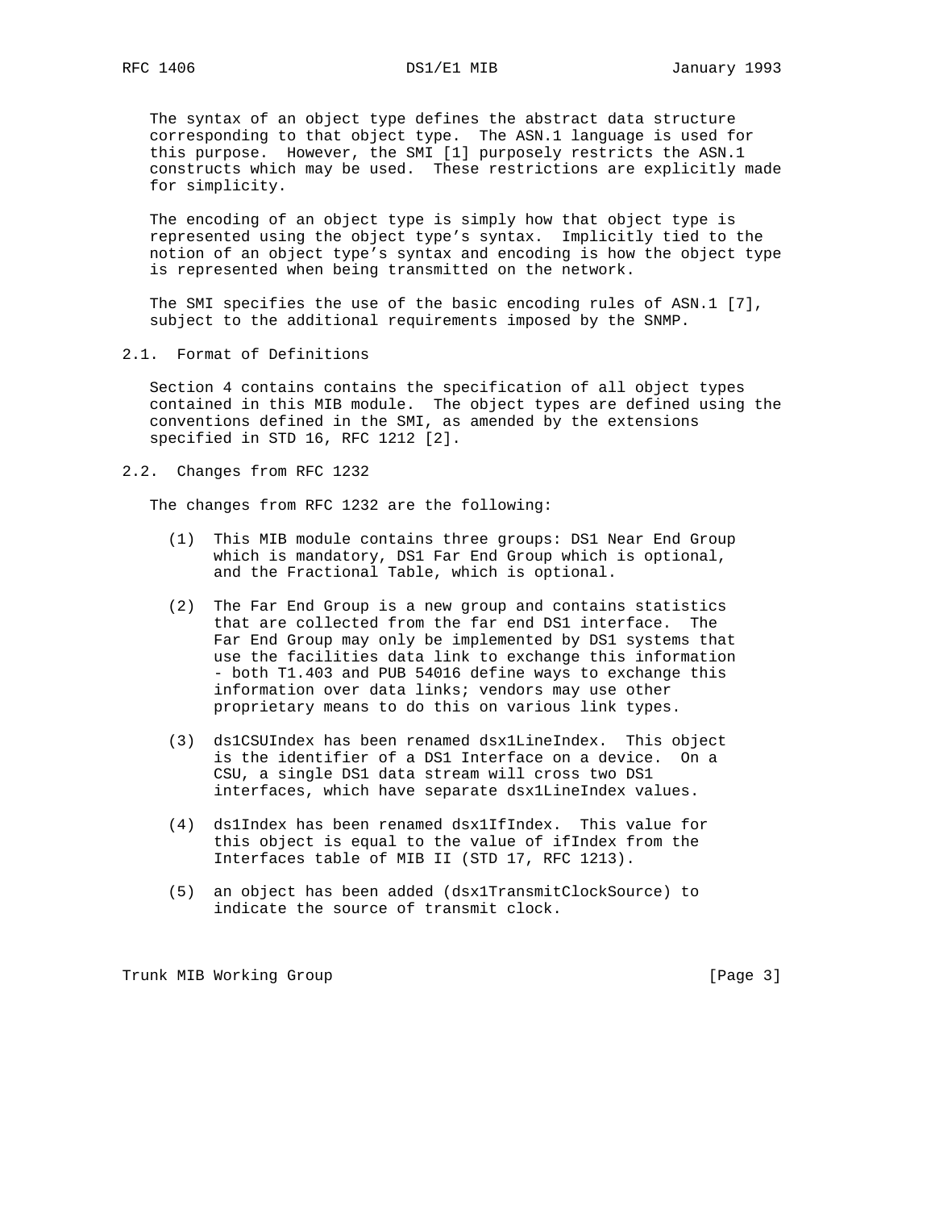The syntax of an object type defines the abstract data structure corresponding to that object type. The ASN.1 language is used for this purpose. However, the SMI [1] purposely restricts the ASN.1 constructs which may be used. These restrictions are explicitly made for simplicity.

The encoding of an object type is simply how that object type is represented using the object type's syntax. Implicitly tied to the notion of an object type's syntax and encoding is how the object type is represented when being transmitted on the network.

The SMI specifies the use of the basic encoding rules of ASN.1 [7], subject to the additional requirements imposed by the SNMP.

## 2.1. Format of Definitions

Section 4 contains contains the specification of all object types contained in this MIB module. The object types are defined using the conventions defined in the SMI, as amended by the extensions specified in STD 16, RFC 1212 [2].

## 2.2. Changes from RFC 1232

The changes from RFC 1232 are the following:

(1) This MIB module contains three groups: DS1 Near End Group which is mandatory, DS1 Far End Group which is optional, and the Fractional Table, which is optional.

(2) The Far End Group is a new group and contains statistics that are collected from the far end DS1 interface. The Far End Group may only be implemented by DS1 systems that use the facilities data link to exchange this information - both T1.403 and PUB 54016 define ways to exchange this information over data links; vendors may use other proprietary means to do this on various link types.

(3) ds1CSUIndex has been renamed dsx1LineIndex. This object is the identifier of a DS1 Interface on a device. On a CSU, a single DS1 data stream will cross two DS1 interfaces, which have separate dsx1LineIndex values.

(4) ds1Index has been renamed dsx1IfIndex. This value for this object is equal to the value of ifIndex from the Interfaces table of MIB II (STD 17, RFC 1213).

(5) an object has been added (dsx1TransmitClockSource) to indicate the source of transmit clock.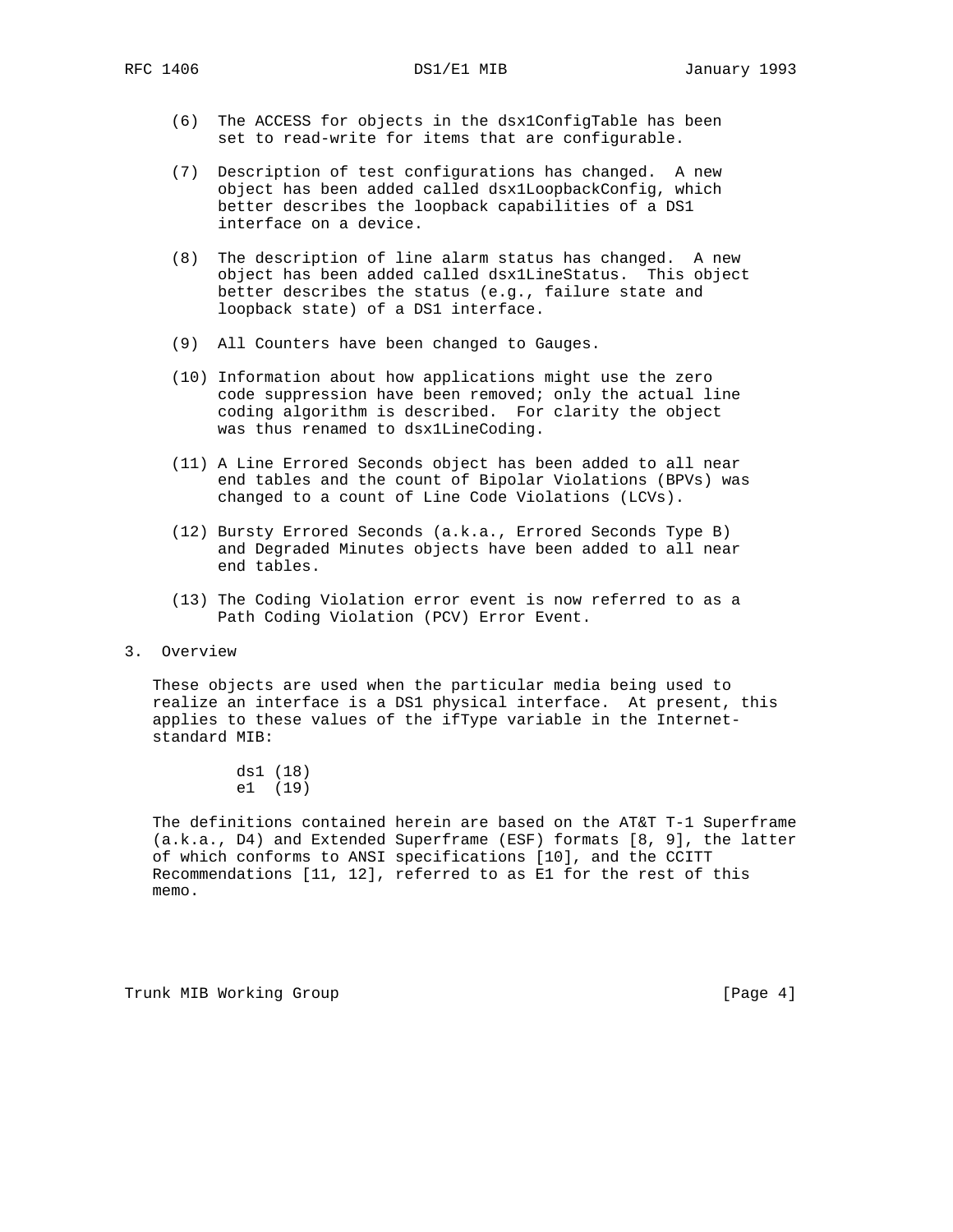(6) The ACCESS for objects in the dsx1ConfigTable has been set to read-write for items that are configurable.

(7) Description of test configurations has changed. A new object has been added called dsx1LoopbackConfig, which better describes the loopback capabilities of a DS1 interface on a device.

(8) The description of line alarm status has changed. A new object has been added called dsx1LineStatus. This object better describes the status (e.g., failure state and loopback state) of a DS1 interface.

(9) All Counters have been changed to Gauges.

(10) Information about how applications might use the zero code suppression have been removed; only the actual line coding algorithm is described. For clarity the object was thus renamed to dsx1LineCoding.

(11) A Line Errored Seconds object has been added to all near end tables and the count of Bipolar Violations (BPVs) was changed to a count of Line Code Violations (LCVs).

(12) Bursty Errored Seconds (a.k.a., Errored Seconds Type B) and Degraded Minutes objects have been added to all near end tables.

(13) The Coding Violation error event is now referred to as a Path Coding Violation (PCV) Error Event.

## 3. Overview

These objects are used when the particular media being used to realize an interface is a DS1 physical interface. At present, this applies to these values of the ifType variable in the Internet-standard MIB:

```
ds1 (18)
e1  (19)
```

The definitions contained herein are based on the AT&T T-1 Superframe (a.k.a., D4) and Extended Superframe (ESF) formats [8, 9], the latter of which conforms to ANSI specifications [10], and the CCITT Recommendations [11, 12], referred to as E1 for the rest of this memo.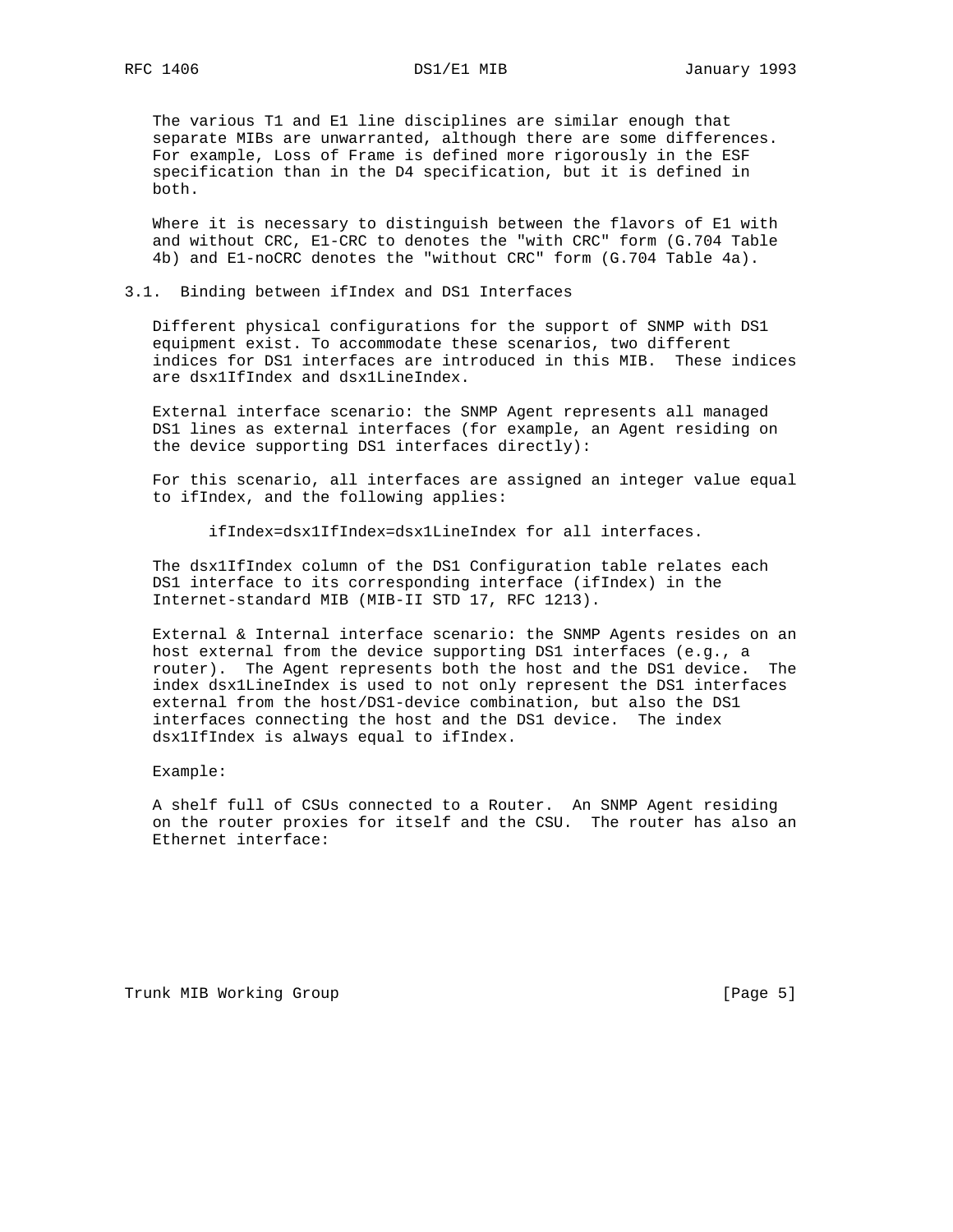The various T1 and E1 line disciplines are similar enough that separate MIBs are unwarranted, although there are some differences. For example, Loss of Frame is defined more rigorously in the ESF specification than in the D4 specification, but it is defined in both.

Where it is necessary to distinguish between the flavors of E1 with and without CRC, E1-CRC to denotes the "with CRC" form (G.704 Table 4b) and E1-noCRC denotes the "without CRC" form (G.704 Table 4a).

## 3.1. Binding between ifIndex and DS1 Interfaces

Different physical configurations for the support of SNMP with DS1 equipment exist. To accommodate these scenarios, two different indices for DS1 interfaces are introduced in this MIB. These indices are dsx1IfIndex and dsx1LineIndex.

External interface scenario: the SNMP Agent represents all managed DS1 lines as external interfaces (for example, an Agent residing on the device supporting DS1 interfaces directly):

For this scenario, all interfaces are assigned an integer value equal to ifIndex, and the following applies:

```
ifIndex=dsx1IfIndex=dsx1LineIndex for all interfaces.
```

The dsx1IfIndex column of the DS1 Configuration table relates each DS1 interface to its corresponding interface (ifIndex) in the Internet-standard MIB (MIB-II STD 17, RFC 1213).

External & Internal interface scenario: the SNMP Agents resides on an host external from the device supporting DS1 interfaces (e.g., a router). The Agent represents both the host and the DS1 device. The index dsx1LineIndex is used to not only represent the DS1 interfaces external from the host/DS1-device combination, but also the DS1 interfaces connecting the host and the DS1 device. The index dsx1IfIndex is always equal to ifIndex.

Example:

A shelf full of CSUs connected to a Router. An SNMP Agent residing on the router proxies for itself and the CSU. The router has also an Ethernet interface: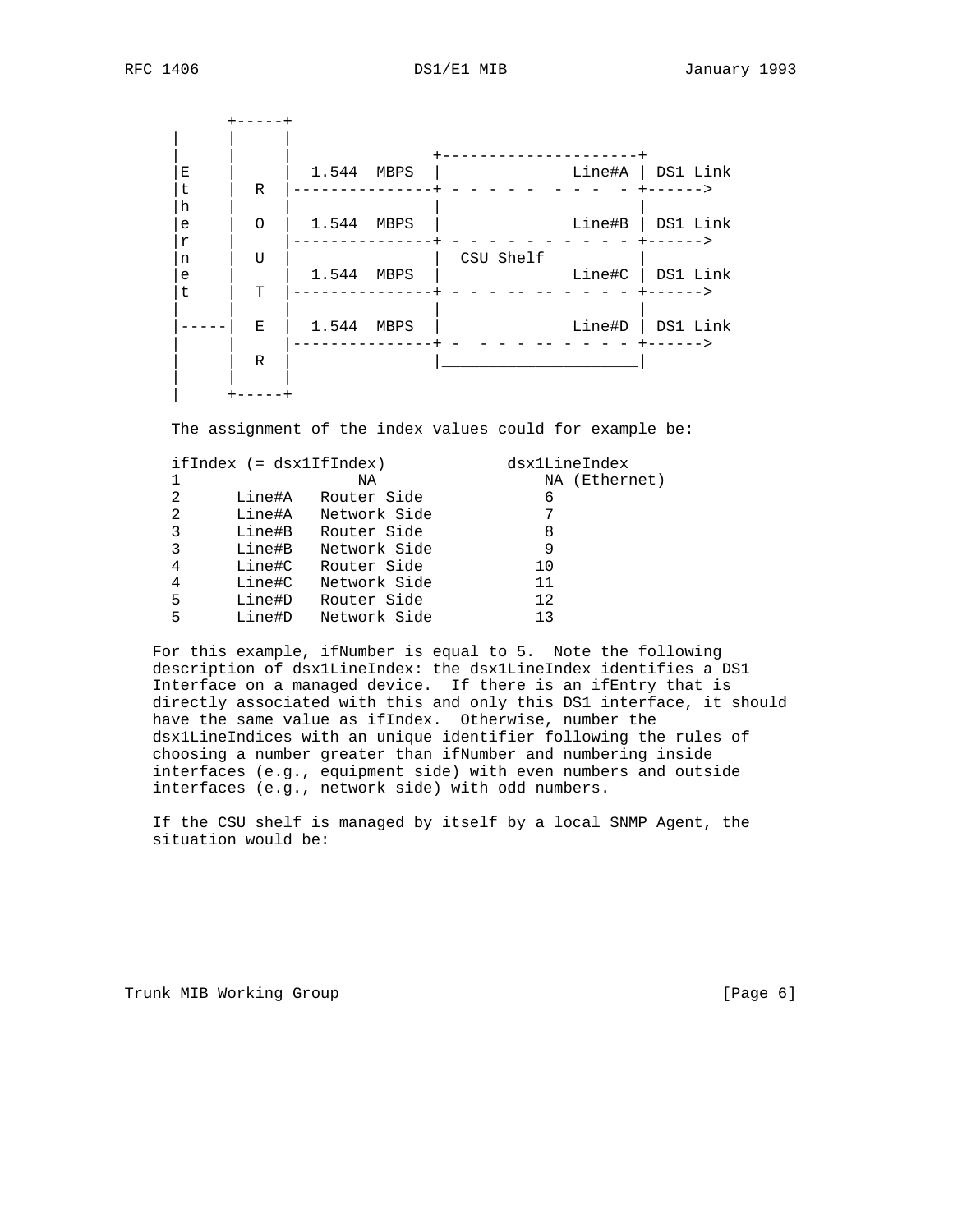```
       +-----+
 |     |     |
 |     |     |                 +---------------------+
 |E    |     |  1.544  MBPS   |             Line#A | DS1 Link
 |t    |  R  |---------------+ - - - - -  - - -  - +------>
 |h    |     |               |                     |
 |e    |  O  |  1.544  MBPS   |             Line#B | DS1 Link
 |r    |     |---------------+ - - - - - - - - - - +------>
 |n    |  U  |               |  CSU Shelf          |
 |e    |     |  1.544  MBPS   |             Line#C | DS1 Link
 |t    |  T  |---------------+ - - - -- -- - - - - +------>
 |     |     |               |                     |
 |-----|  E  |  1.544  MBPS   |             Line#D | DS1 Link
 |     |     |---------------+ -  - - - - -- - - - +------>
 |     |  R  |               |_____________________|
 |     |     |
 |     +-----+
```

The assignment of the index values could for example be:

```
ifIndex (= dsx1IfIndex)            dsx1LineIndex
1                 NA                    NA (Ethernet)
2      Line#A   Router Side             6
2      Line#A   Network Side            7
3      Line#B   Router Side             8
3      Line#B   Network Side            9
4      Line#C   Router Side            10
4      Line#C   Network Side           11
5      Line#D   Router Side            12
5      Line#D   Network Side           13
```

For this example, ifNumber is equal to 5. Note the following description of dsx1LineIndex: the dsx1LineIndex identifies a DS1 Interface on a managed device. If there is an ifEntry that is directly associated with this and only this DS1 interface, it should have the same value as ifIndex. Otherwise, number the dsx1LineIndices with an unique identifier following the rules of choosing a number greater than ifNumber and numbering inside interfaces (e.g., equipment side) with even numbers and outside interfaces (e.g., network side) with odd numbers.

If the CSU shelf is managed by itself by a local SNMP Agent, the situation would be: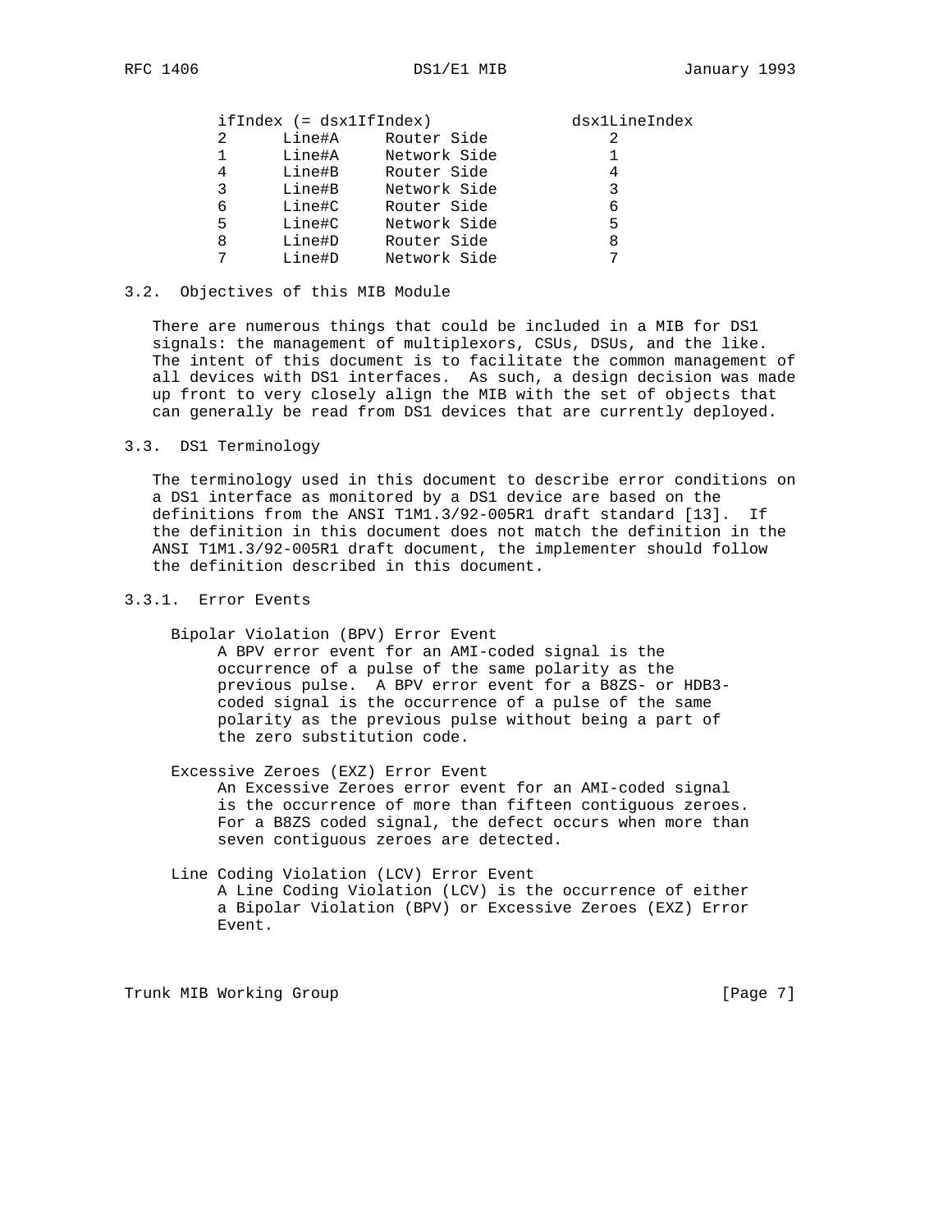| ifIndex (= dsx1IfIndex) | | | dsx1LineIndex |
|---|---|---|---|
| 2 | Line#A | Router Side | 2 |
| 1 | Line#A | Network Side | 1 |
| 4 | Line#B | Router Side | 4 |
| 3 | Line#B | Network Side | 3 |
| 6 | Line#C | Router Side | 6 |
| 5 | Line#C | Network Side | 5 |
| 8 | Line#D | Router Side | 8 |
| 7 | Line#D | Network Side | 7 |

### 3.2. Objectives of this MIB Module

There are numerous things that could be included in a MIB for DS1 signals: the management of multiplexors, CSUs, DSUs, and the like. The intent of this document is to facilitate the common management of all devices with DS1 interfaces. As such, a design decision was made up front to very closely align the MIB with the set of objects that can generally be read from DS1 devices that are currently deployed.

### 3.3. DS1 Terminology

The terminology used in this document to describe error conditions on a DS1 interface as monitored by a DS1 device are based on the definitions from the ANSI T1M1.3/92-005R1 draft standard [13]. If the definition in this document does not match the definition in the ANSI T1M1.3/92-005R1 draft document, the implementer should follow the definition described in this document.

#### 3.3.1. Error Events

Bipolar Violation (BPV) Error Event
A BPV error event for an AMI-coded signal is the occurrence of a pulse of the same polarity as the previous pulse. A BPV error event for a B8ZS- or HDB3-coded signal is the occurrence of a pulse of the same polarity as the previous pulse without being a part of the zero substitution code.

Excessive Zeroes (EXZ) Error Event
An Excessive Zeroes error event for an AMI-coded signal is the occurrence of more than fifteen contiguous zeroes. For a B8ZS coded signal, the defect occurs when more than seven contiguous zeroes are detected.

Line Coding Violation (LCV) Error Event
A Line Coding Violation (LCV) is the occurrence of either a Bipolar Violation (BPV) or Excessive Zeroes (EXZ) Error Event.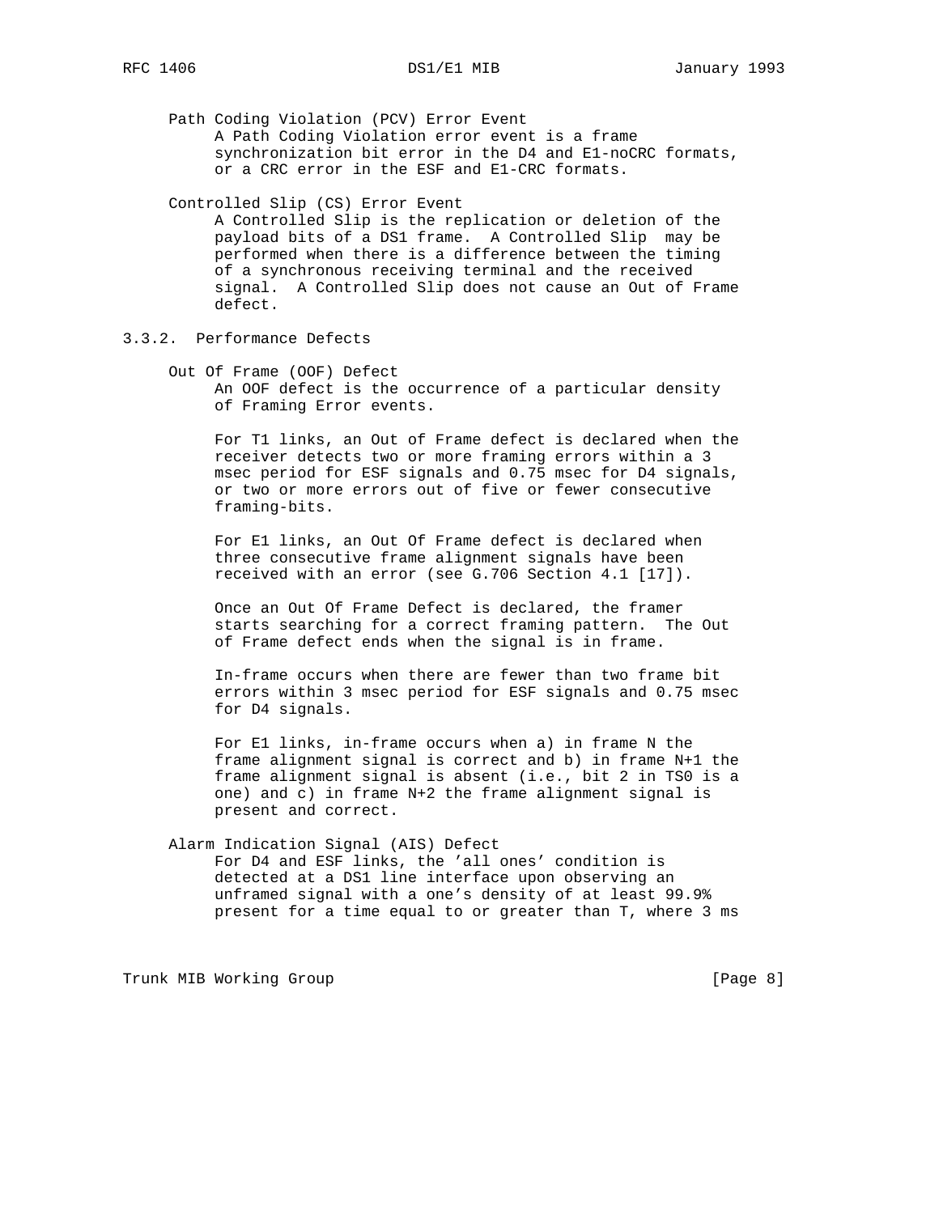Path Coding Violation (PCV) Error Event

A Path Coding Violation error event is a frame synchronization bit error in the D4 and E1-noCRC formats, or a CRC error in the ESF and E1-CRC formats.

Controlled Slip (CS) Error Event

A Controlled Slip is the replication or deletion of the payload bits of a DS1 frame. A Controlled Slip may be performed when there is a difference between the timing of a synchronous receiving terminal and the received signal. A Controlled Slip does not cause an Out of Frame defect.

### 3.3.2. Performance Defects

Out Of Frame (OOF) Defect

An OOF defect is the occurrence of a particular density of Framing Error events.

For T1 links, an Out of Frame defect is declared when the receiver detects two or more framing errors within a 3 msec period for ESF signals and 0.75 msec for D4 signals, or two or more errors out of five or fewer consecutive framing-bits.

For E1 links, an Out Of Frame defect is declared when three consecutive frame alignment signals have been received with an error (see G.706 Section 4.1 [17]).

Once an Out Of Frame Defect is declared, the framer starts searching for a correct framing pattern. The Out of Frame defect ends when the signal is in frame.

In-frame occurs when there are fewer than two frame bit errors within 3 msec period for ESF signals and 0.75 msec for D4 signals.

For E1 links, in-frame occurs when a) in frame N the frame alignment signal is correct and b) in frame N+1 the frame alignment signal is absent (i.e., bit 2 in TS0 is a one) and c) in frame N+2 the frame alignment signal is present and correct.

Alarm Indication Signal (AIS) Defect

For D4 and ESF links, the 'all ones' condition is detected at a DS1 line interface upon observing an unframed signal with a one's density of at least 99.9% present for a time equal to or greater than T, where 3 ms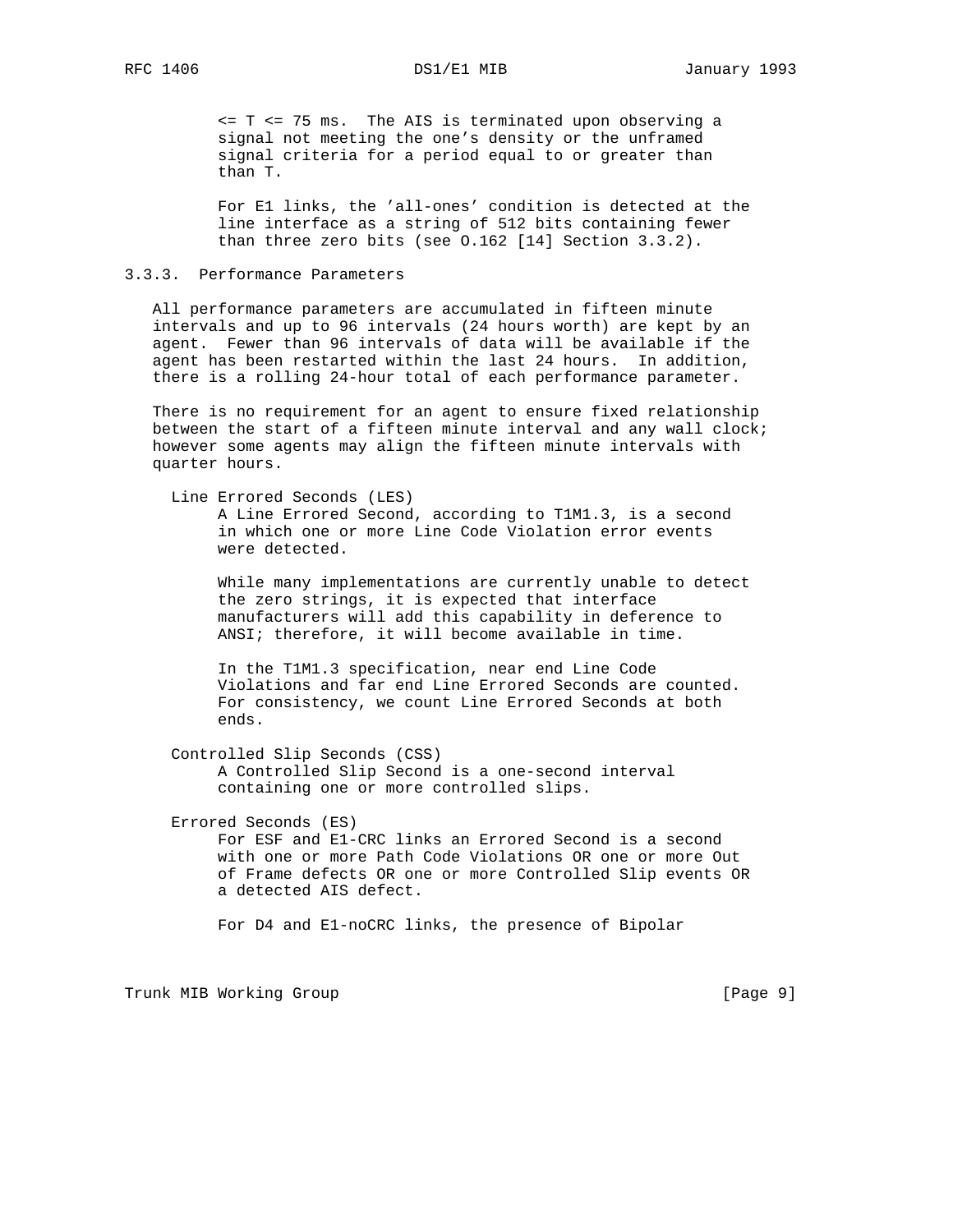<= T <= 75 ms. The AIS is terminated upon observing a signal not meeting the one's density or the unframed signal criteria for a period equal to or greater than than T.

For E1 links, the 'all-ones' condition is detected at the line interface as a string of 512 bits containing fewer than three zero bits (see O.162 [14] Section 3.3.2).

### 3.3.3. Performance Parameters

All performance parameters are accumulated in fifteen minute intervals and up to 96 intervals (24 hours worth) are kept by an agent. Fewer than 96 intervals of data will be available if the agent has been restarted within the last 24 hours. In addition, there is a rolling 24-hour total of each performance parameter.

There is no requirement for an agent to ensure fixed relationship between the start of a fifteen minute interval and any wall clock; however some agents may align the fifteen minute intervals with quarter hours.

Line Errored Seconds (LES)

A Line Errored Second, according to T1M1.3, is a second in which one or more Line Code Violation error events were detected.

While many implementations are currently unable to detect the zero strings, it is expected that interface manufacturers will add this capability in deference to ANSI; therefore, it will become available in time.

In the T1M1.3 specification, near end Line Code Violations and far end Line Errored Seconds are counted. For consistency, we count Line Errored Seconds at both ends.

Controlled Slip Seconds (CSS)

A Controlled Slip Second is a one-second interval containing one or more controlled slips.

Errored Seconds (ES)

For ESF and E1-CRC links an Errored Second is a second with one or more Path Code Violations OR one or more Out of Frame defects OR one or more Controlled Slip events OR a detected AIS defect.

For D4 and E1-noCRC links, the presence of Bipolar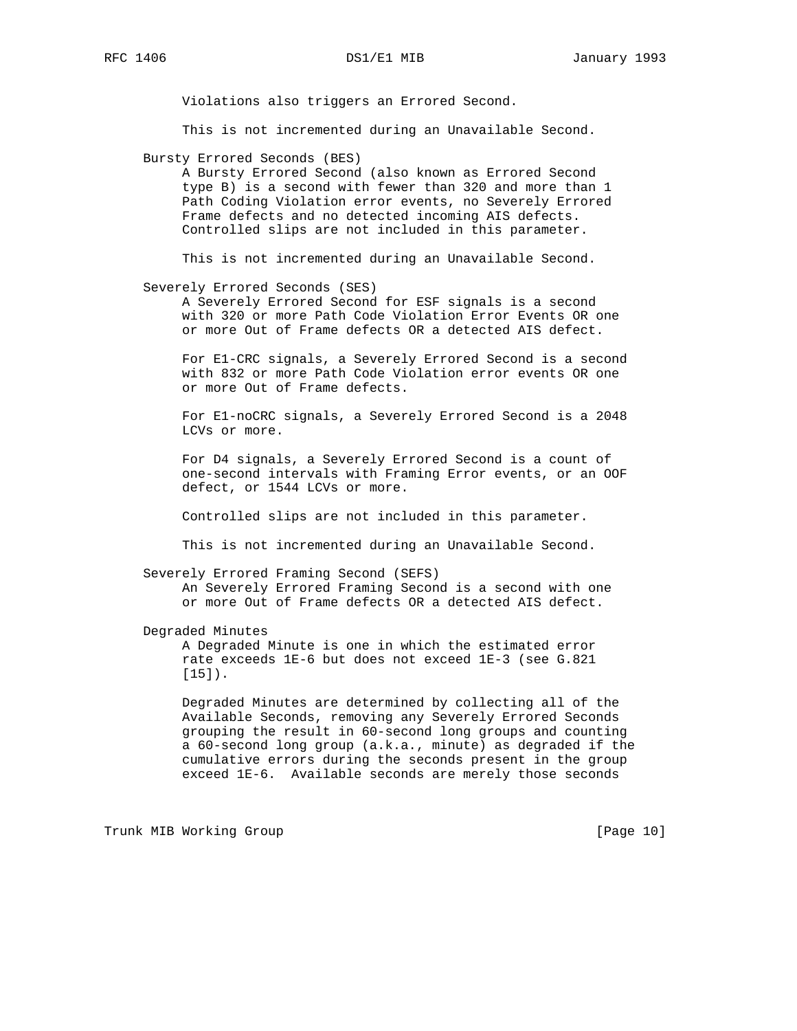Violations also triggers an Errored Second.

This is not incremented during an Unavailable Second.

Bursty Errored Seconds (BES)

A Bursty Errored Second (also known as Errored Second type B) is a second with fewer than 320 and more than 1 Path Coding Violation error events, no Severely Errored Frame defects and no detected incoming AIS defects. Controlled slips are not included in this parameter.

This is not incremented during an Unavailable Second.

Severely Errored Seconds (SES)

A Severely Errored Second for ESF signals is a second with 320 or more Path Code Violation Error Events OR one or more Out of Frame defects OR a detected AIS defect.

For E1-CRC signals, a Severely Errored Second is a second with 832 or more Path Code Violation error events OR one or more Out of Frame defects.

For E1-noCRC signals, a Severely Errored Second is a 2048 LCVs or more.

For D4 signals, a Severely Errored Second is a count of one-second intervals with Framing Error events, or an OOF defect, or 1544 LCVs or more.

Controlled slips are not included in this parameter.

This is not incremented during an Unavailable Second.

Severely Errored Framing Second (SEFS)

An Severely Errored Framing Second is a second with one or more Out of Frame defects OR a detected AIS defect.

Degraded Minutes

A Degraded Minute is one in which the estimated error rate exceeds 1E-6 but does not exceed 1E-3 (see G.821 [15]).

Degraded Minutes are determined by collecting all of the Available Seconds, removing any Severely Errored Seconds grouping the result in 60-second long groups and counting a 60-second long group (a.k.a., minute) as degraded if the cumulative errors during the seconds present in the group exceed 1E-6. Available seconds are merely those seconds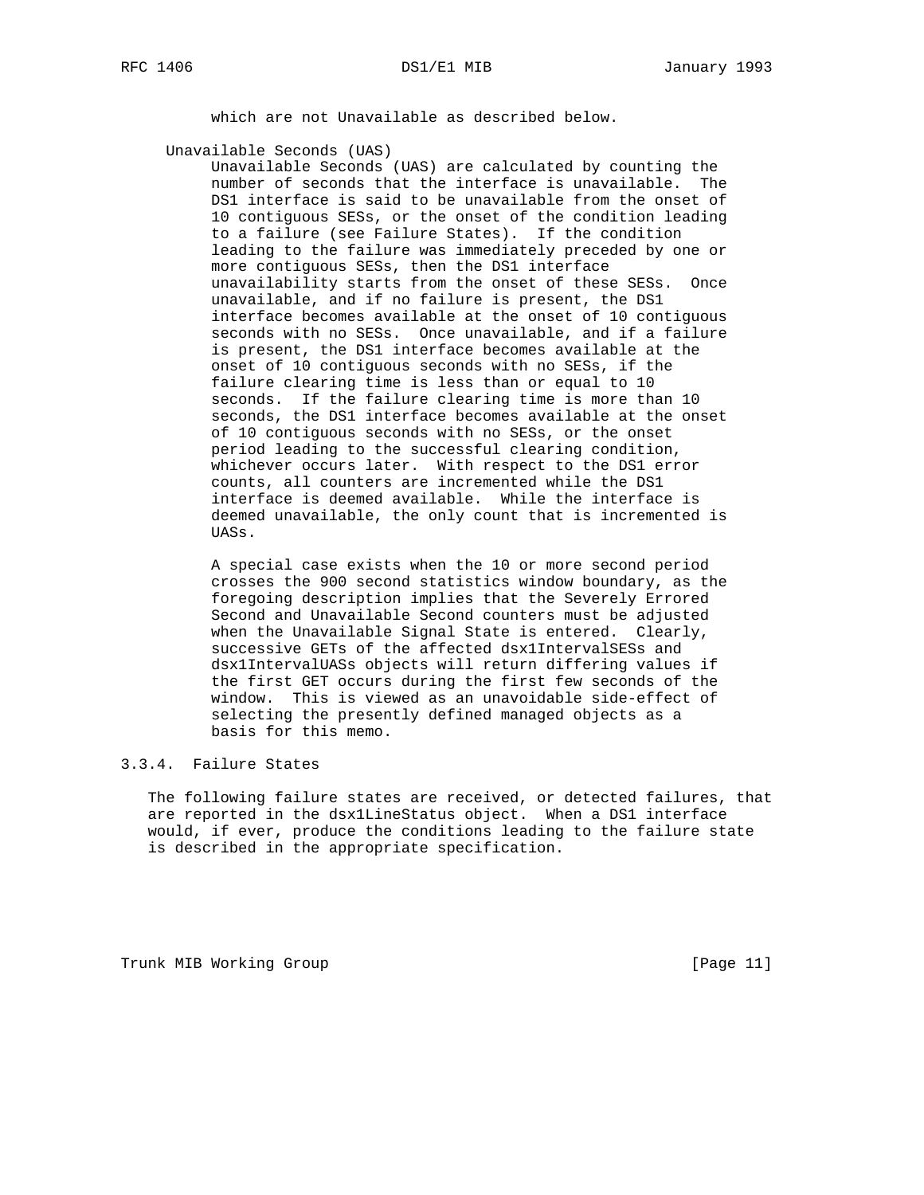which are not Unavailable as described below.

Unavailable Seconds (UAS)

Unavailable Seconds (UAS) are calculated by counting the number of seconds that the interface is unavailable. The DS1 interface is said to be unavailable from the onset of 10 contiguous SESs, or the onset of the condition leading to a failure (see Failure States). If the condition leading to the failure was immediately preceded by one or more contiguous SESs, then the DS1 interface unavailability starts from the onset of these SESs. Once unavailable, and if no failure is present, the DS1 interface becomes available at the onset of 10 contiguous seconds with no SESs. Once unavailable, and if a failure is present, the DS1 interface becomes available at the onset of 10 contiguous seconds with no SESs, if the failure clearing time is less than or equal to 10 seconds. If the failure clearing time is more than 10 seconds, the DS1 interface becomes available at the onset of 10 contiguous seconds with no SESs, or the onset period leading to the successful clearing condition, whichever occurs later. With respect to the DS1 error counts, all counters are incremented while the DS1 interface is deemed available. While the interface is deemed unavailable, the only count that is incremented is UASs.

A special case exists when the 10 or more second period crosses the 900 second statistics window boundary, as the foregoing description implies that the Severely Errored Second and Unavailable Second counters must be adjusted when the Unavailable Signal State is entered. Clearly, successive GETs of the affected dsx1IntervalSESs and dsx1IntervalUASs objects will return differing values if the first GET occurs during the first few seconds of the window. This is viewed as an unavoidable side-effect of selecting the presently defined managed objects as a basis for this memo.

### 3.3.4. Failure States

The following failure states are received, or detected failures, that are reported in the dsx1LineStatus object. When a DS1 interface would, if ever, produce the conditions leading to the failure state is described in the appropriate specification.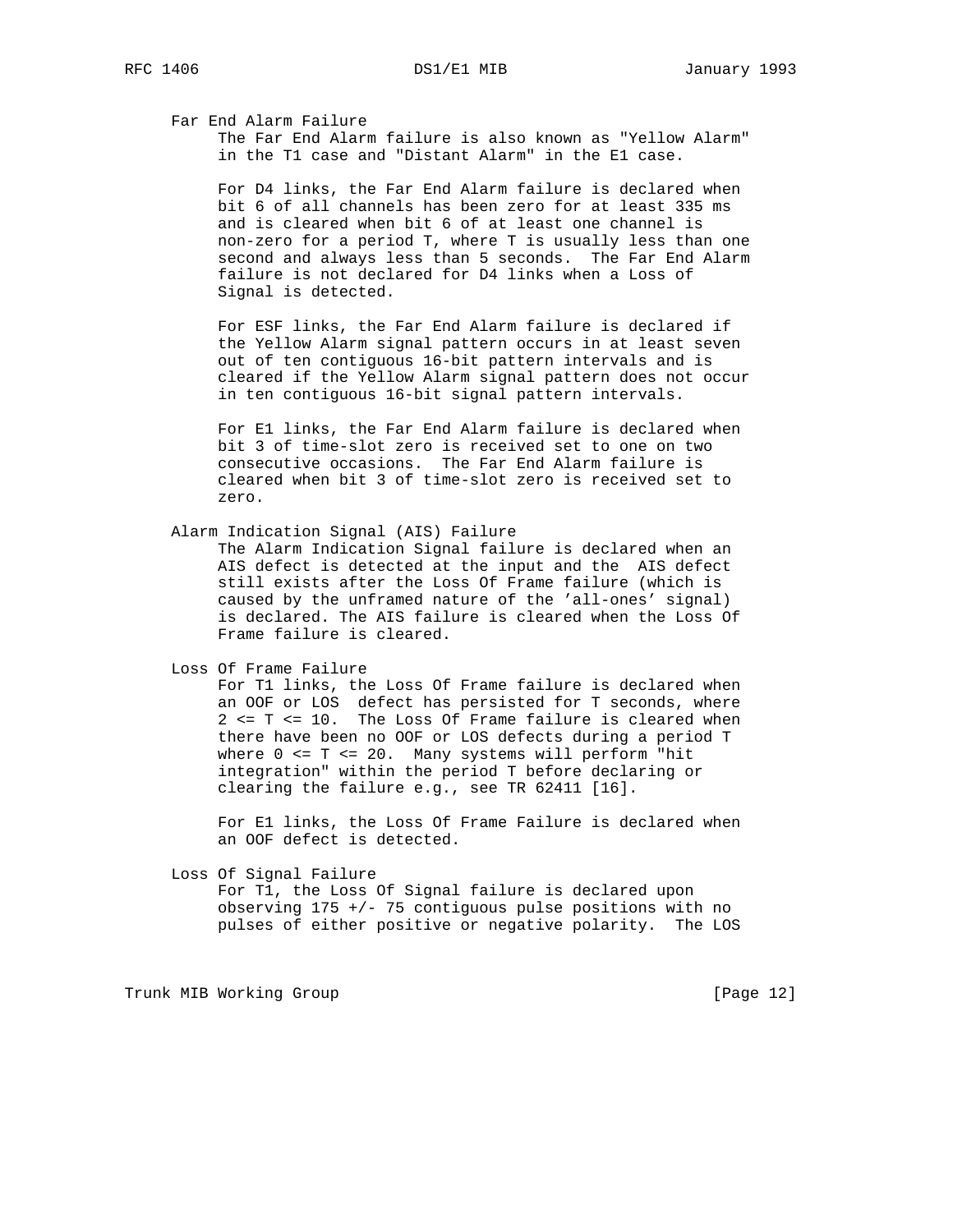Far End Alarm Failure

The Far End Alarm failure is also known as "Yellow Alarm" in the T1 case and "Distant Alarm" in the E1 case.

For D4 links, the Far End Alarm failure is declared when bit 6 of all channels has been zero for at least 335 ms and is cleared when bit 6 of at least one channel is non-zero for a period T, where T is usually less than one second and always less than 5 seconds. The Far End Alarm failure is not declared for D4 links when a Loss of Signal is detected.

For ESF links, the Far End Alarm failure is declared if the Yellow Alarm signal pattern occurs in at least seven out of ten contiguous 16-bit pattern intervals and is cleared if the Yellow Alarm signal pattern does not occur in ten contiguous 16-bit signal pattern intervals.

For E1 links, the Far End Alarm failure is declared when bit 3 of time-slot zero is received set to one on two consecutive occasions. The Far End Alarm failure is cleared when bit 3 of time-slot zero is received set to zero.

Alarm Indication Signal (AIS) Failure

The Alarm Indication Signal failure is declared when an AIS defect is detected at the input and the AIS defect still exists after the Loss Of Frame failure (which is caused by the unframed nature of the 'all-ones' signal) is declared. The AIS failure is cleared when the Loss Of Frame failure is cleared.

Loss Of Frame Failure

For T1 links, the Loss Of Frame failure is declared when an OOF or LOS defect has persisted for T seconds, where $2 \le T \le 10$. The Loss Of Frame failure is cleared when there have been no OOF or LOS defects during a period T where $0 \le T \le 20$. Many systems will perform "hit integration" within the period T before declaring or clearing the failure e.g., see TR 62411 [16].

For E1 links, the Loss Of Frame Failure is declared when an OOF defect is detected.

Loss Of Signal Failure

For T1, the Loss Of Signal failure is declared upon observing 175 +/- 75 contiguous pulse positions with no pulses of either positive or negative polarity. The LOS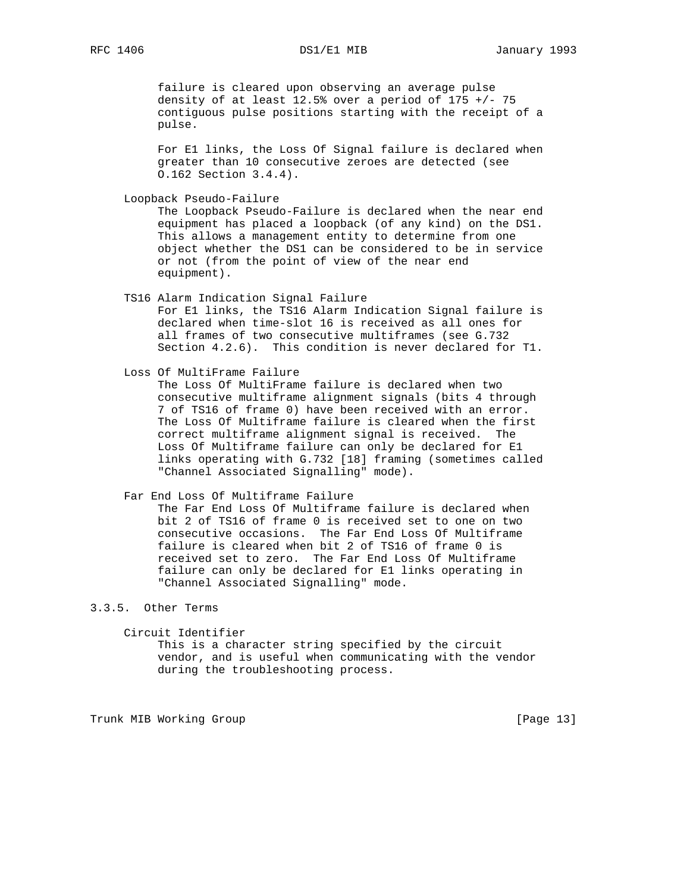failure is cleared upon observing an average pulse density of at least 12.5% over a period of 175 +/- 75 contiguous pulse positions starting with the receipt of a pulse.

For E1 links, the Loss Of Signal failure is declared when greater than 10 consecutive zeroes are detected (see O.162 Section 3.4.4).

Loopback Pseudo-Failure

The Loopback Pseudo-Failure is declared when the near end equipment has placed a loopback (of any kind) on the DS1. This allows a management entity to determine from one object whether the DS1 can be considered to be in service or not (from the point of view of the near end equipment).

TS16 Alarm Indication Signal Failure

For E1 links, the TS16 Alarm Indication Signal failure is declared when time-slot 16 is received as all ones for all frames of two consecutive multiframes (see G.732 Section 4.2.6). This condition is never declared for T1.

Loss Of MultiFrame Failure

The Loss Of MultiFrame failure is declared when two consecutive multiframe alignment signals (bits 4 through 7 of TS16 of frame 0) have been received with an error. The Loss Of Multiframe failure is cleared when the first correct multiframe alignment signal is received. The Loss Of Multiframe failure can only be declared for E1 links operating with G.732 [18] framing (sometimes called "Channel Associated Signalling" mode).

Far End Loss Of Multiframe Failure

The Far End Loss Of Multiframe failure is declared when bit 2 of TS16 of frame 0 is received set to one on two consecutive occasions. The Far End Loss Of Multiframe failure is cleared when bit 2 of TS16 of frame 0 is received set to zero. The Far End Loss Of Multiframe failure can only be declared for E1 links operating in "Channel Associated Signalling" mode.

### 3.3.5. Other Terms

Circuit Identifier

This is a character string specified by the circuit vendor, and is useful when communicating with the vendor during the troubleshooting process.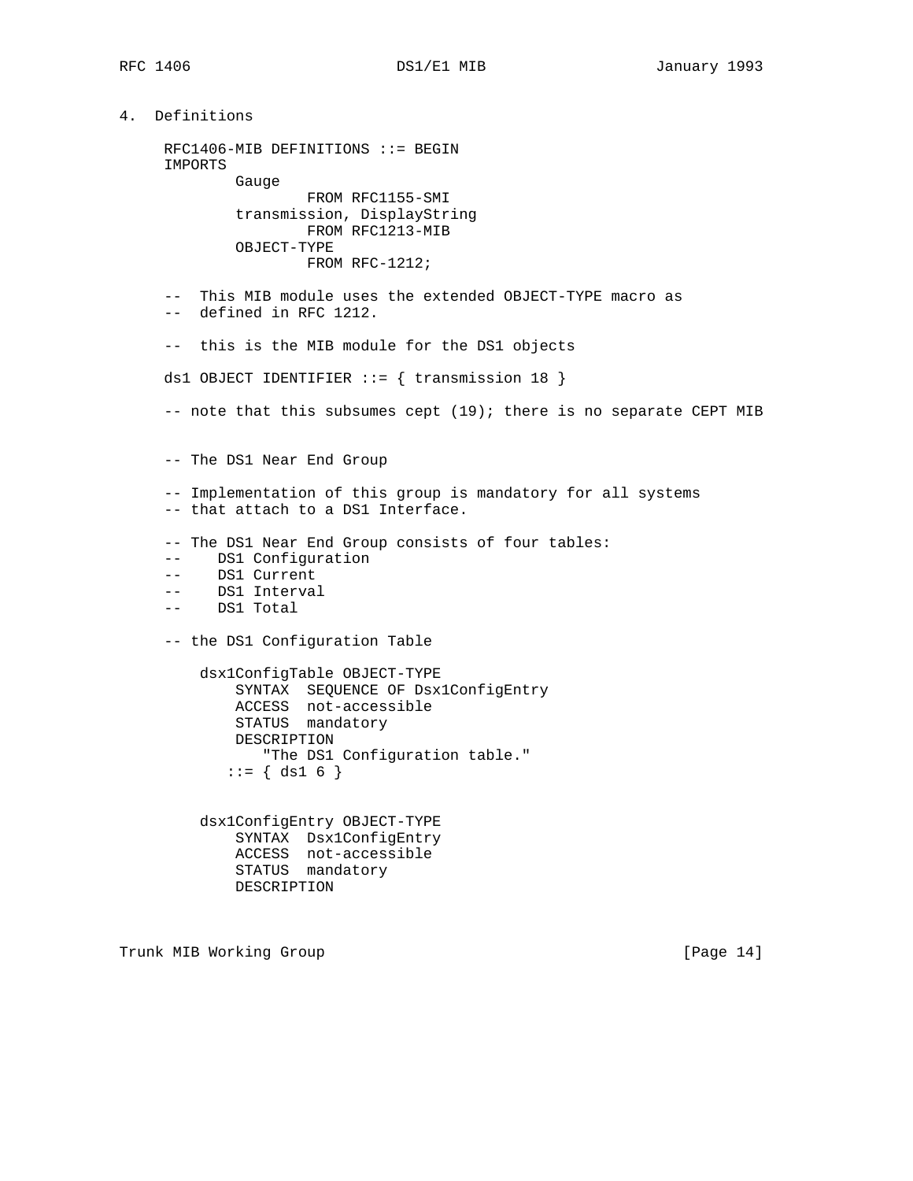## 4. Definitions

```
     RFC1406-MIB DEFINITIONS ::= BEGIN
     IMPORTS
             Gauge
                     FROM RFC1155-SMI
             transmission, DisplayString
                     FROM RFC1213-MIB
             OBJECT-TYPE
                     FROM RFC-1212;

     --  This MIB module uses the extended OBJECT-TYPE macro as
     --  defined in RFC 1212.

     --  this is the MIB module for the DS1 objects

     ds1 OBJECT IDENTIFIER ::= { transmission 18 }

     -- note that this subsumes cept (19); there is no separate CEPT MIB


     -- The DS1 Near End Group

     -- Implementation of this group is mandatory for all systems
     -- that attach to a DS1 Interface.

     -- The DS1 Near End Group consists of four tables:
     --     DS1 Configuration
     --     DS1 Current
     --     DS1 Interval
     --     DS1 Total

     -- the DS1 Configuration Table

         dsx1ConfigTable OBJECT-TYPE
             SYNTAX  SEQUENCE OF Dsx1ConfigEntry
             ACCESS  not-accessible
             STATUS  mandatory
             DESCRIPTION
                "The DS1 Configuration table."
            ::= { ds1 6 }


         dsx1ConfigEntry OBJECT-TYPE
             SYNTAX  Dsx1ConfigEntry
             ACCESS  not-accessible
             STATUS  mandatory
             DESCRIPTION
```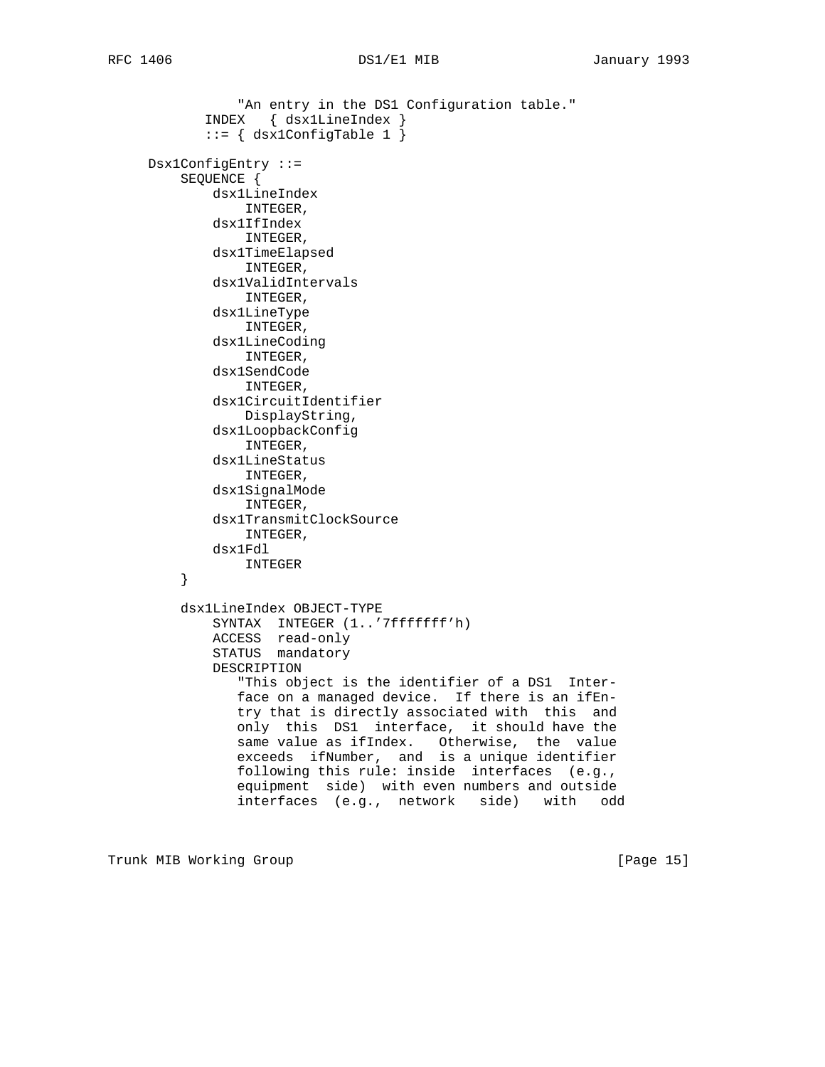```
               "An entry in the DS1 Configuration table."
           INDEX   { dsx1LineIndex }
           ::= { dsx1ConfigTable 1 }

     Dsx1ConfigEntry ::=
         SEQUENCE {
             dsx1LineIndex
                 INTEGER,
             dsx1IfIndex
                 INTEGER,
             dsx1TimeElapsed
                 INTEGER,
             dsx1ValidIntervals
                 INTEGER,
             dsx1LineType
                 INTEGER,
             dsx1LineCoding
                 INTEGER,
             dsx1SendCode
                 INTEGER,
             dsx1CircuitIdentifier
                 DisplayString,
             dsx1LoopbackConfig
                 INTEGER,
             dsx1LineStatus
                 INTEGER,
             dsx1SignalMode
                 INTEGER,
             dsx1TransmitClockSource
                 INTEGER,
             dsx1Fdl
                 INTEGER
         }

         dsx1LineIndex OBJECT-TYPE
             SYNTAX  INTEGER (1..'7fffffff'h)
             ACCESS  read-only
             STATUS  mandatory
             DESCRIPTION
                "This object is the identifier of a DS1  Inter-
                face on a managed device.  If there is an ifEn-
                try that is directly associated with  this  and
                only  this  DS1  interface,  it should have the
                same value as ifIndex.   Otherwise,  the  value
                exceeds  ifNumber,  and  is a unique identifier
                following this rule: inside  interfaces  (e.g.,
                equipment  side)  with even numbers and outside
                interfaces  (e.g.,  network   side)   with   odd
```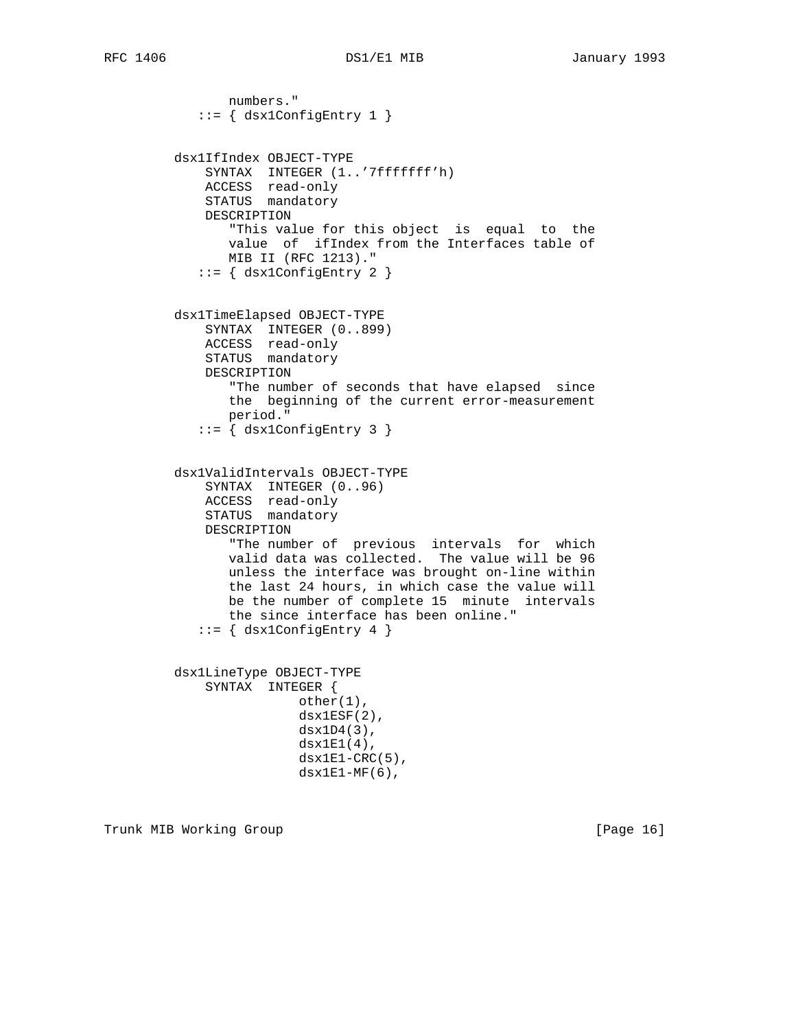```
            numbers."
       ::= { dsx1ConfigEntry 1 }


   dsx1IfIndex OBJECT-TYPE
       SYNTAX  INTEGER (1..'7fffffff'h)
       ACCESS  read-only
       STATUS  mandatory
       DESCRIPTION
          "This value for this object  is  equal  to  the
          value  of  ifIndex from the Interfaces table of
          MIB II (RFC 1213)."
       ::= { dsx1ConfigEntry 2 }


   dsx1TimeElapsed OBJECT-TYPE
       SYNTAX  INTEGER (0..899)
       ACCESS  read-only
       STATUS  mandatory
       DESCRIPTION
          "The number of seconds that have elapsed  since
          the  beginning of the current error-measurement
          period."
       ::= { dsx1ConfigEntry 3 }


   dsx1ValidIntervals OBJECT-TYPE
       SYNTAX  INTEGER (0..96)
       ACCESS  read-only
       STATUS  mandatory
       DESCRIPTION
          "The number of  previous  intervals  for  which
          valid data was collected.  The value will be 96
          unless the interface was brought on-line within
          the last 24 hours, in which case the value will
          be the number of complete 15  minute  intervals
          the since interface has been online."
       ::= { dsx1ConfigEntry 4 }


   dsx1LineType OBJECT-TYPE
       SYNTAX  INTEGER {
                   other(1),
                   dsx1ESF(2),
                   dsx1D4(3),
                   dsx1E1(4),
                   dsx1E1-CRC(5),
                   dsx1E1-MF(6),
```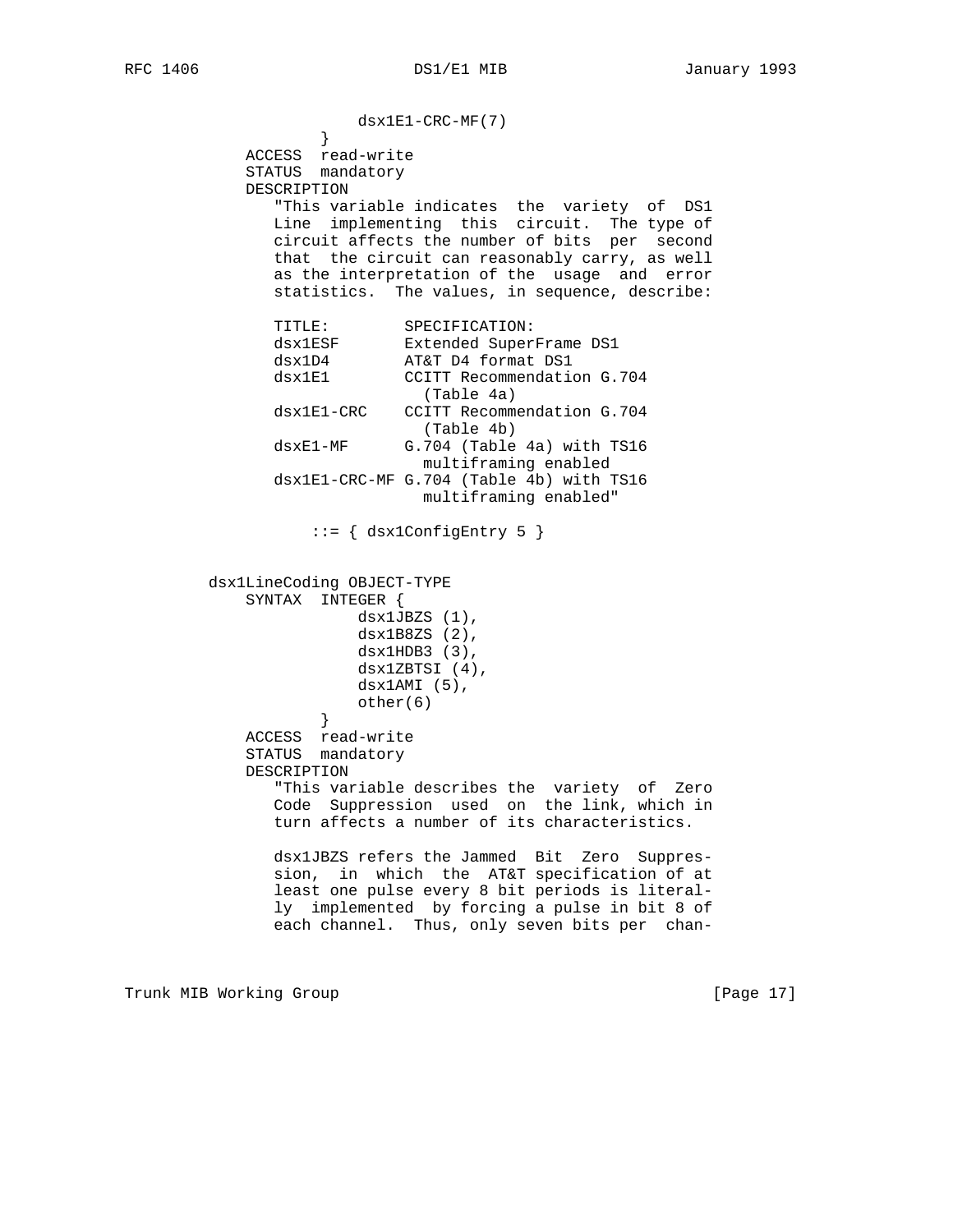```
                    dsx1E1-CRC-MF(7)
                }
            ACCESS  read-write
            STATUS  mandatory
            DESCRIPTION
               "This variable indicates  the  variety  of  DS1
               Line  implementing  this  circuit.  The type of
               circuit affects the number of bits  per  second
               that  the circuit can reasonably carry, as well
               as the interpretation of the  usage  and  error
               statistics.  The values, in sequence, describe:

               TITLE:        SPECIFICATION:
               dsx1ESF       Extended SuperFrame DS1
               dsx1D4        AT&T D4 format DS1
               dsx1E1        CCITT Recommendation G.704
                               (Table 4a)
               dsx1E1-CRC    CCITT Recommendation G.704
                               (Table 4b)
               dsxE1-MF      G.704 (Table 4a) with TS16
                               multiframing enabled
               dsx1E1-CRC-MF G.704 (Table 4b) with TS16
                               multiframing enabled"

                   ::= { dsx1ConfigEntry 5 }


        dsx1LineCoding OBJECT-TYPE
            SYNTAX  INTEGER {
                        dsx1JBZS (1),
                        dsx1B8ZS (2),
                        dsx1HDB3 (3),
                        dsx1ZBTSI (4),
                        dsx1AMI (5),
                        other(6)
                }
            ACCESS  read-write
            STATUS  mandatory
            DESCRIPTION
               "This variable describes the  variety  of  Zero
               Code  Suppression  used  on  the link, which in
               turn affects a number of its characteristics.

               dsx1JBZS refers the Jammed  Bit  Zero  Suppres-
               sion,  in  which  the  AT&T specification of at
               least one pulse every 8 bit periods is literal-
               ly  implemented  by forcing a pulse in bit 8 of
               each channel.  Thus, only seven bits per  chan-
```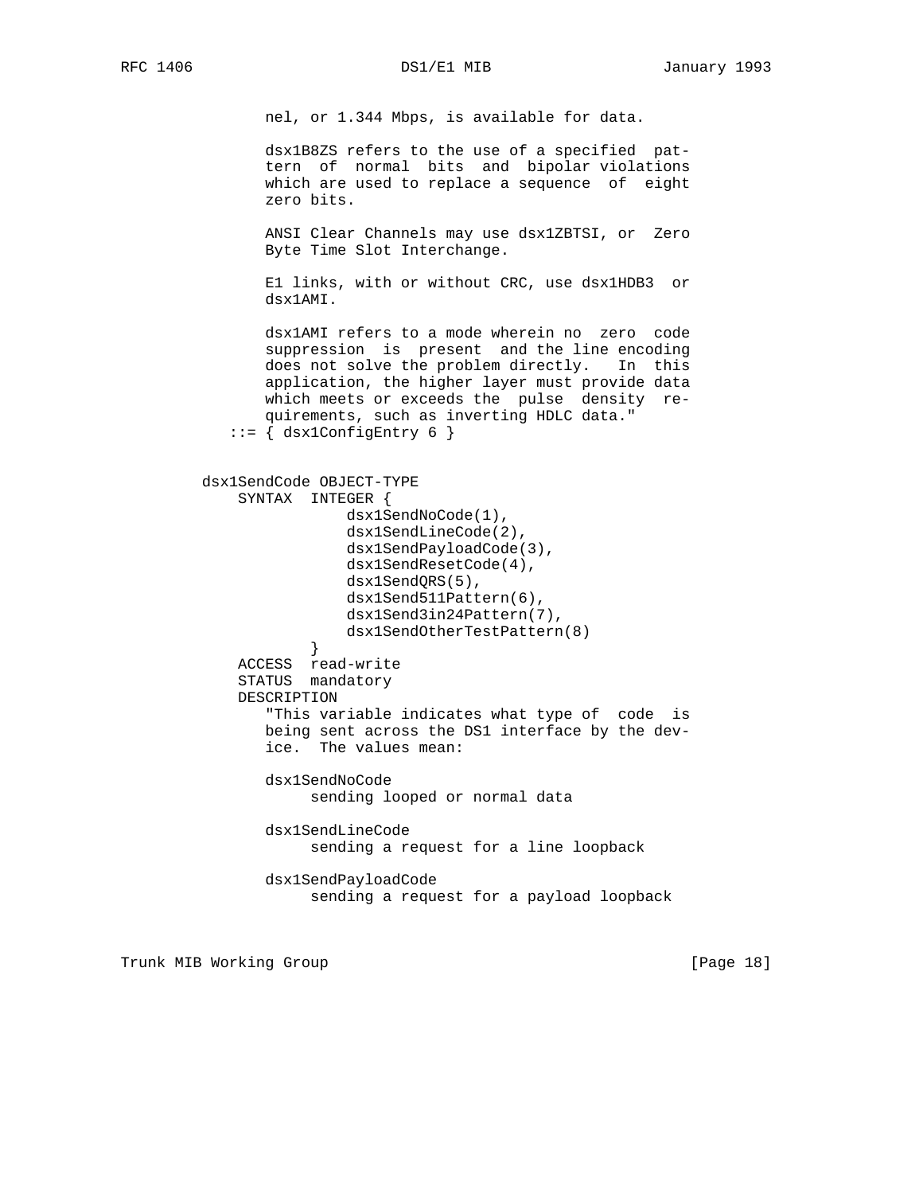```
               nel, or 1.344 Mbps, is available for data.

               dsx1B8ZS refers to the use of a specified  pat-
               tern  of  normal  bits  and  bipolar violations
               which are used to replace a sequence  of  eight
               zero bits.

               ANSI Clear Channels may use dsx1ZBTSI, or  Zero
               Byte Time Slot Interchange.

               E1 links, with or without CRC, use dsx1HDB3  or
               dsx1AMI.

               dsx1AMI refers to a mode wherein no  zero  code
               suppression  is  present  and the line encoding
               does not solve the problem directly.   In  this
               application, the higher layer must provide data
               which meets or exceeds the  pulse  density  re-
               quirements, such as inverting HDLC data."
           ::= { dsx1ConfigEntry 6 }


          dsx1SendCode OBJECT-TYPE
              SYNTAX  INTEGER {
                          dsx1SendNoCode(1),
                          dsx1SendLineCode(2),
                          dsx1SendPayloadCode(3),
                          dsx1SendResetCode(4),
                          dsx1SendQRS(5),
                          dsx1Send511Pattern(6),
                          dsx1Send3in24Pattern(7),
                          dsx1SendOtherTestPattern(8)
                      }
              ACCESS  read-write
              STATUS  mandatory
              DESCRIPTION
                 "This variable indicates what type of  code  is
                 being sent across the DS1 interface by the dev-
                 ice.  The values mean:

                 dsx1SendNoCode
                      sending looped or normal data

                 dsx1SendLineCode
                      sending a request for a line loopback

                 dsx1SendPayloadCode
                      sending a request for a payload loopback
```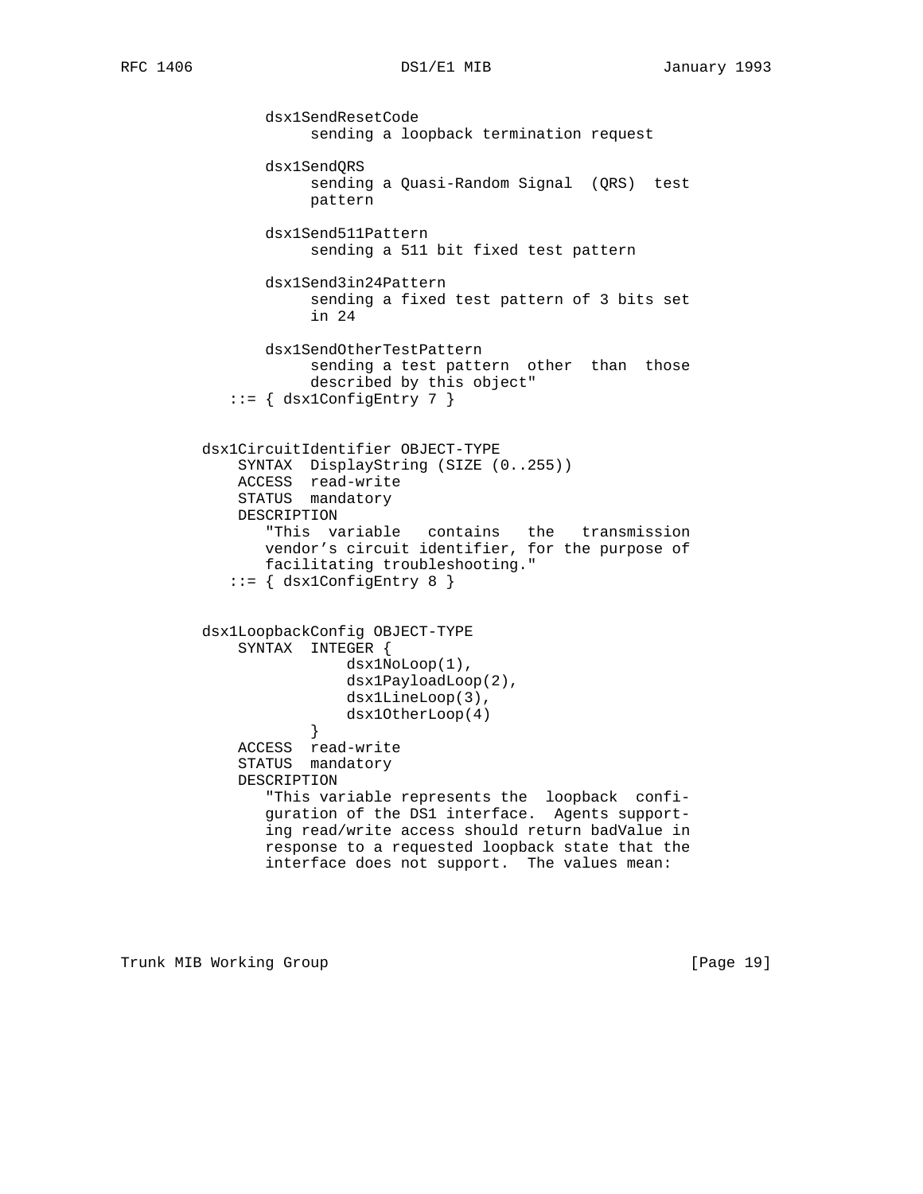```
          dsx1SendResetCode
               sending a loopback termination request

          dsx1SendQRS
               sending a Quasi-Random Signal  (QRS)  test
               pattern

          dsx1Send511Pattern
               sending a 511 bit fixed test pattern

          dsx1Send3in24Pattern
               sending a fixed test pattern of 3 bits set
               in 24

          dsx1SendOtherTestPattern
               sending a test pattern  other  than  those
               described by this object"
      ::= { dsx1ConfigEntry 7 }


   dsx1CircuitIdentifier OBJECT-TYPE
       SYNTAX  DisplayString (SIZE (0..255))
       ACCESS  read-write
       STATUS  mandatory
       DESCRIPTION
          "This  variable   contains   the   transmission
          vendor's circuit identifier, for the purpose of
          facilitating troubleshooting."
      ::= { dsx1ConfigEntry 8 }


   dsx1LoopbackConfig OBJECT-TYPE
       SYNTAX  INTEGER {
                   dsx1NoLoop(1),
                   dsx1PayloadLoop(2),
                   dsx1LineLoop(3),
                   dsx1OtherLoop(4)
               }
       ACCESS  read-write
       STATUS  mandatory
       DESCRIPTION
          "This variable represents the  loopback  confi-
          guration of the DS1 interface.  Agents support-
          ing read/write access should return badValue in
          response to a requested loopback state that the
          interface does not support.  The values mean:
```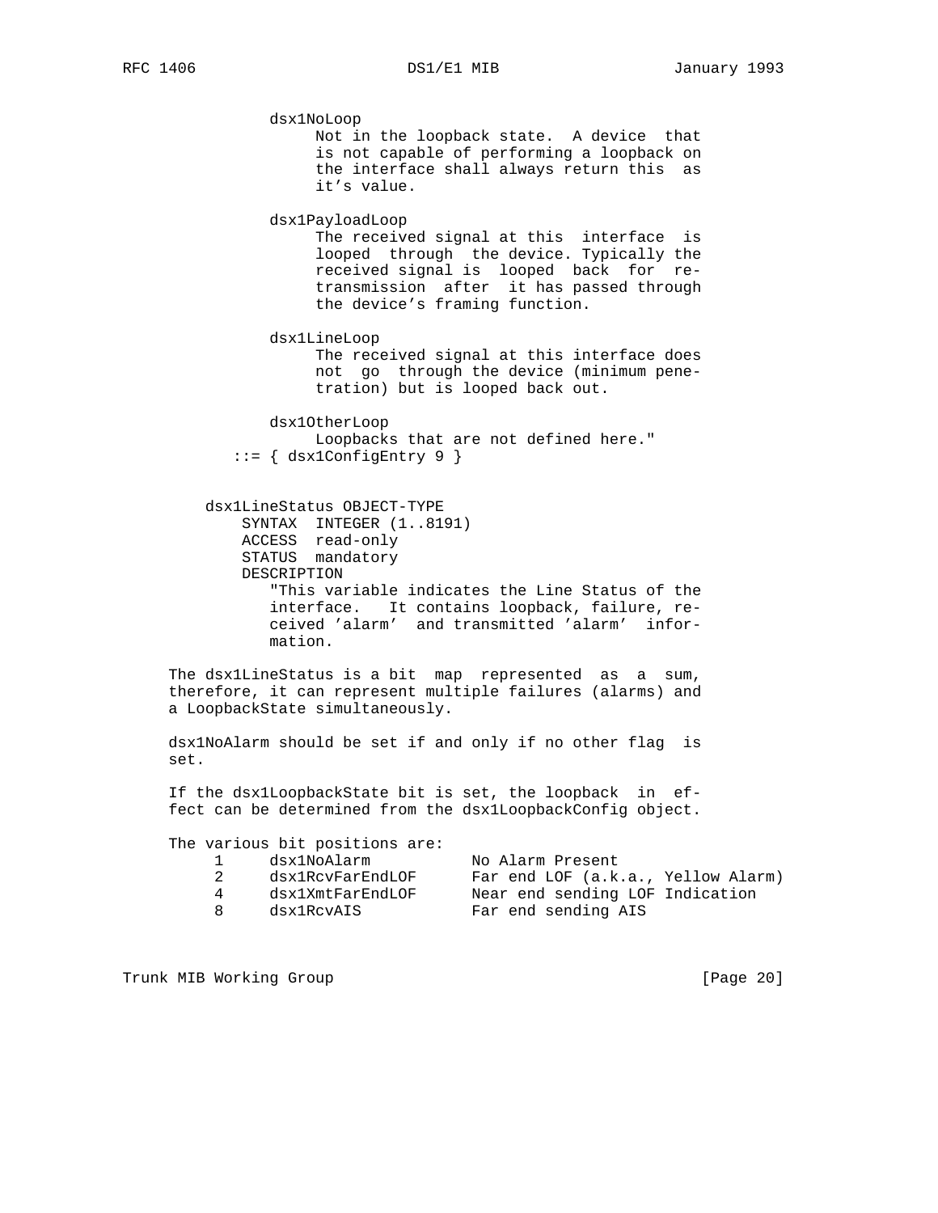```
              dsx1NoLoop
                   Not in the loopback state.  A device  that
                   is not capable of performing a loopback on
                   the interface shall always return this  as
                   it's value.

              dsx1PayloadLoop
                   The received signal at this  interface  is
                   looped  through  the device. Typically the
                   received signal is  looped  back  for  re-
                   transmission  after  it has passed through
                   the device's framing function.

              dsx1LineLoop
                   The received signal at this interface does
                   not  go  through the device (minimum pene-
                   tration) but is looped back out.

              dsx1OtherLoop
                   Loopbacks that are not defined here."
          ::= { dsx1ConfigEntry 9 }


       dsx1LineStatus OBJECT-TYPE
           SYNTAX  INTEGER (1..8191)
           ACCESS  read-only
           STATUS  mandatory
           DESCRIPTION
              "This variable indicates the Line Status of the
              interface.   It contains loopback, failure, re-
              ceived 'alarm'  and transmitted 'alarm'  infor-
              mation.

    The dsx1LineStatus is a bit  map  represented  as  a  sum,
    therefore, it can represent multiple failures (alarms) and
    a LoopbackState simultaneously.

    dsx1NoAlarm should be set if and only if no other flag  is
    set.

    If the dsx1LoopbackState bit is set, the loopback  in  ef-
    fect can be determined from the dsx1LoopbackConfig object.

    The various bit positions are:
         1     dsx1NoAlarm          No Alarm Present
         2     dsx1RcvFarEndLOF     Far end LOF (a.k.a., Yellow Alarm)
         4     dsx1XmtFarEndLOF     Near end sending LOF Indication
         8     dsx1RcvAIS           Far end sending AIS
```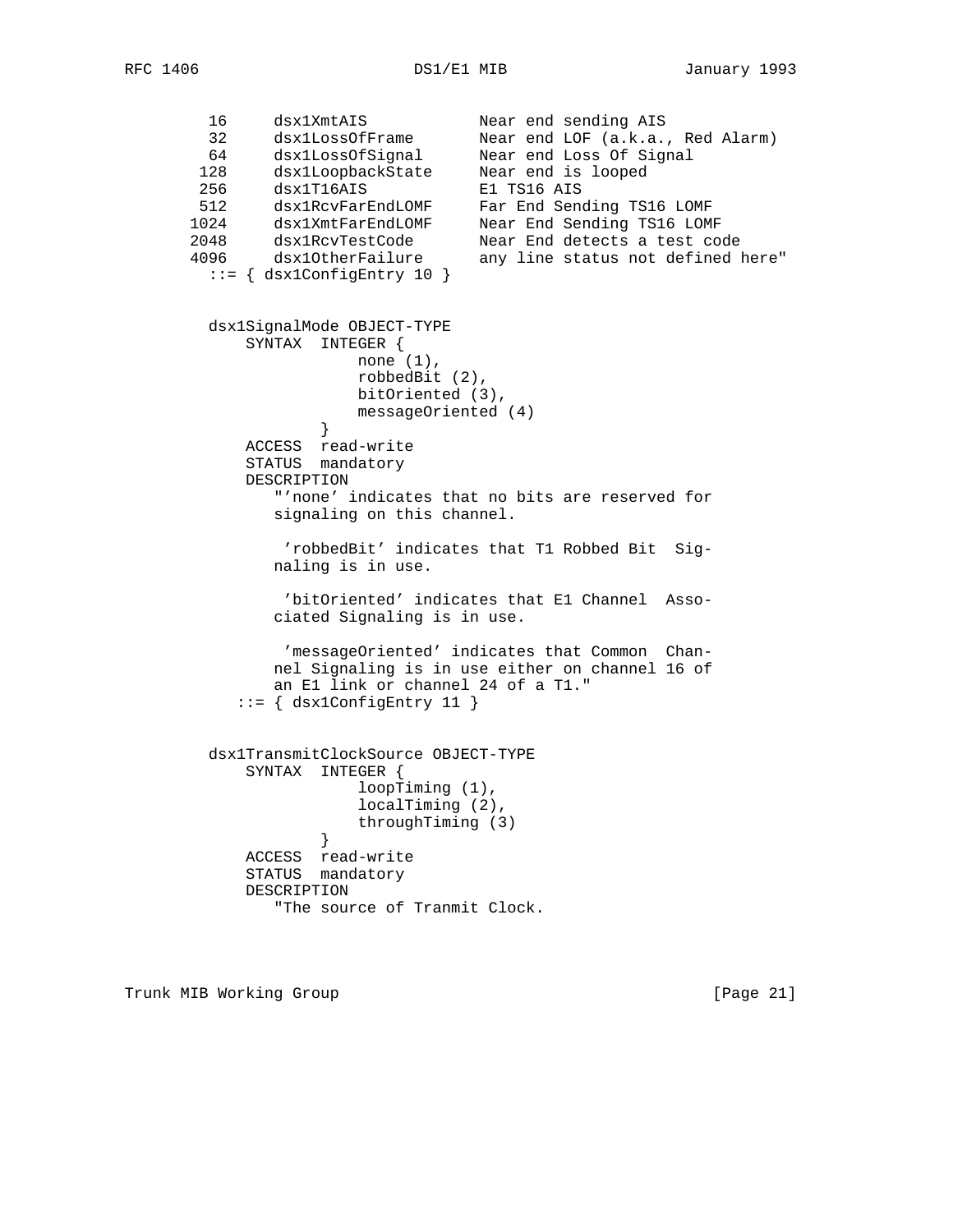```
          16     dsx1XmtAIS            Near end sending AIS
          32     dsx1LossOfFrame       Near end LOF (a.k.a., Red Alarm)
          64     dsx1LossOfSignal      Near end Loss Of Signal
         128     dsx1LoopbackState     Near end is looped
         256     dsx1T16AIS            E1 TS16 AIS
         512     dsx1RcvFarEndLOMF     Far End Sending TS16 LOMF
        1024     dsx1XmtFarEndLOMF     Near End Sending TS16 LOMF
        2048     dsx1RcvTestCode       Near End detects a test code
        4096     dsx1OtherFailure      any line status not defined here"
          ::= { dsx1ConfigEntry 10 }


          dsx1SignalMode OBJECT-TYPE
              SYNTAX  INTEGER {
                          none (1),
                          robbedBit (2),
                          bitOriented (3),
                          messageOriented (4)
                      }
              ACCESS  read-write
              STATUS  mandatory
              DESCRIPTION
                 "'none' indicates that no bits are reserved for
                 signaling on this channel.

                  'robbedBit' indicates that T1 Robbed Bit  Sig-
                 naling is in use.

                  'bitOriented' indicates that E1 Channel  Asso-
                 ciated Signaling is in use.

                  'messageOriented' indicates that Common  Chan-
                 nel Signaling is in use either on channel 16 of
                 an E1 link or channel 24 of a T1."
             ::= { dsx1ConfigEntry 11 }


          dsx1TransmitClockSource OBJECT-TYPE
              SYNTAX  INTEGER {
                          loopTiming (1),
                          localTiming (2),
                          throughTiming (3)
                      }
              ACCESS  read-write
              STATUS  mandatory
              DESCRIPTION
                 "The source of Tranmit Clock.
```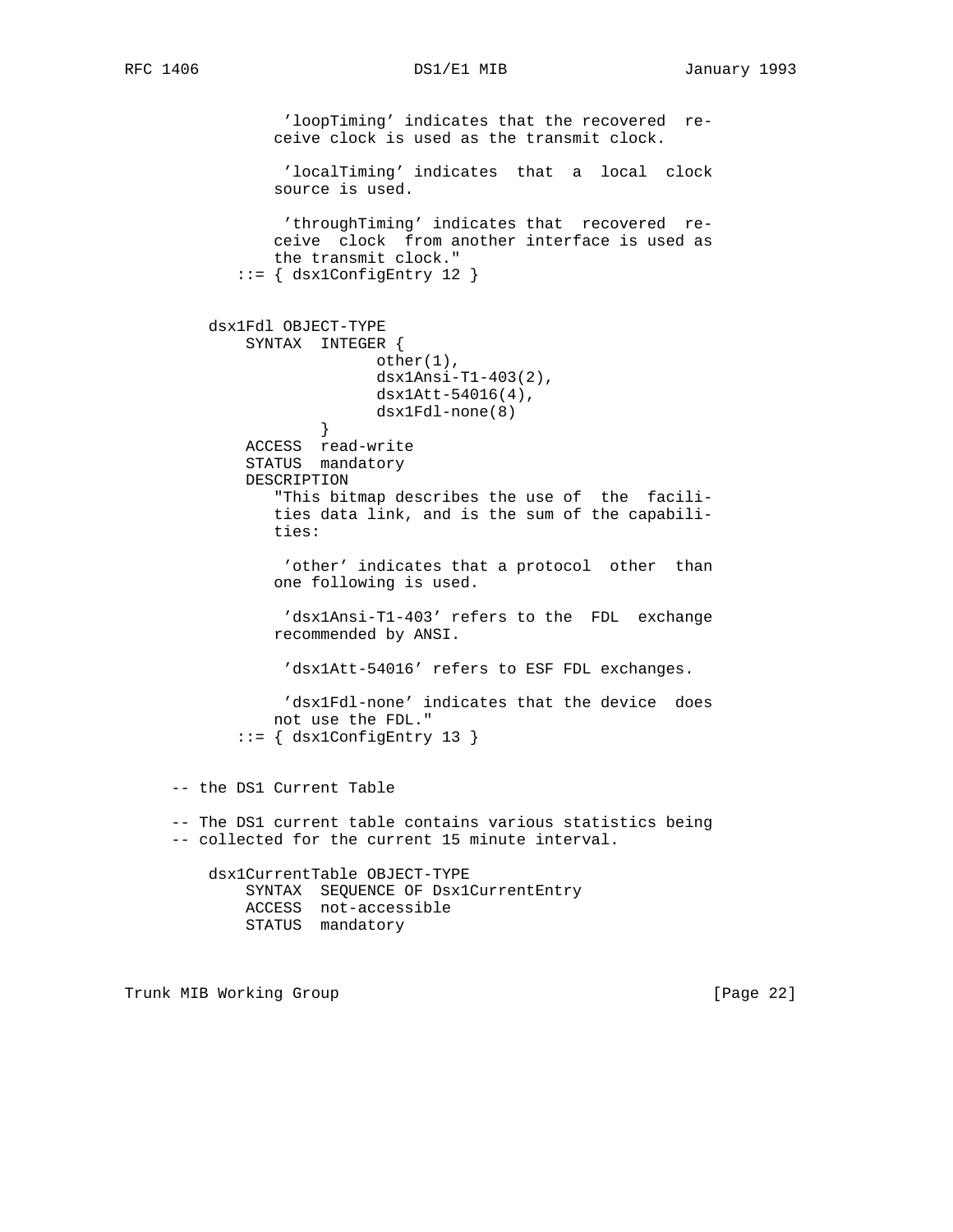```
                'loopTiming' indicates that the recovered  re-
               ceive clock is used as the transmit clock.

                'localTiming' indicates  that  a  local  clock
               source is used.

                'throughTiming' indicates that  recovered  re-
               ceive  clock  from another interface is used as
               the transmit clock."
           ::= { dsx1ConfigEntry 12 }


        dsx1Fdl OBJECT-TYPE
            SYNTAX  INTEGER {
                          other(1),
                          dsx1Ansi-T1-403(2),
                          dsx1Att-54016(4),
                          dsx1Fdl-none(8)
                    }
            ACCESS  read-write
            STATUS  mandatory
            DESCRIPTION
               "This bitmap describes the use of  the  facili-
               ties data link, and is the sum of the capabili-
               ties:

                'other' indicates that a protocol  other  than
               one following is used.

                'dsx1Ansi-T1-403' refers to the  FDL  exchange
               recommended by ANSI.

                'dsx1Att-54016' refers to ESF FDL exchanges.

                'dsx1Fdl-none' indicates that the device  does
               not use the FDL."
           ::= { dsx1ConfigEntry 13 }


    -- the DS1 Current Table

    -- The DS1 current table contains various statistics being
    -- collected for the current 15 minute interval.

        dsx1CurrentTable OBJECT-TYPE
            SYNTAX  SEQUENCE OF Dsx1CurrentEntry
            ACCESS  not-accessible
            STATUS  mandatory
```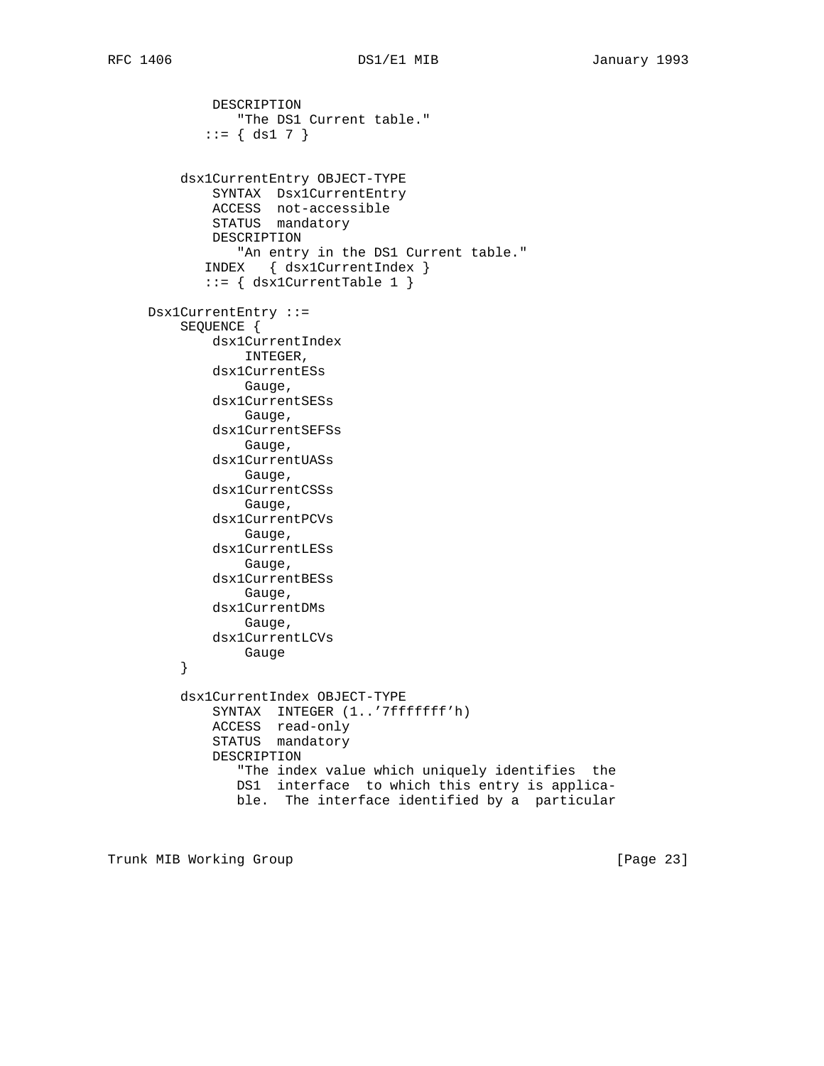```
            DESCRIPTION
               "The DS1 Current table."
           ::= { ds1 7 }


        dsx1CurrentEntry OBJECT-TYPE
            SYNTAX  Dsx1CurrentEntry
            ACCESS  not-accessible
            STATUS  mandatory
            DESCRIPTION
               "An entry in the DS1 Current table."
           INDEX   { dsx1CurrentIndex }
           ::= { dsx1CurrentTable 1 }

    Dsx1CurrentEntry ::=
        SEQUENCE {
            dsx1CurrentIndex
                INTEGER,
            dsx1CurrentESs
                Gauge,
            dsx1CurrentSESs
                Gauge,
            dsx1CurrentSEFSs
                Gauge,
            dsx1CurrentUASs
                Gauge,
            dsx1CurrentCSSs
                Gauge,
            dsx1CurrentPCVs
                Gauge,
            dsx1CurrentLESs
                Gauge,
            dsx1CurrentBESs
                Gauge,
            dsx1CurrentDMs
                Gauge,
            dsx1CurrentLCVs
                Gauge
        }

        dsx1CurrentIndex OBJECT-TYPE
            SYNTAX  INTEGER (1..'7fffffff'h)
            ACCESS  read-only
            STATUS  mandatory
            DESCRIPTION
               "The index value which uniquely identifies  the
               DS1  interface  to which this entry is applica-
               ble.  The interface identified by a  particular
```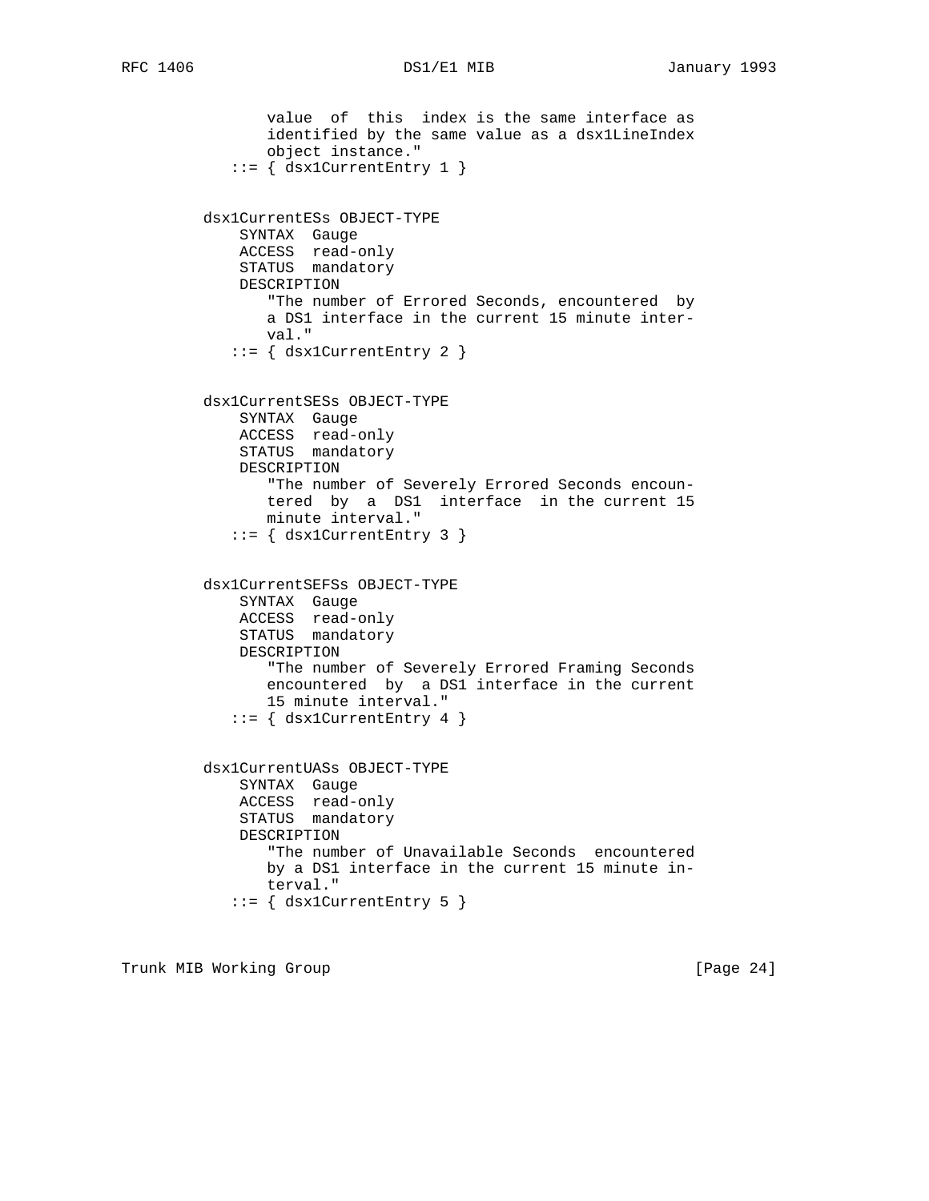```
              value  of  this  index is the same interface as
              identified by the same value as a dsx1LineIndex
              object instance."
          ::= { dsx1CurrentEntry 1 }


       dsx1CurrentESs OBJECT-TYPE
           SYNTAX  Gauge
           ACCESS  read-only
           STATUS  mandatory
           DESCRIPTION
              "The number of Errored Seconds, encountered  by
              a DS1 interface in the current 15 minute inter-
              val."
          ::= { dsx1CurrentEntry 2 }


       dsx1CurrentSESs OBJECT-TYPE
           SYNTAX  Gauge
           ACCESS  read-only
           STATUS  mandatory
           DESCRIPTION
              "The number of Severely Errored Seconds encoun-
              tered  by  a  DS1  interface  in the current 15
              minute interval."
          ::= { dsx1CurrentEntry 3 }


       dsx1CurrentSEFSs OBJECT-TYPE
           SYNTAX  Gauge
           ACCESS  read-only
           STATUS  mandatory
           DESCRIPTION
              "The number of Severely Errored Framing Seconds
              encountered  by  a DS1 interface in the current
              15 minute interval."
          ::= { dsx1CurrentEntry 4 }


       dsx1CurrentUASs OBJECT-TYPE
           SYNTAX  Gauge
           ACCESS  read-only
           STATUS  mandatory
           DESCRIPTION
              "The number of Unavailable Seconds  encountered
              by a DS1 interface in the current 15 minute in-
              terval."
          ::= { dsx1CurrentEntry 5 }
```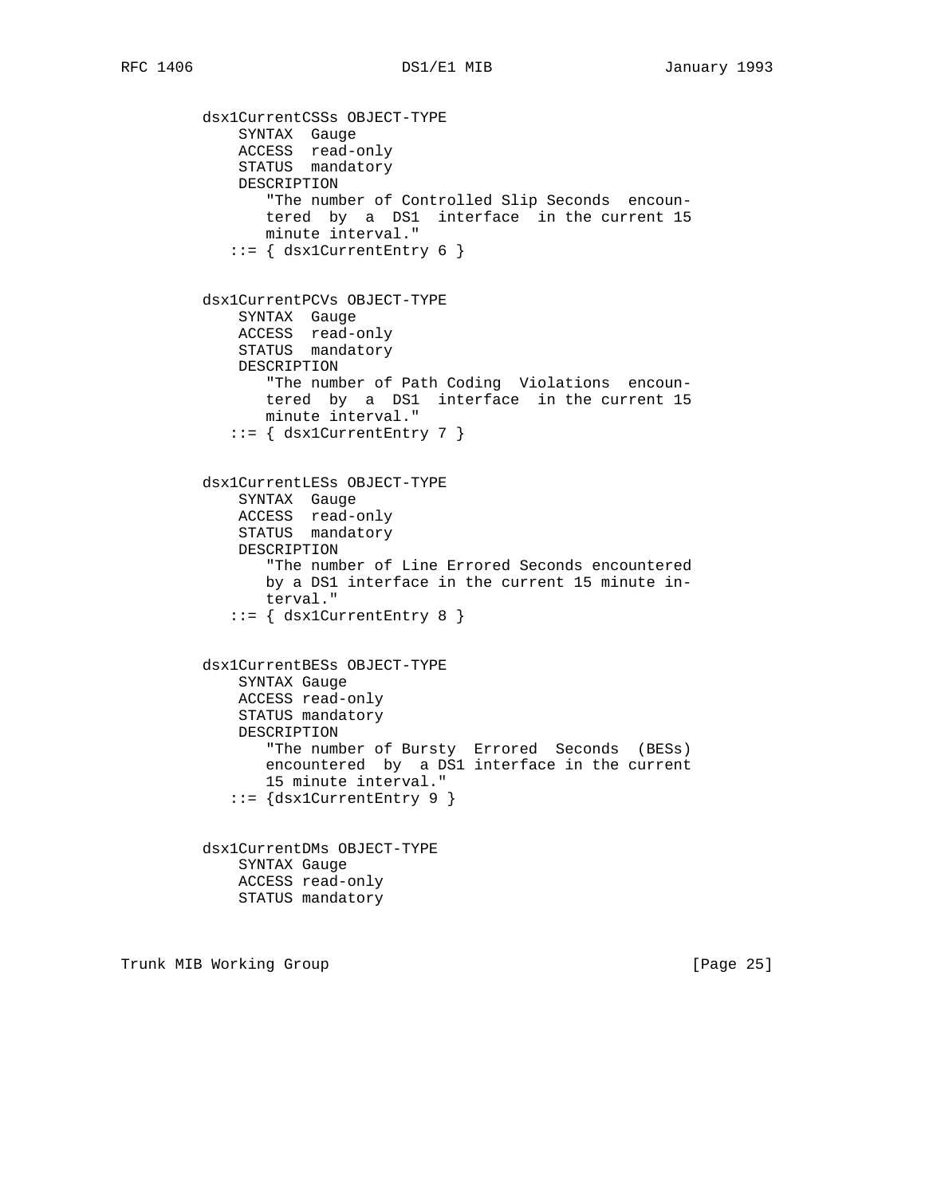```
dsx1CurrentCSSs OBJECT-TYPE
    SYNTAX  Gauge
    ACCESS  read-only
    STATUS  mandatory
    DESCRIPTION
       "The number of Controlled Slip Seconds  encoun-
       tered  by  a  DS1  interface  in the current 15
       minute interval."
   ::= { dsx1CurrentEntry 6 }


dsx1CurrentPCVs OBJECT-TYPE
    SYNTAX  Gauge
    ACCESS  read-only
    STATUS  mandatory
    DESCRIPTION
       "The number of Path Coding  Violations  encoun-
       tered  by  a  DS1  interface  in the current 15
       minute interval."
   ::= { dsx1CurrentEntry 7 }


dsx1CurrentLESs OBJECT-TYPE
    SYNTAX  Gauge
    ACCESS  read-only
    STATUS  mandatory
    DESCRIPTION
       "The number of Line Errored Seconds encountered
       by a DS1 interface in the current 15 minute in-
       terval."
   ::= { dsx1CurrentEntry 8 }


dsx1CurrentBESs OBJECT-TYPE
    SYNTAX Gauge
    ACCESS read-only
    STATUS mandatory
    DESCRIPTION
       "The number of Bursty  Errored  Seconds  (BESs)
       encountered  by  a DS1 interface in the current
       15 minute interval."
   ::= {dsx1CurrentEntry 9 }


dsx1CurrentDMs OBJECT-TYPE
    SYNTAX Gauge
    ACCESS read-only
    STATUS mandatory
```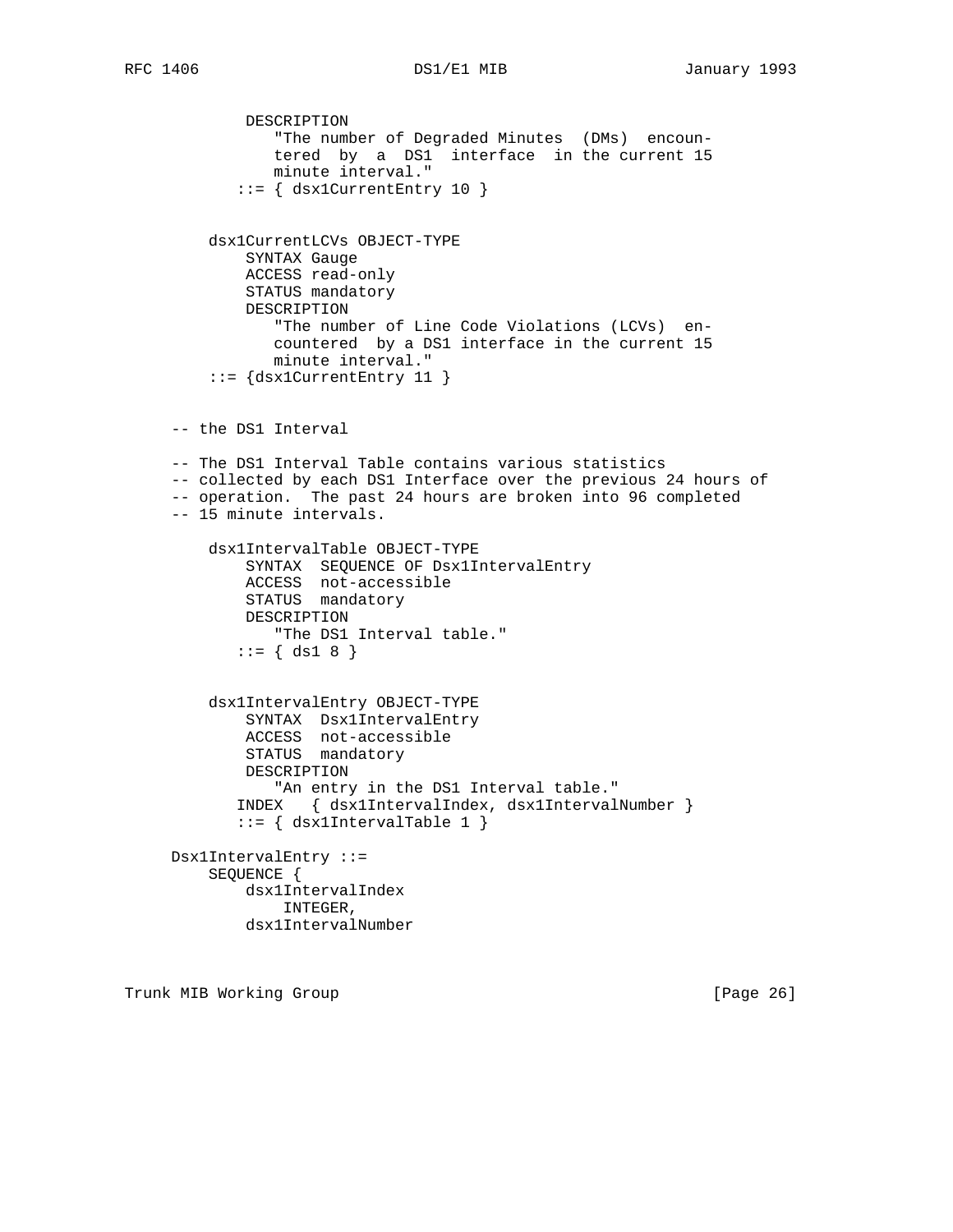```
           DESCRIPTION
              "The number of Degraded Minutes  (DMs)  encoun-
              tered  by  a  DS1  interface  in the current 15
              minute interval."
          ::= { dsx1CurrentEntry 10 }


       dsx1CurrentLCVs OBJECT-TYPE
           SYNTAX Gauge
           ACCESS read-only
           STATUS mandatory
           DESCRIPTION
              "The number of Line Code Violations (LCVs)  en-
              countered  by a DS1 interface in the current 15
              minute interval."
       ::= {dsx1CurrentEntry 11 }


   -- the DS1 Interval

   -- The DS1 Interval Table contains various statistics
   -- collected by each DS1 Interface over the previous 24 hours of
   -- operation.  The past 24 hours are broken into 96 completed
   -- 15 minute intervals.

       dsx1IntervalTable OBJECT-TYPE
           SYNTAX  SEQUENCE OF Dsx1IntervalEntry
           ACCESS  not-accessible
           STATUS  mandatory
           DESCRIPTION
              "The DS1 Interval table."
          ::= { ds1 8 }


       dsx1IntervalEntry OBJECT-TYPE
           SYNTAX  Dsx1IntervalEntry
           ACCESS  not-accessible
           STATUS  mandatory
           DESCRIPTION
              "An entry in the DS1 Interval table."
          INDEX   { dsx1IntervalIndex, dsx1IntervalNumber }
          ::= { dsx1IntervalTable 1 }

   Dsx1IntervalEntry ::=
       SEQUENCE {
           dsx1IntervalIndex
               INTEGER,
           dsx1IntervalNumber
```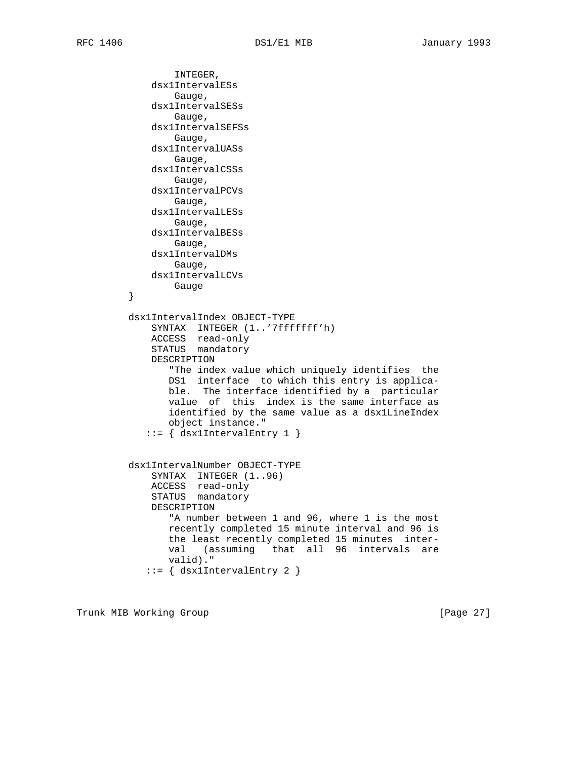```
              INTEGER,
          dsx1IntervalESs
              Gauge,
          dsx1IntervalSESs
              Gauge,
          dsx1IntervalSEFSs
              Gauge,
          dsx1IntervalUASs
              Gauge,
          dsx1IntervalCSSs
              Gauge,
          dsx1IntervalPCVs
              Gauge,
          dsx1IntervalLESs
              Gauge,
          dsx1IntervalBESs
              Gauge,
          dsx1IntervalDMs
              Gauge,
          dsx1IntervalLCVs
              Gauge
      }

      dsx1IntervalIndex OBJECT-TYPE
          SYNTAX  INTEGER (1..'7fffffff'h)
          ACCESS  read-only
          STATUS  mandatory
          DESCRIPTION
             "The index value which uniquely identifies  the
             DS1  interface  to which this entry is applica-
             ble.  The interface identified by a  particular
             value  of  this  index is the same interface as
             identified by the same value as a dsx1LineIndex
             object instance."
         ::= { dsx1IntervalEntry 1 }


      dsx1IntervalNumber OBJECT-TYPE
          SYNTAX  INTEGER (1..96)
          ACCESS  read-only
          STATUS  mandatory
          DESCRIPTION
             "A number between 1 and 96, where 1 is the most
             recently completed 15 minute interval and 96 is
             the least recently completed 15 minutes  inter-
             val   (assuming   that  all  96  intervals  are
             valid)."
         ::= { dsx1IntervalEntry 2 }
```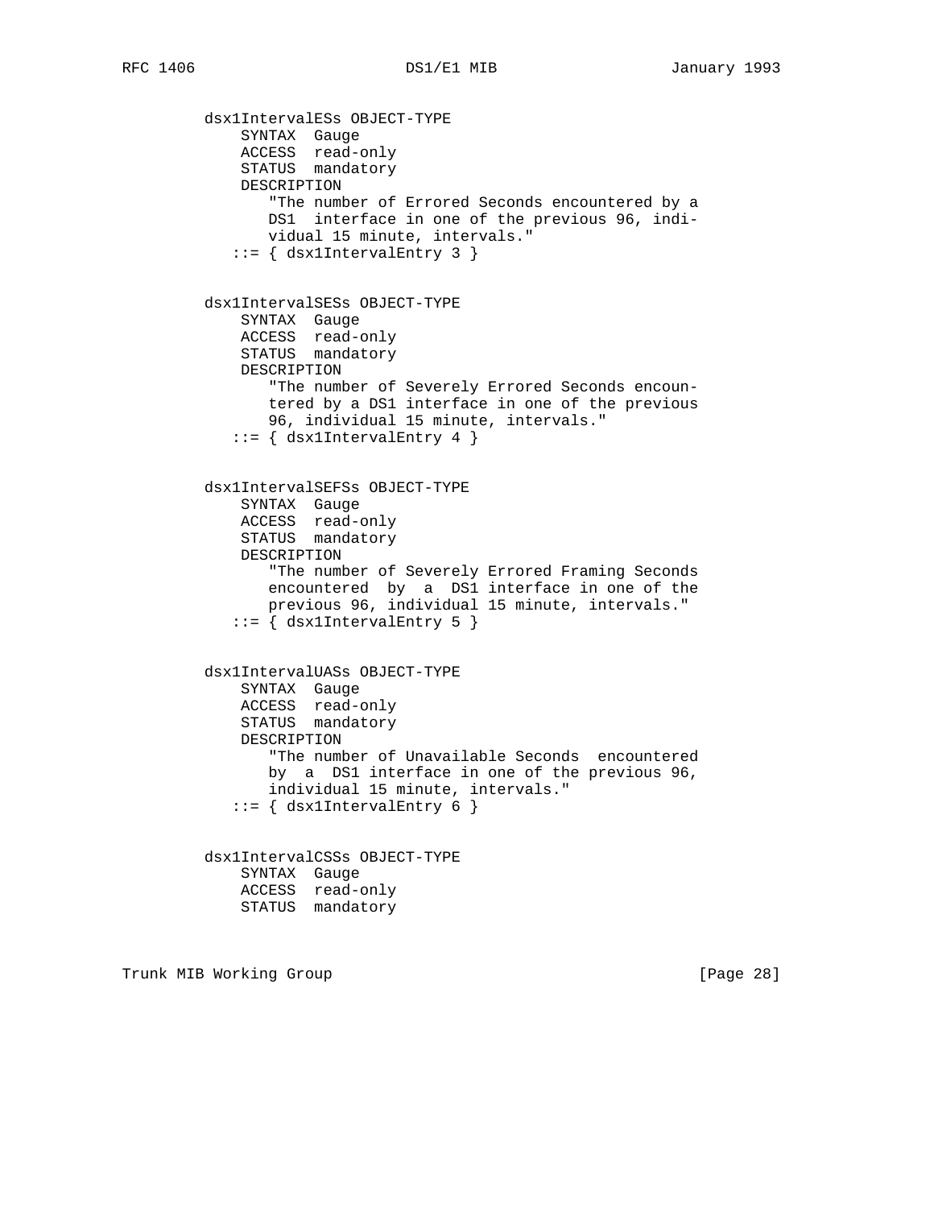```
dsx1IntervalESs OBJECT-TYPE
    SYNTAX  Gauge
    ACCESS  read-only
    STATUS  mandatory
    DESCRIPTION
       "The number of Errored Seconds encountered by a
       DS1  interface in one of the previous 96, indi-
       vidual 15 minute, intervals."
   ::= { dsx1IntervalEntry 3 }


dsx1IntervalSESs OBJECT-TYPE
    SYNTAX  Gauge
    ACCESS  read-only
    STATUS  mandatory
    DESCRIPTION
       "The number of Severely Errored Seconds encoun-
       tered by a DS1 interface in one of the previous
       96, individual 15 minute, intervals."
   ::= { dsx1IntervalEntry 4 }


dsx1IntervalSEFSs OBJECT-TYPE
    SYNTAX  Gauge
    ACCESS  read-only
    STATUS  mandatory
    DESCRIPTION
       "The number of Severely Errored Framing Seconds
       encountered  by  a  DS1 interface in one of the
       previous 96, individual 15 minute, intervals."
   ::= { dsx1IntervalEntry 5 }


dsx1IntervalUASs OBJECT-TYPE
    SYNTAX  Gauge
    ACCESS  read-only
    STATUS  mandatory
    DESCRIPTION
       "The number of Unavailable Seconds  encountered
       by  a  DS1 interface in one of the previous 96,
       individual 15 minute, intervals."
   ::= { dsx1IntervalEntry 6 }


dsx1IntervalCSSs OBJECT-TYPE
    SYNTAX  Gauge
    ACCESS  read-only
    STATUS  mandatory
```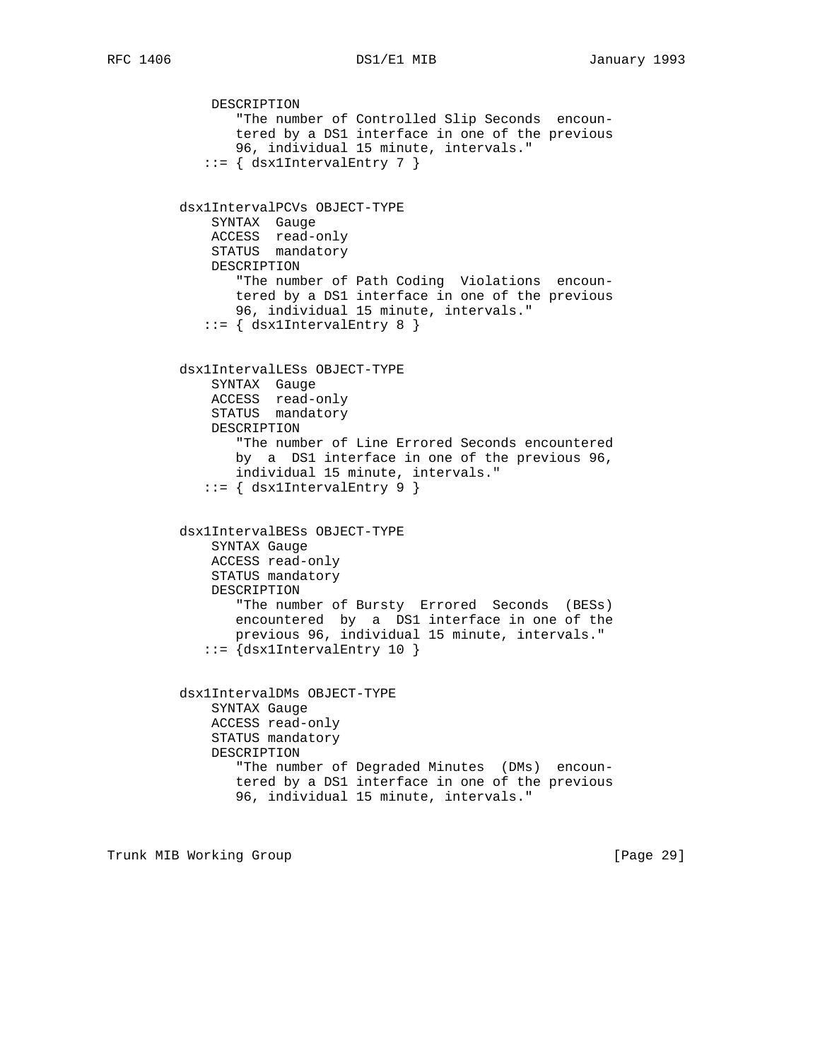```
          DESCRIPTION
             "The number of Controlled Slip Seconds  encoun-
             tered by a DS1 interface in one of the previous
             96, individual 15 minute, intervals."
         ::= { dsx1IntervalEntry 7 }


     dsx1IntervalPCVs OBJECT-TYPE
         SYNTAX  Gauge
         ACCESS  read-only
         STATUS  mandatory
         DESCRIPTION
             "The number of Path Coding  Violations  encoun-
             tered by a DS1 interface in one of the previous
             96, individual 15 minute, intervals."
         ::= { dsx1IntervalEntry 8 }


     dsx1IntervalLESs OBJECT-TYPE
         SYNTAX  Gauge
         ACCESS  read-only
         STATUS  mandatory
         DESCRIPTION
             "The number of Line Errored Seconds encountered
             by  a  DS1 interface in one of the previous 96,
             individual 15 minute, intervals."
         ::= { dsx1IntervalEntry 9 }


     dsx1IntervalBESs OBJECT-TYPE
         SYNTAX Gauge
         ACCESS read-only
         STATUS mandatory
         DESCRIPTION
             "The number of Bursty  Errored  Seconds  (BESs)
             encountered  by  a  DS1 interface in one of the
             previous 96, individual 15 minute, intervals."
         ::= {dsx1IntervalEntry 10 }


     dsx1IntervalDMs OBJECT-TYPE
         SYNTAX Gauge
         ACCESS read-only
         STATUS mandatory
         DESCRIPTION
             "The number of Degraded Minutes  (DMs)  encoun-
             tered by a DS1 interface in one of the previous
             96, individual 15 minute, intervals."
```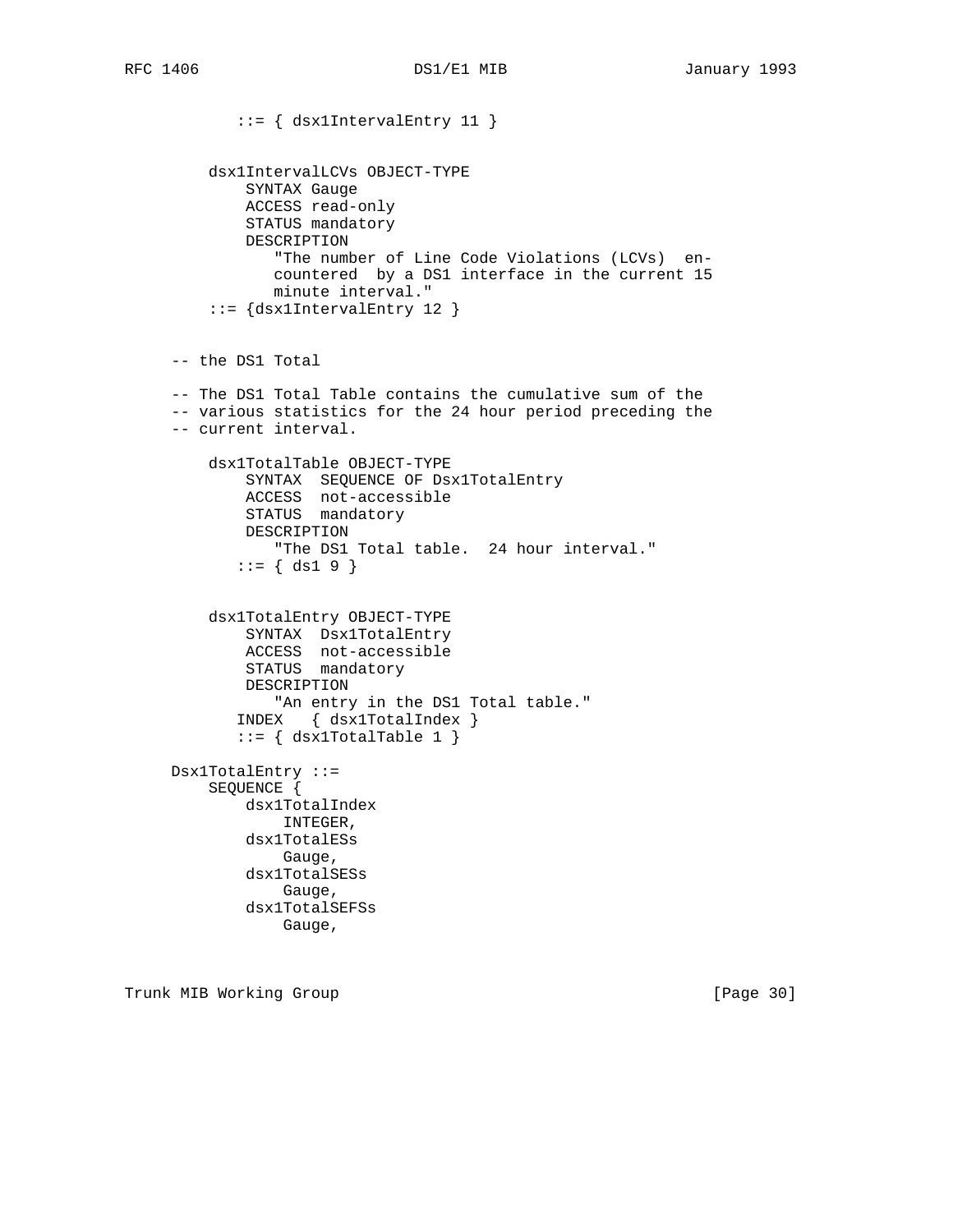```
           ::= { dsx1IntervalEntry 11 }


        dsx1IntervalLCVs OBJECT-TYPE
            SYNTAX Gauge
            ACCESS read-only
            STATUS mandatory
            DESCRIPTION
               "The number of Line Code Violations (LCVs)  en-
               countered  by a DS1 interface in the current 15
               minute interval."
        ::= {dsx1IntervalEntry 12 }


    -- the DS1 Total

    -- The DS1 Total Table contains the cumulative sum of the
    -- various statistics for the 24 hour period preceding the
    -- current interval.

        dsx1TotalTable OBJECT-TYPE
            SYNTAX  SEQUENCE OF Dsx1TotalEntry
            ACCESS  not-accessible
            STATUS  mandatory
            DESCRIPTION
               "The DS1 Total table.  24 hour interval."
           ::= { ds1 9 }


        dsx1TotalEntry OBJECT-TYPE
            SYNTAX  Dsx1TotalEntry
            ACCESS  not-accessible
            STATUS  mandatory
            DESCRIPTION
               "An entry in the DS1 Total table."
           INDEX   { dsx1TotalIndex }
           ::= { dsx1TotalTable 1 }

    Dsx1TotalEntry ::=
        SEQUENCE {
            dsx1TotalIndex
                INTEGER,
            dsx1TotalESs
                Gauge,
            dsx1TotalSESs
                Gauge,
            dsx1TotalSEFSs
                Gauge,
```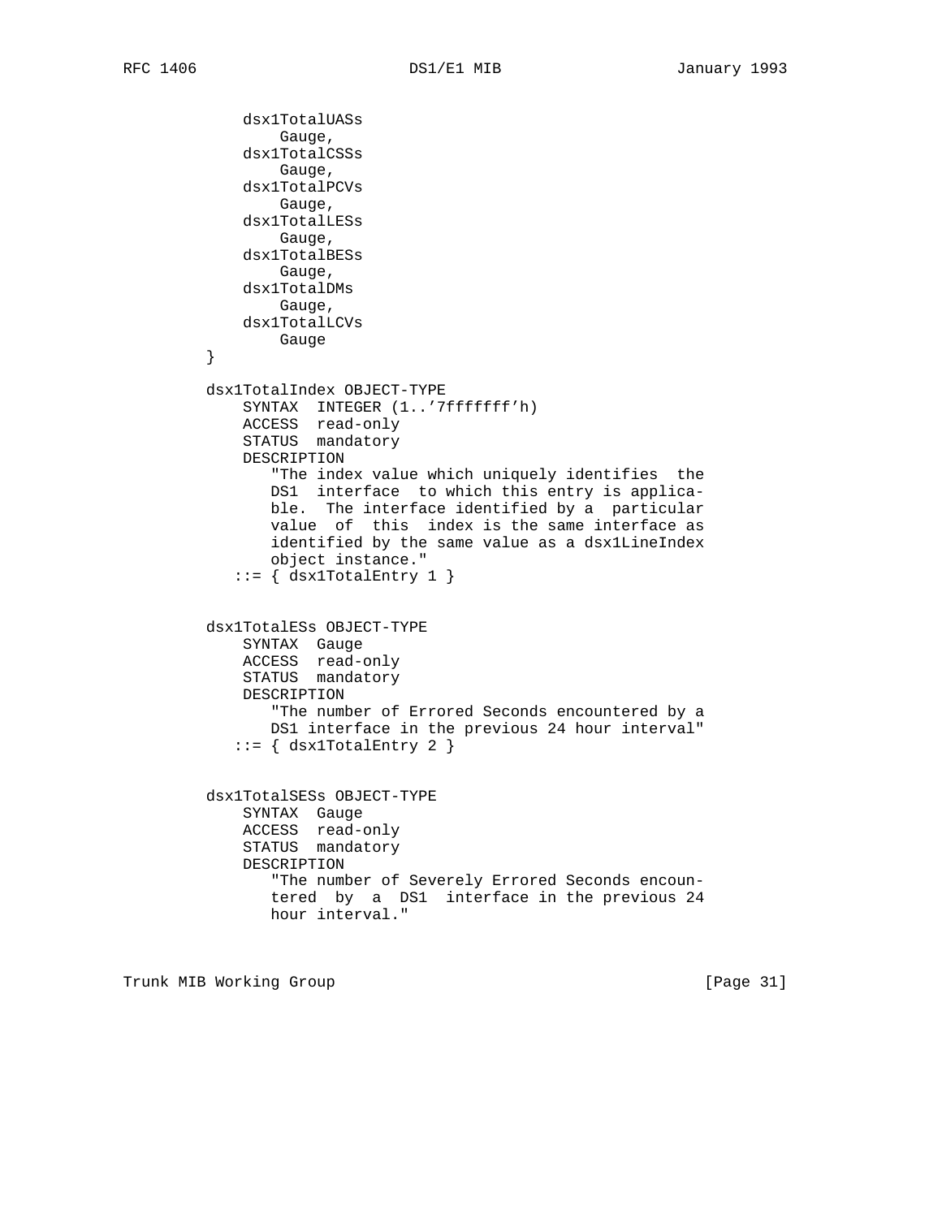```
              dsx1TotalUASs
                  Gauge,
              dsx1TotalCSSs
                  Gauge,
              dsx1TotalPCVs
                  Gauge,
              dsx1TotalLESs
                  Gauge,
              dsx1TotalBESs
                  Gauge,
              dsx1TotalDMs
                  Gauge,
              dsx1TotalLCVs
                  Gauge
          }

          dsx1TotalIndex OBJECT-TYPE
              SYNTAX  INTEGER (1..'7fffffff'h)
              ACCESS  read-only
              STATUS  mandatory
              DESCRIPTION
                 "The index value which uniquely identifies  the
                 DS1  interface  to which this entry is applica-
                 ble.  The interface identified by a  particular
                 value  of  this  index is the same interface as
                 identified by the same value as a dsx1LineIndex
                 object instance."
             ::= { dsx1TotalEntry 1 }


          dsx1TotalESs OBJECT-TYPE
              SYNTAX  Gauge
              ACCESS  read-only
              STATUS  mandatory
              DESCRIPTION
                 "The number of Errored Seconds encountered by a
                 DS1 interface in the previous 24 hour interval"
             ::= { dsx1TotalEntry 2 }


          dsx1TotalSESs OBJECT-TYPE
              SYNTAX  Gauge
              ACCESS  read-only
              STATUS  mandatory
              DESCRIPTION
                 "The number of Severely Errored Seconds encoun-
                 tered  by  a  DS1  interface in the previous 24
                 hour interval."
```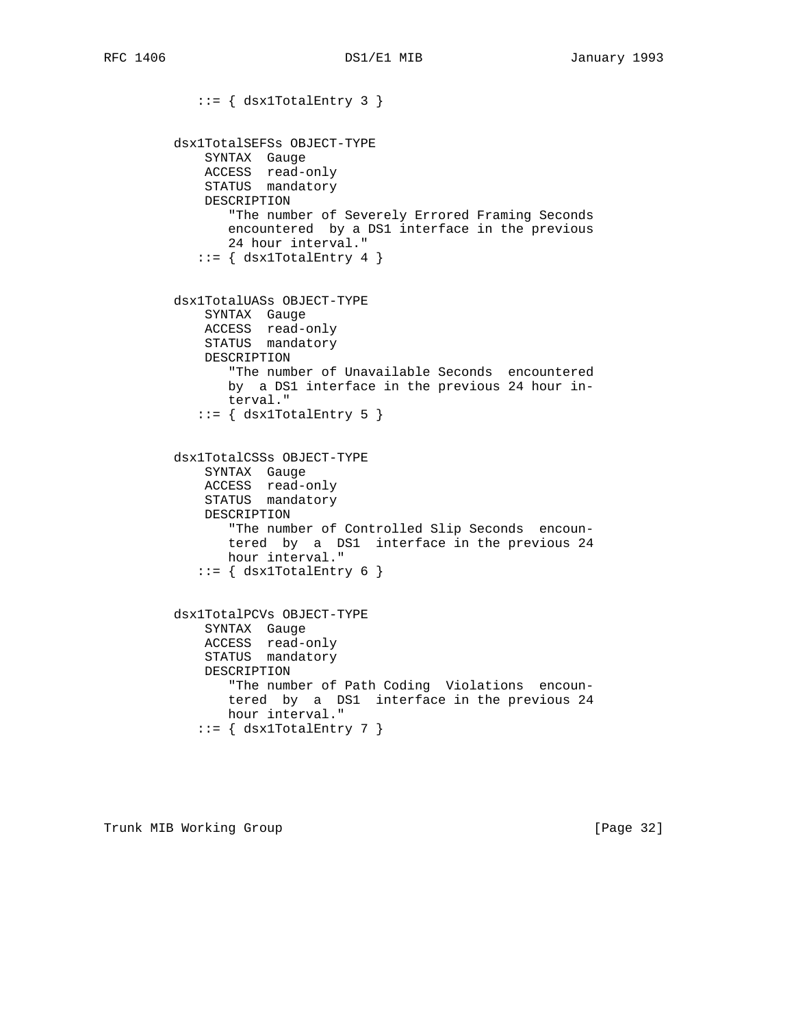```
            ::= { dsx1TotalEntry 3 }


         dsx1TotalSEFSs OBJECT-TYPE
             SYNTAX  Gauge
             ACCESS  read-only
             STATUS  mandatory
             DESCRIPTION
                "The number of Severely Errored Framing Seconds
                encountered  by a DS1 interface in the previous
                24 hour interval."
            ::= { dsx1TotalEntry 4 }


         dsx1TotalUASs OBJECT-TYPE
             SYNTAX  Gauge
             ACCESS  read-only
             STATUS  mandatory
             DESCRIPTION
                "The number of Unavailable Seconds  encountered
                by  a DS1 interface in the previous 24 hour in-
                terval."
            ::= { dsx1TotalEntry 5 }


         dsx1TotalCSSs OBJECT-TYPE
             SYNTAX  Gauge
             ACCESS  read-only
             STATUS  mandatory
             DESCRIPTION
                "The number of Controlled Slip Seconds  encoun-
                tered  by  a  DS1  interface in the previous 24
                hour interval."
            ::= { dsx1TotalEntry 6 }


         dsx1TotalPCVs OBJECT-TYPE
             SYNTAX  Gauge
             ACCESS  read-only
             STATUS  mandatory
             DESCRIPTION
                "The number of Path Coding  Violations  encoun-
                tered  by  a  DS1  interface in the previous 24
                hour interval."
            ::= { dsx1TotalEntry 7 }
```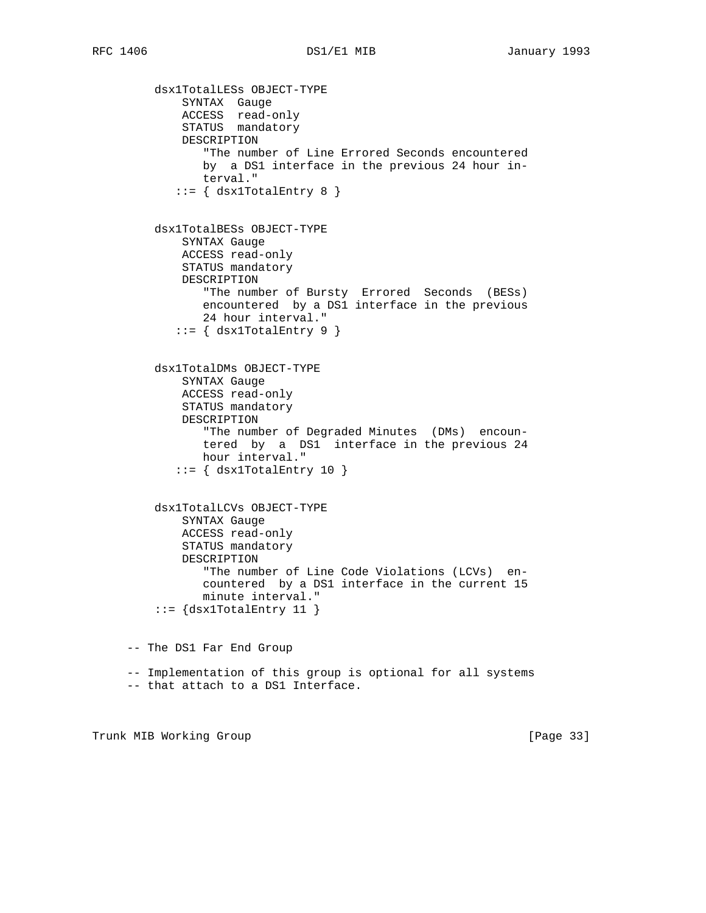```
        dsx1TotalLESs OBJECT-TYPE
            SYNTAX  Gauge
            ACCESS  read-only
            STATUS  mandatory
            DESCRIPTION
               "The number of Line Errored Seconds encountered
               by  a DS1 interface in the previous 24 hour in-
               terval."
           ::= { dsx1TotalEntry 8 }


        dsx1TotalBESs OBJECT-TYPE
            SYNTAX Gauge
            ACCESS read-only
            STATUS mandatory
            DESCRIPTION
               "The number of Bursty  Errored  Seconds  (BESs)
               encountered  by a DS1 interface in the previous
               24 hour interval."
           ::= { dsx1TotalEntry 9 }


        dsx1TotalDMs OBJECT-TYPE
            SYNTAX Gauge
            ACCESS read-only
            STATUS mandatory
            DESCRIPTION
               "The number of Degraded Minutes  (DMs)  encoun-
               tered  by  a  DS1  interface in the previous 24
               hour interval."
           ::= { dsx1TotalEntry 10 }


        dsx1TotalLCVs OBJECT-TYPE
            SYNTAX Gauge
            ACCESS read-only
            STATUS mandatory
            DESCRIPTION
               "The number of Line Code Violations (LCVs)  en-
               countered  by a DS1 interface in the current 15
               minute interval."
        ::= {dsx1TotalEntry 11 }


    -- The DS1 Far End Group

    -- Implementation of this group is optional for all systems
    -- that attach to a DS1 Interface.
```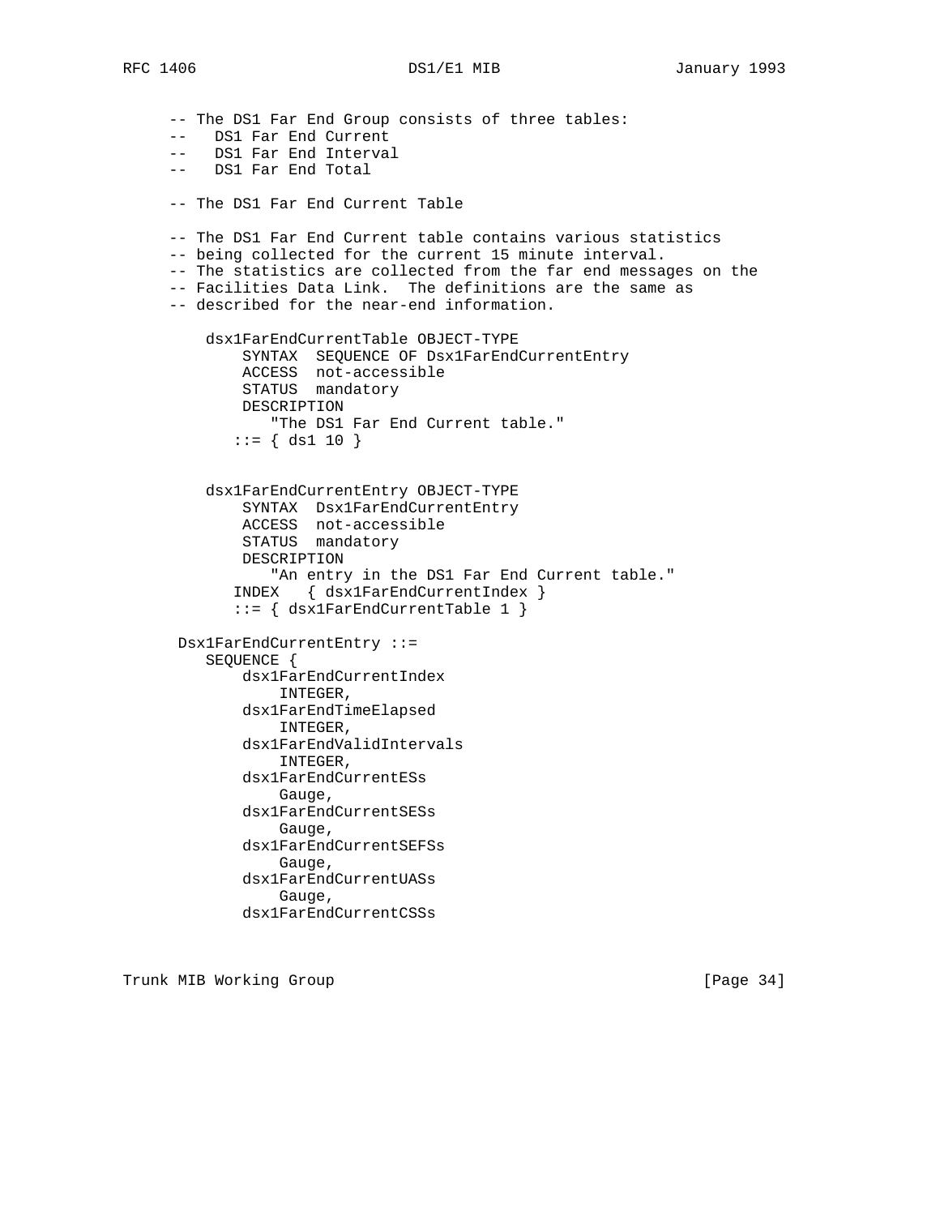```
-- The DS1 Far End Group consists of three tables:
--   DS1 Far End Current
--   DS1 Far End Interval
--   DS1 Far End Total

-- The DS1 Far End Current Table

-- The DS1 Far End Current table contains various statistics
-- being collected for the current 15 minute interval.
-- The statistics are collected from the far end messages on the
-- Facilities Data Link.  The definitions are the same as
-- described for the near-end information.

    dsx1FarEndCurrentTable OBJECT-TYPE
        SYNTAX  SEQUENCE OF Dsx1FarEndCurrentEntry
        ACCESS  not-accessible
        STATUS  mandatory
        DESCRIPTION
           "The DS1 Far End Current table."
       ::= { ds1 10 }


    dsx1FarEndCurrentEntry OBJECT-TYPE
        SYNTAX  Dsx1FarEndCurrentEntry
        ACCESS  not-accessible
        STATUS  mandatory
        DESCRIPTION
           "An entry in the DS1 Far End Current table."
       INDEX   { dsx1FarEndCurrentIndex }
       ::= { dsx1FarEndCurrentTable 1 }

 Dsx1FarEndCurrentEntry ::=
    SEQUENCE {
        dsx1FarEndCurrentIndex
            INTEGER,
        dsx1FarEndTimeElapsed
            INTEGER,
        dsx1FarEndValidIntervals
            INTEGER,
        dsx1FarEndCurrentESs
            Gauge,
        dsx1FarEndCurrentSESs
            Gauge,
        dsx1FarEndCurrentSEFSs
            Gauge,
        dsx1FarEndCurrentUASs
            Gauge,
        dsx1FarEndCurrentCSSs
```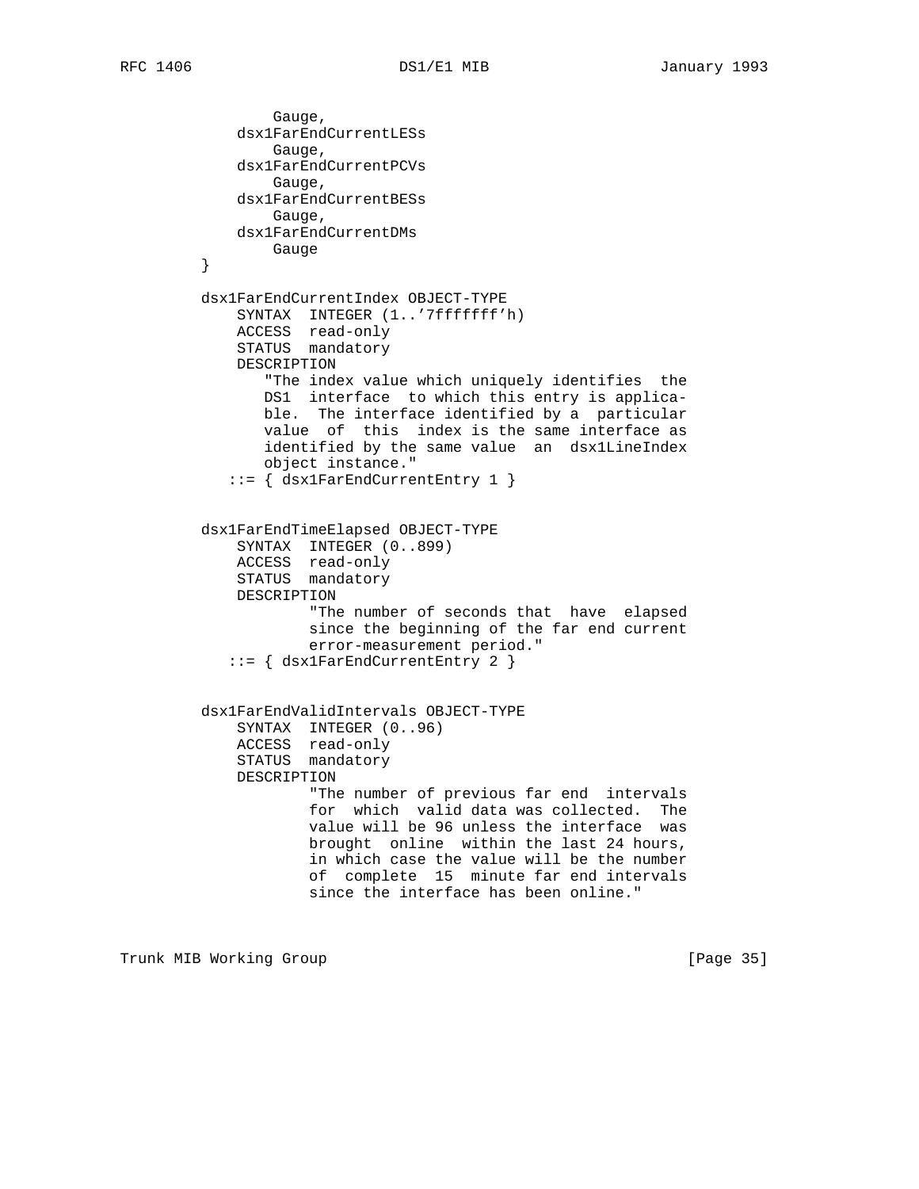```
                 Gauge,
             dsx1FarEndCurrentLESs
                 Gauge,
             dsx1FarEndCurrentPCVs
                 Gauge,
             dsx1FarEndCurrentBESs
                 Gauge,
             dsx1FarEndCurrentDMs
                 Gauge
         }

         dsx1FarEndCurrentIndex OBJECT-TYPE
             SYNTAX  INTEGER (1..'7fffffff'h)
             ACCESS  read-only
             STATUS  mandatory
             DESCRIPTION
                "The index value which uniquely identifies  the
                DS1  interface  to which this entry is applica-
                ble.  The interface identified by a  particular
                value  of  this  index is the same interface as
                identified by the same value  an  dsx1LineIndex
                object instance."
            ::= { dsx1FarEndCurrentEntry 1 }


         dsx1FarEndTimeElapsed OBJECT-TYPE
             SYNTAX  INTEGER (0..899)
             ACCESS  read-only
             STATUS  mandatory
             DESCRIPTION
                     "The number of seconds that  have  elapsed
                     since the beginning of the far end current
                     error-measurement period."
            ::= { dsx1FarEndCurrentEntry 2 }


         dsx1FarEndValidIntervals OBJECT-TYPE
             SYNTAX  INTEGER (0..96)
             ACCESS  read-only
             STATUS  mandatory
             DESCRIPTION
                     "The number of previous far end  intervals
                     for  which  valid data was collected.  The
                     value will be 96 unless the interface  was
                     brought  online  within the last 24 hours,
                     in which case the value will be the number
                     of  complete  15  minute far end intervals
                     since the interface has been online."
```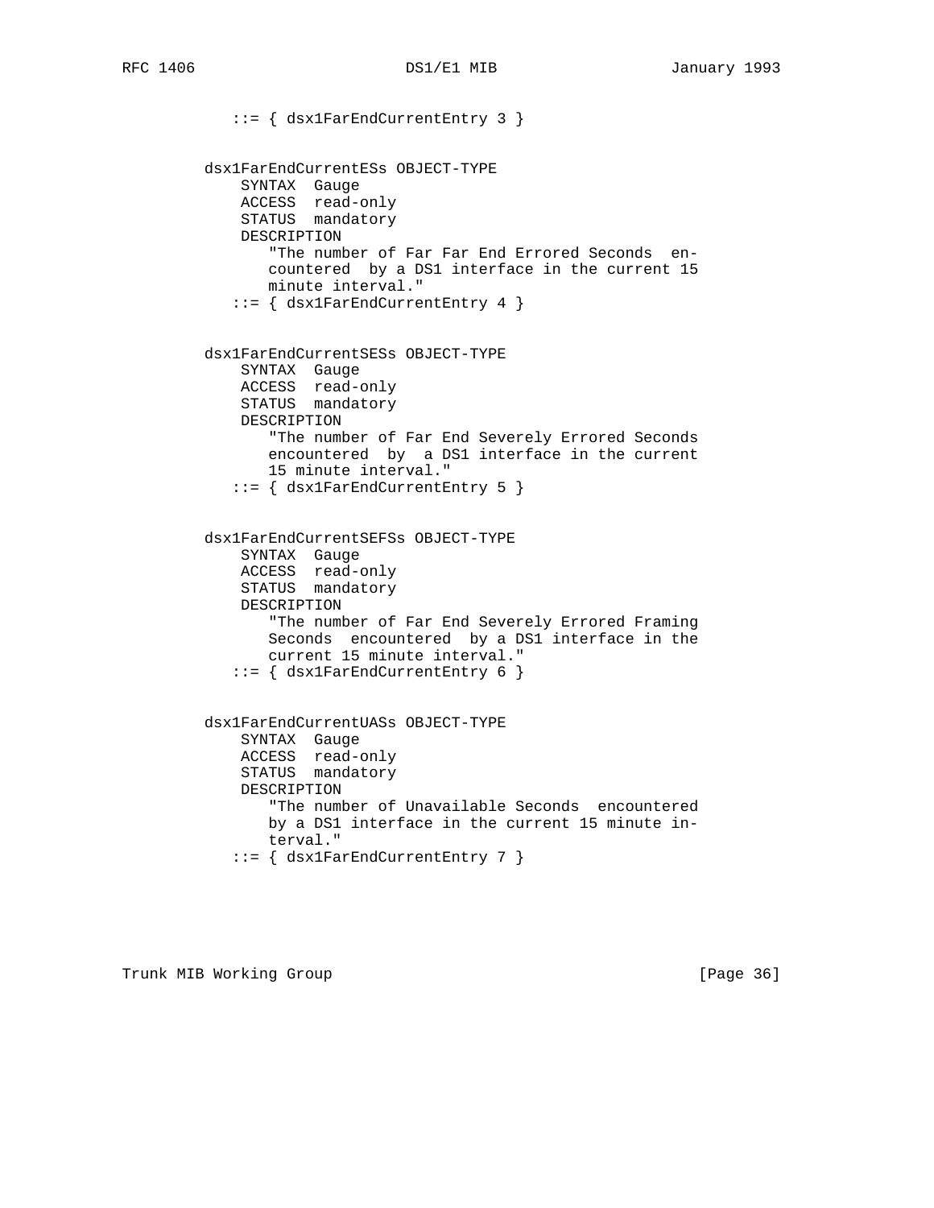```
            ::= { dsx1FarEndCurrentEntry 3 }


         dsx1FarEndCurrentESs OBJECT-TYPE
             SYNTAX  Gauge
             ACCESS  read-only
             STATUS  mandatory
             DESCRIPTION
                "The number of Far Far End Errored Seconds  en-
                countered  by a DS1 interface in the current 15
                minute interval."
            ::= { dsx1FarEndCurrentEntry 4 }


         dsx1FarEndCurrentSESs OBJECT-TYPE
             SYNTAX  Gauge
             ACCESS  read-only
             STATUS  mandatory
             DESCRIPTION
                "The number of Far End Severely Errored Seconds
                encountered  by  a DS1 interface in the current
                15 minute interval."
            ::= { dsx1FarEndCurrentEntry 5 }


         dsx1FarEndCurrentSEFSs OBJECT-TYPE
             SYNTAX  Gauge
             ACCESS  read-only
             STATUS  mandatory
             DESCRIPTION
                "The number of Far End Severely Errored Framing
                Seconds  encountered  by a DS1 interface in the
                current 15 minute interval."
            ::= { dsx1FarEndCurrentEntry 6 }


         dsx1FarEndCurrentUASs OBJECT-TYPE
             SYNTAX  Gauge
             ACCESS  read-only
             STATUS  mandatory
             DESCRIPTION
                "The number of Unavailable Seconds  encountered
                by a DS1 interface in the current 15 minute in-
                terval."
            ::= { dsx1FarEndCurrentEntry 7 }
```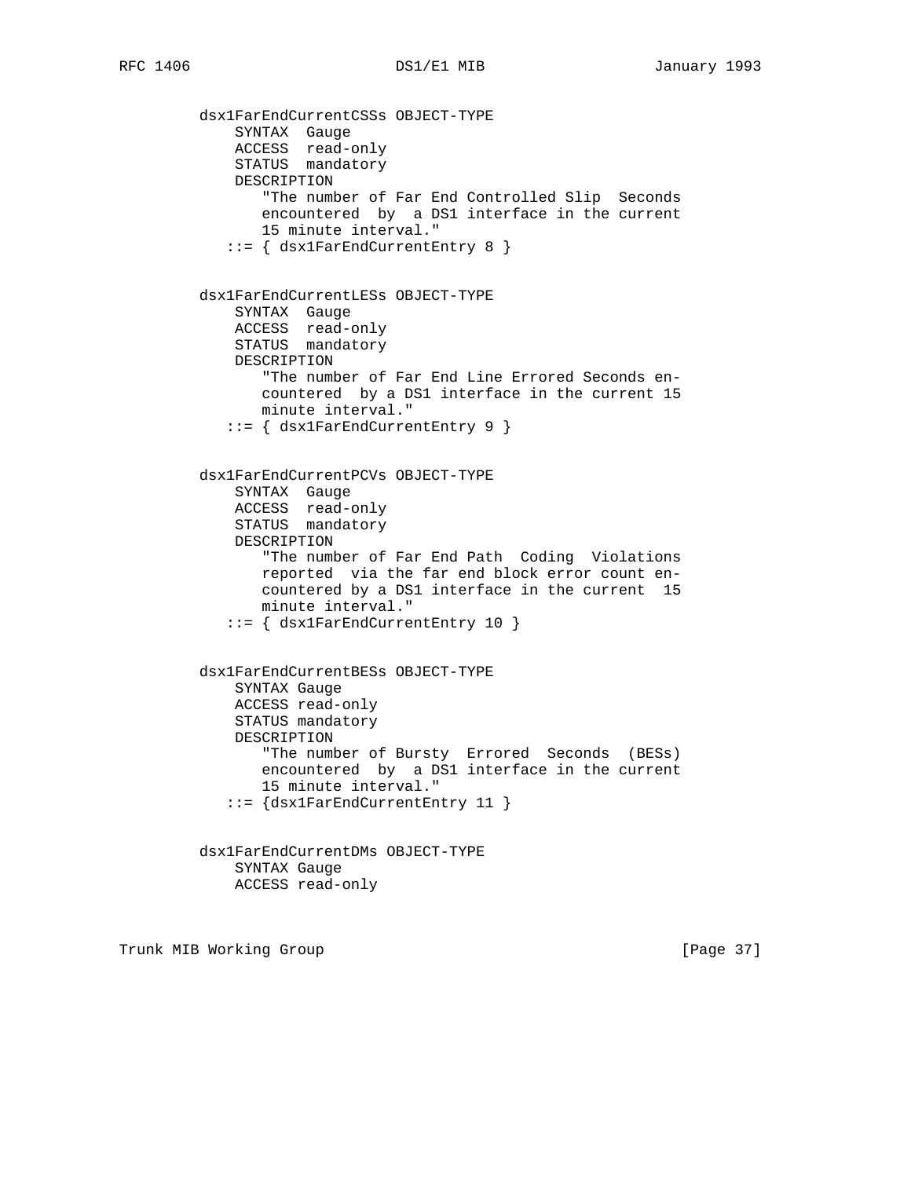```
dsx1FarEndCurrentCSSs OBJECT-TYPE
    SYNTAX  Gauge
    ACCESS  read-only
    STATUS  mandatory
    DESCRIPTION
       "The number of Far End Controlled Slip  Seconds
       encountered  by  a DS1 interface in the current
       15 minute interval."
   ::= { dsx1FarEndCurrentEntry 8 }


dsx1FarEndCurrentLESs OBJECT-TYPE
    SYNTAX  Gauge
    ACCESS  read-only
    STATUS  mandatory
    DESCRIPTION
       "The number of Far End Line Errored Seconds en-
       countered  by a DS1 interface in the current 15
       minute interval."
   ::= { dsx1FarEndCurrentEntry 9 }


dsx1FarEndCurrentPCVs OBJECT-TYPE
    SYNTAX  Gauge
    ACCESS  read-only
    STATUS  mandatory
    DESCRIPTION
       "The number of Far End Path  Coding  Violations
       reported  via the far end block error count en-
       countered by a DS1 interface in the current  15
       minute interval."
   ::= { dsx1FarEndCurrentEntry 10 }


dsx1FarEndCurrentBESs OBJECT-TYPE
    SYNTAX Gauge
    ACCESS read-only
    STATUS mandatory
    DESCRIPTION
       "The number of Bursty  Errored  Seconds  (BESs)
       encountered  by  a DS1 interface in the current
       15 minute interval."
   ::= {dsx1FarEndCurrentEntry 11 }


dsx1FarEndCurrentDMs OBJECT-TYPE
    SYNTAX Gauge
    ACCESS read-only
```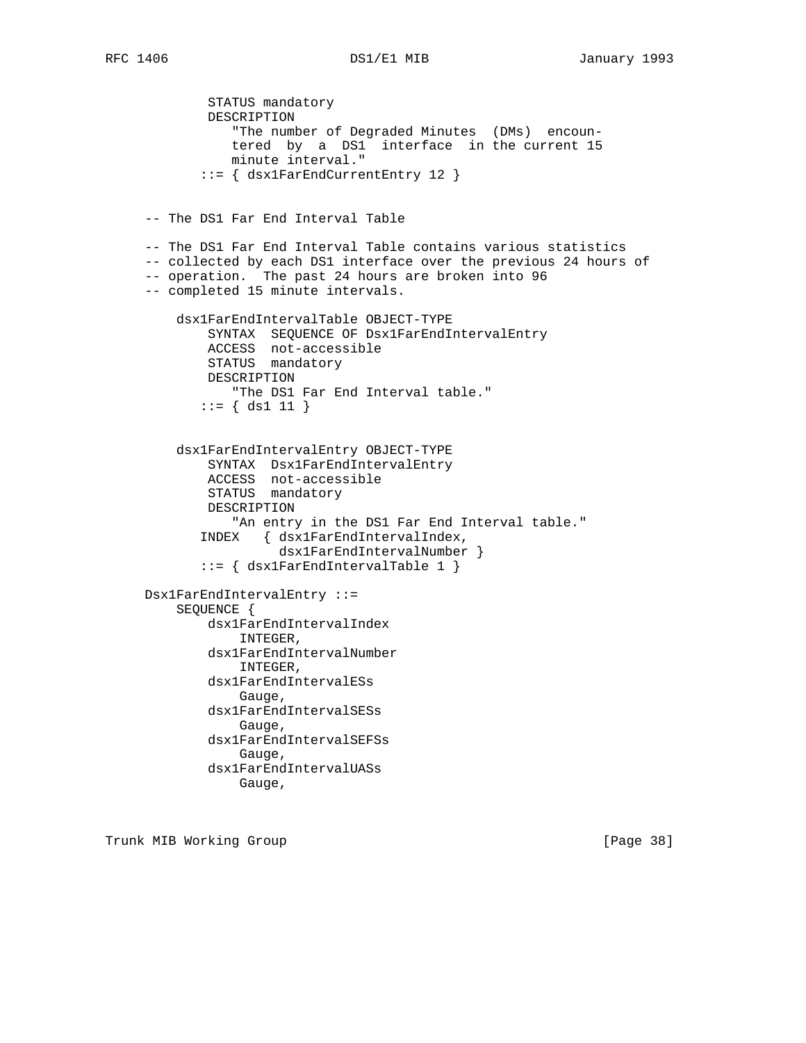```
            STATUS mandatory
            DESCRIPTION
               "The number of Degraded Minutes  (DMs)  encoun-
               tered  by  a  DS1  interface  in the current 15
               minute interval."
           ::= { dsx1FarEndCurrentEntry 12 }


     -- The DS1 Far End Interval Table

     -- The DS1 Far End Interval Table contains various statistics
     -- collected by each DS1 interface over the previous 24 hours of
     -- operation.  The past 24 hours are broken into 96
     -- completed 15 minute intervals.

          dsx1FarEndIntervalTable OBJECT-TYPE
              SYNTAX  SEQUENCE OF Dsx1FarEndIntervalEntry
              ACCESS  not-accessible
              STATUS  mandatory
              DESCRIPTION
                 "The DS1 Far End Interval table."
             ::= { ds1 11 }


          dsx1FarEndIntervalEntry OBJECT-TYPE
              SYNTAX  Dsx1FarEndIntervalEntry
              ACCESS  not-accessible
              STATUS  mandatory
              DESCRIPTION
                 "An entry in the DS1 Far End Interval table."
             INDEX   { dsx1FarEndIntervalIndex,
                       dsx1FarEndIntervalNumber }
             ::= { dsx1FarEndIntervalTable 1 }

     Dsx1FarEndIntervalEntry ::=
         SEQUENCE {
             dsx1FarEndIntervalIndex
                 INTEGER,
             dsx1FarEndIntervalNumber
                 INTEGER,
             dsx1FarEndIntervalESs
                 Gauge,
             dsx1FarEndIntervalSESs
                 Gauge,
             dsx1FarEndIntervalSEFSs
                 Gauge,
             dsx1FarEndIntervalUASs
                 Gauge,
```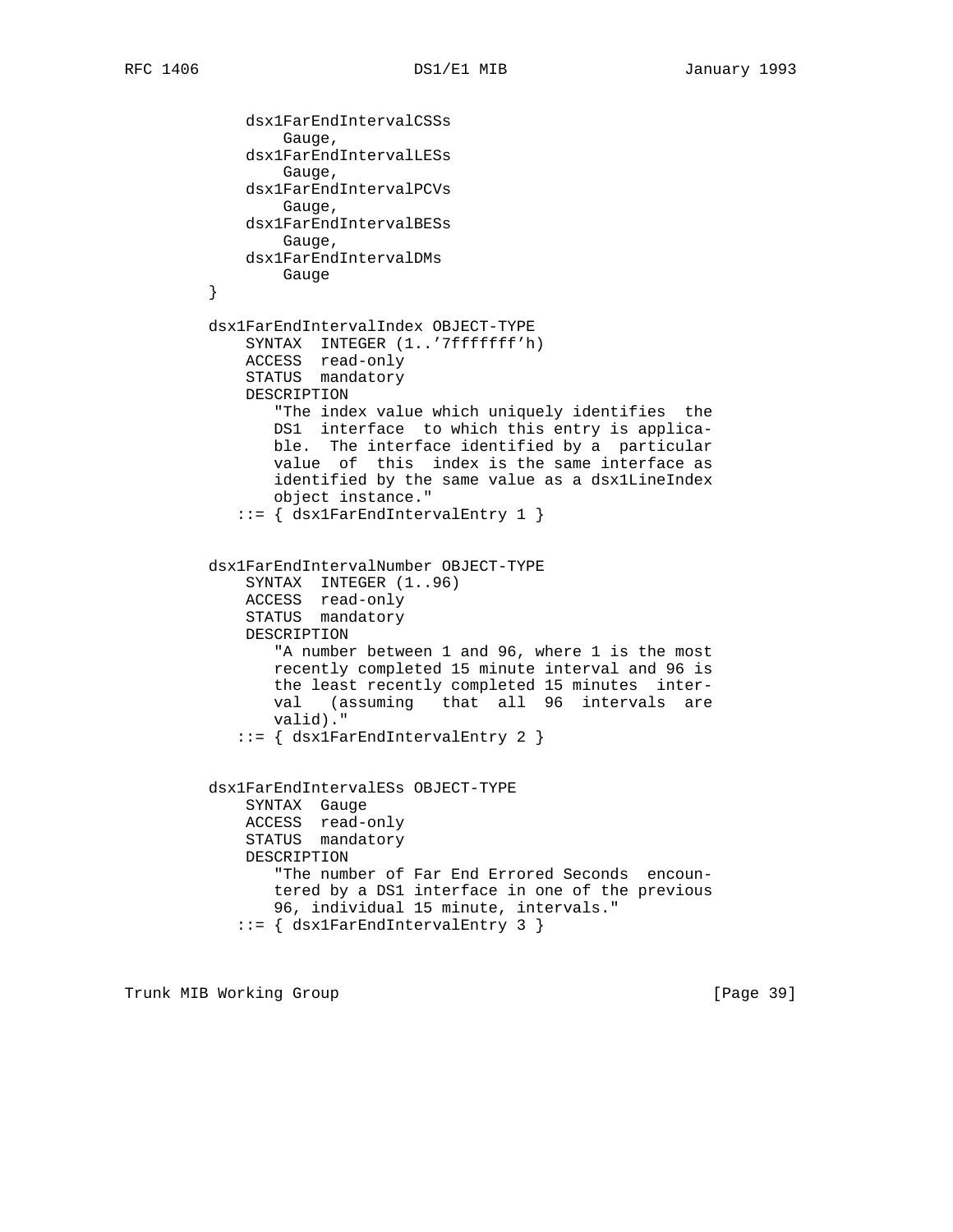```
             dsx1FarEndIntervalCSSs
                 Gauge,
             dsx1FarEndIntervalLESs
                 Gauge,
             dsx1FarEndIntervalPCVs
                 Gauge,
             dsx1FarEndIntervalBESs
                 Gauge,
             dsx1FarEndIntervalDMs
                 Gauge
         }

         dsx1FarEndIntervalIndex OBJECT-TYPE
             SYNTAX  INTEGER (1..'7fffffff'h)
             ACCESS  read-only
             STATUS  mandatory
             DESCRIPTION
                "The index value which uniquely identifies  the
                DS1  interface  to which this entry is applica-
                ble.  The interface identified by a  particular
                value  of  this  index is the same interface as
                identified by the same value as a dsx1LineIndex
                object instance."
            ::= { dsx1FarEndIntervalEntry 1 }


         dsx1FarEndIntervalNumber OBJECT-TYPE
             SYNTAX  INTEGER (1..96)
             ACCESS  read-only
             STATUS  mandatory
             DESCRIPTION
                "A number between 1 and 96, where 1 is the most
                recently completed 15 minute interval and 96 is
                the least recently completed 15 minutes  inter-
                val   (assuming   that  all  96  intervals  are
                valid)."
            ::= { dsx1FarEndIntervalEntry 2 }


         dsx1FarEndIntervalESs OBJECT-TYPE
             SYNTAX  Gauge
             ACCESS  read-only
             STATUS  mandatory
             DESCRIPTION
                "The number of Far End Errored Seconds  encoun-
                tered by a DS1 interface in one of the previous
                96, individual 15 minute, intervals."
            ::= { dsx1FarEndIntervalEntry 3 }
```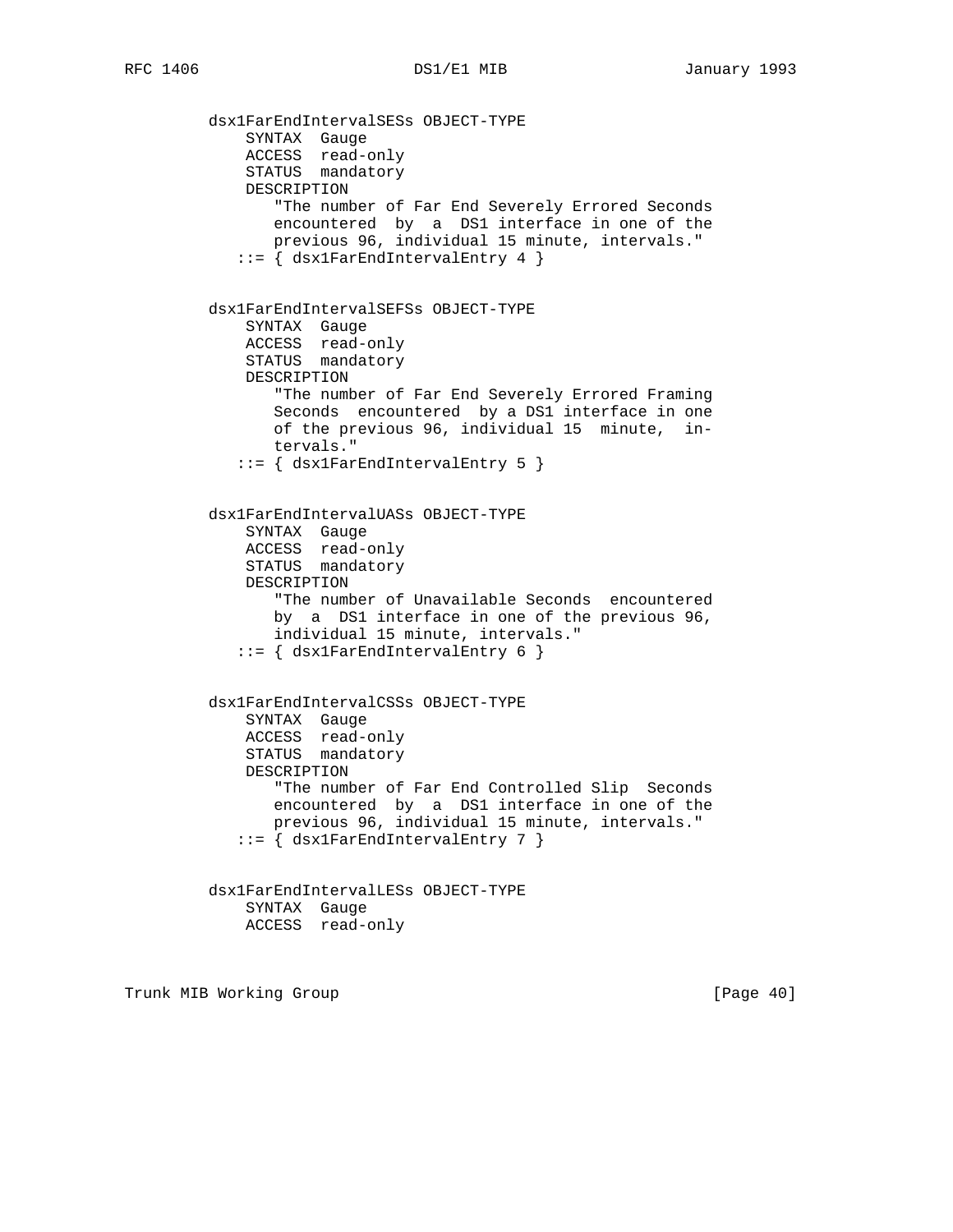```
dsx1FarEndIntervalSESs OBJECT-TYPE
    SYNTAX  Gauge
    ACCESS  read-only
    STATUS  mandatory
    DESCRIPTION
       "The number of Far End Severely Errored Seconds
       encountered  by  a  DS1 interface in one of the
       previous 96, individual 15 minute, intervals."
   ::= { dsx1FarEndIntervalEntry 4 }


dsx1FarEndIntervalSEFSs OBJECT-TYPE
    SYNTAX  Gauge
    ACCESS  read-only
    STATUS  mandatory
    DESCRIPTION
       "The number of Far End Severely Errored Framing
       Seconds  encountered  by a DS1 interface in one
       of the previous 96, individual 15  minute,  in-
       tervals."
   ::= { dsx1FarEndIntervalEntry 5 }


dsx1FarEndIntervalUASs OBJECT-TYPE
    SYNTAX  Gauge
    ACCESS  read-only
    STATUS  mandatory
    DESCRIPTION
       "The number of Unavailable Seconds  encountered
       by  a  DS1 interface in one of the previous 96,
       individual 15 minute, intervals."
   ::= { dsx1FarEndIntervalEntry 6 }


dsx1FarEndIntervalCSSs OBJECT-TYPE
    SYNTAX  Gauge
    ACCESS  read-only
    STATUS  mandatory
    DESCRIPTION
       "The number of Far End Controlled Slip  Seconds
       encountered  by  a  DS1 interface in one of the
       previous 96, individual 15 minute, intervals."
   ::= { dsx1FarEndIntervalEntry 7 }


dsx1FarEndIntervalLESs OBJECT-TYPE
    SYNTAX  Gauge
    ACCESS  read-only
```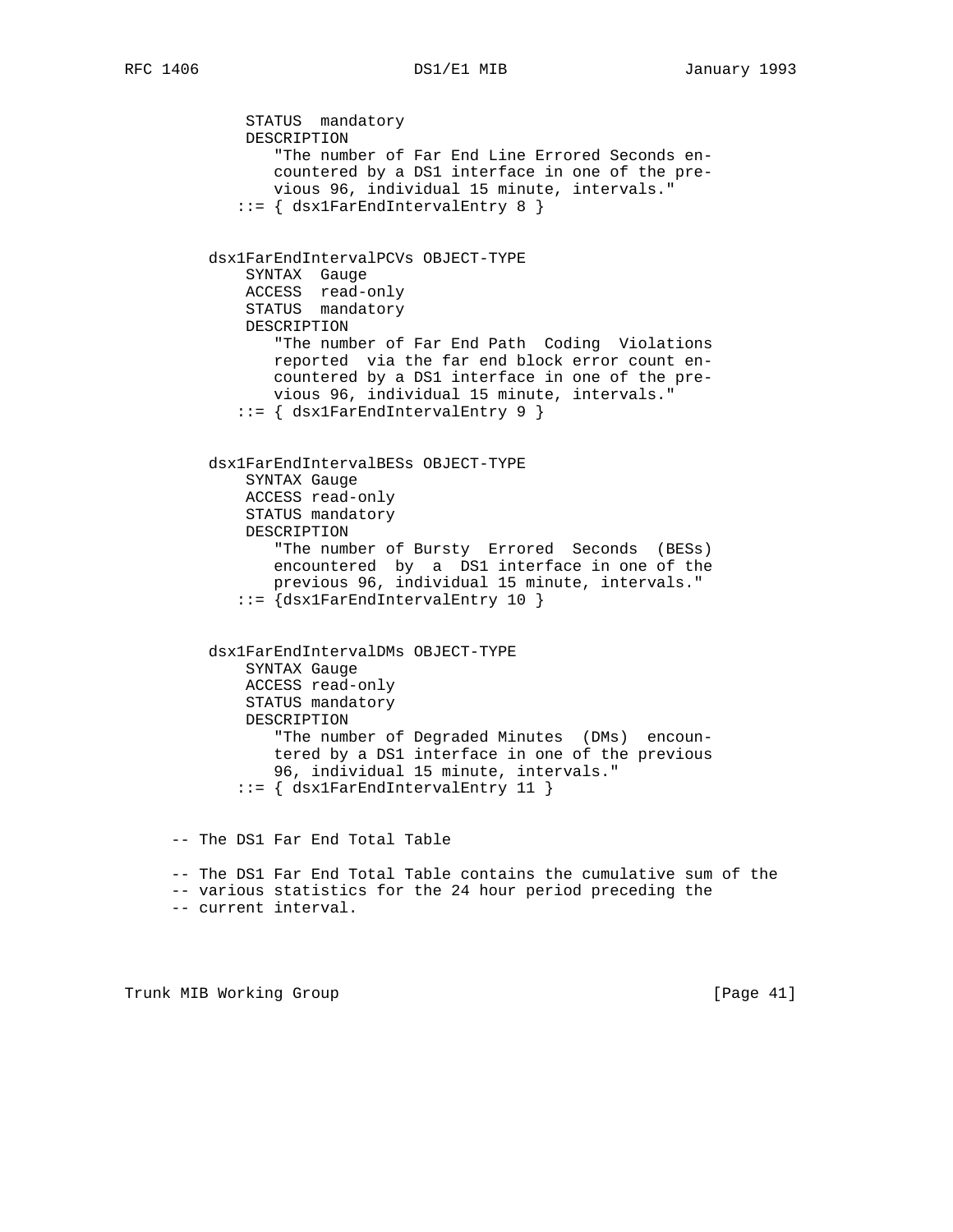```
            STATUS  mandatory
            DESCRIPTION
               "The number of Far End Line Errored Seconds en-
               countered by a DS1 interface in one of the pre-
               vious 96, individual 15 minute, intervals."
           ::= { dsx1FarEndIntervalEntry 8 }


        dsx1FarEndIntervalPCVs OBJECT-TYPE
            SYNTAX  Gauge
            ACCESS  read-only
            STATUS  mandatory
            DESCRIPTION
               "The number of Far End Path  Coding  Violations
               reported  via the far end block error count en-
               countered by a DS1 interface in one of the pre-
               vious 96, individual 15 minute, intervals."
           ::= { dsx1FarEndIntervalEntry 9 }


        dsx1FarEndIntervalBESs OBJECT-TYPE
            SYNTAX Gauge
            ACCESS read-only
            STATUS mandatory
            DESCRIPTION
               "The number of Bursty  Errored  Seconds  (BESs)
               encountered  by  a  DS1 interface in one of the
               previous 96, individual 15 minute, intervals."
           ::= {dsx1FarEndIntervalEntry 10 }


        dsx1FarEndIntervalDMs OBJECT-TYPE
            SYNTAX Gauge
            ACCESS read-only
            STATUS mandatory
            DESCRIPTION
               "The number of Degraded Minutes  (DMs)  encoun-
               tered by a DS1 interface in one of the previous
               96, individual 15 minute, intervals."
           ::= { dsx1FarEndIntervalEntry 11 }


    -- The DS1 Far End Total Table

    -- The DS1 Far End Total Table contains the cumulative sum of the
    -- various statistics for the 24 hour period preceding the
    -- current interval.
```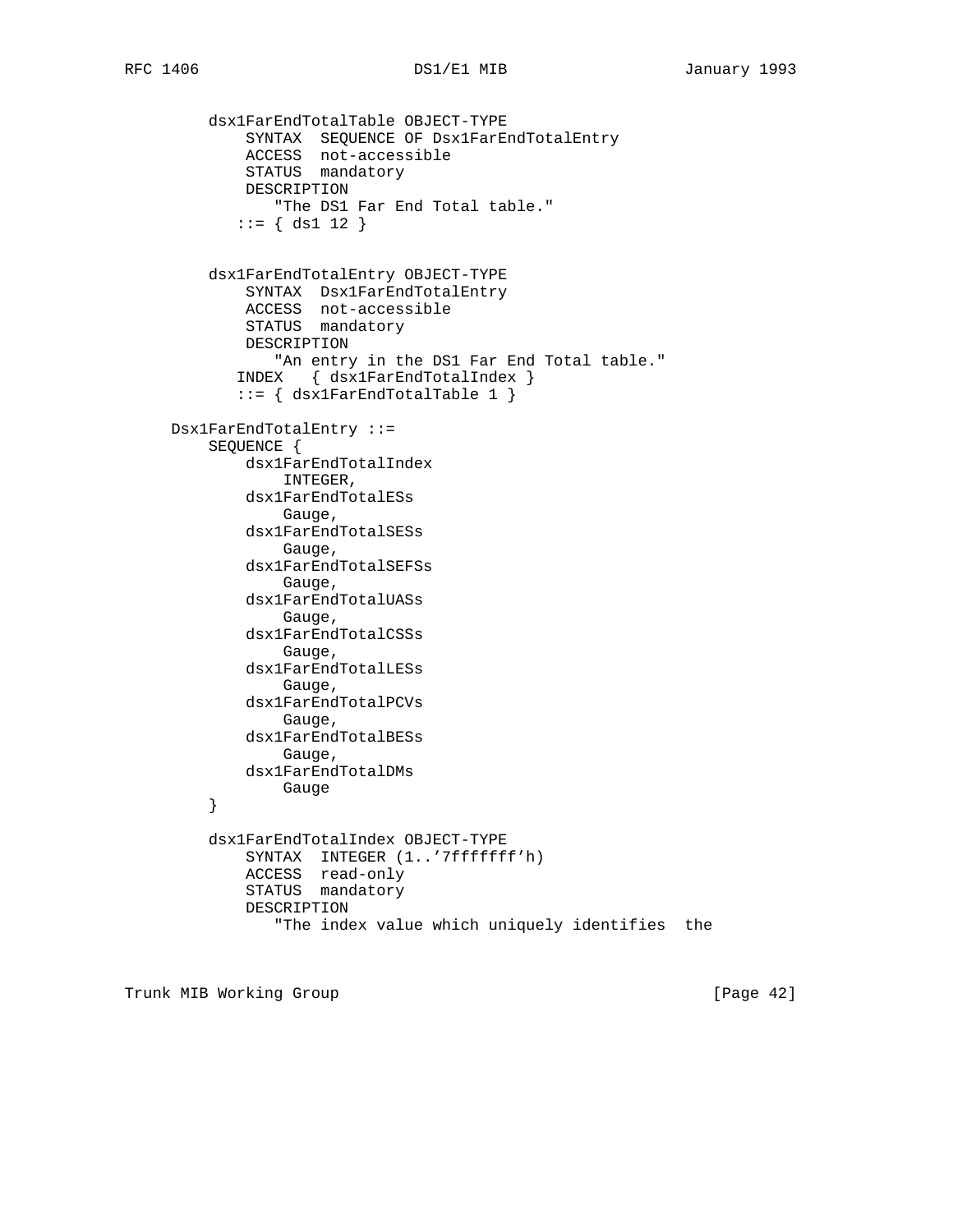```
        dsx1FarEndTotalTable OBJECT-TYPE
            SYNTAX  SEQUENCE OF Dsx1FarEndTotalEntry
            ACCESS  not-accessible
            STATUS  mandatory
            DESCRIPTION
               "The DS1 Far End Total table."
           ::= { ds1 12 }


        dsx1FarEndTotalEntry OBJECT-TYPE
            SYNTAX  Dsx1FarEndTotalEntry
            ACCESS  not-accessible
            STATUS  mandatory
            DESCRIPTION
               "An entry in the DS1 Far End Total table."
           INDEX   { dsx1FarEndTotalIndex }
           ::= { dsx1FarEndTotalTable 1 }

    Dsx1FarEndTotalEntry ::=
        SEQUENCE {
            dsx1FarEndTotalIndex
                INTEGER,
            dsx1FarEndTotalESs
                Gauge,
            dsx1FarEndTotalSESs
                Gauge,
            dsx1FarEndTotalSEFSs
                Gauge,
            dsx1FarEndTotalUASs
                Gauge,
            dsx1FarEndTotalCSSs
                Gauge,
            dsx1FarEndTotalLESs
                Gauge,
            dsx1FarEndTotalPCVs
                Gauge,
            dsx1FarEndTotalBESs
                Gauge,
            dsx1FarEndTotalDMs
                Gauge
        }

        dsx1FarEndTotalIndex OBJECT-TYPE
            SYNTAX  INTEGER (1..'7fffffff'h)
            ACCESS  read-only
            STATUS  mandatory
            DESCRIPTION
               "The index value which uniquely identifies  the
```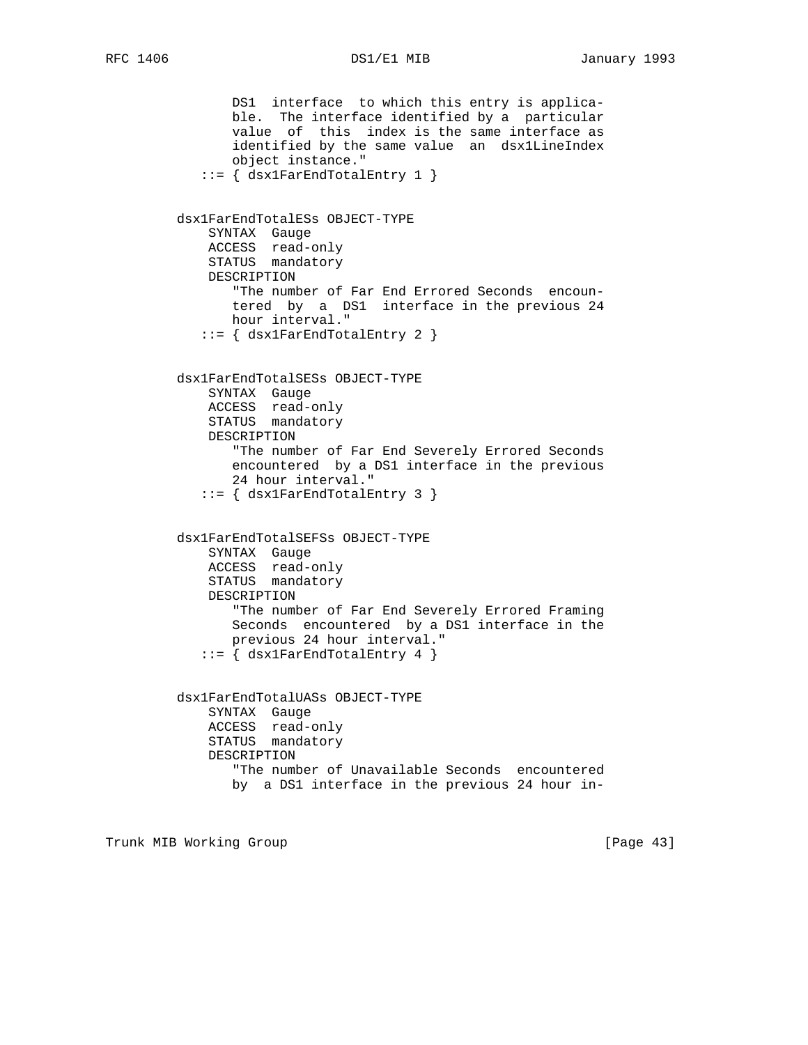```
           DS1  interface  to which this entry is applica-
           ble.  The interface identified by a  particular
           value  of  this  index is the same interface as
           identified by the same value  an  dsx1LineIndex
           object instance."
       ::= { dsx1FarEndTotalEntry 1 }


   dsx1FarEndTotalESs OBJECT-TYPE
       SYNTAX  Gauge
       ACCESS  read-only
       STATUS  mandatory
       DESCRIPTION
          "The number of Far End Errored Seconds  encoun-
          tered  by  a  DS1  interface in the previous 24
          hour interval."
       ::= { dsx1FarEndTotalEntry 2 }


   dsx1FarEndTotalSESs OBJECT-TYPE
       SYNTAX  Gauge
       ACCESS  read-only
       STATUS  mandatory
       DESCRIPTION
          "The number of Far End Severely Errored Seconds
          encountered  by a DS1 interface in the previous
          24 hour interval."
       ::= { dsx1FarEndTotalEntry 3 }


   dsx1FarEndTotalSEFSs OBJECT-TYPE
       SYNTAX  Gauge
       ACCESS  read-only
       STATUS  mandatory
       DESCRIPTION
          "The number of Far End Severely Errored Framing
          Seconds  encountered  by a DS1 interface in the
          previous 24 hour interval."
       ::= { dsx1FarEndTotalEntry 4 }


   dsx1FarEndTotalUASs OBJECT-TYPE
       SYNTAX  Gauge
       ACCESS  read-only
       STATUS  mandatory
       DESCRIPTION
          "The number of Unavailable Seconds  encountered
          by  a DS1 interface in the previous 24 hour in-
```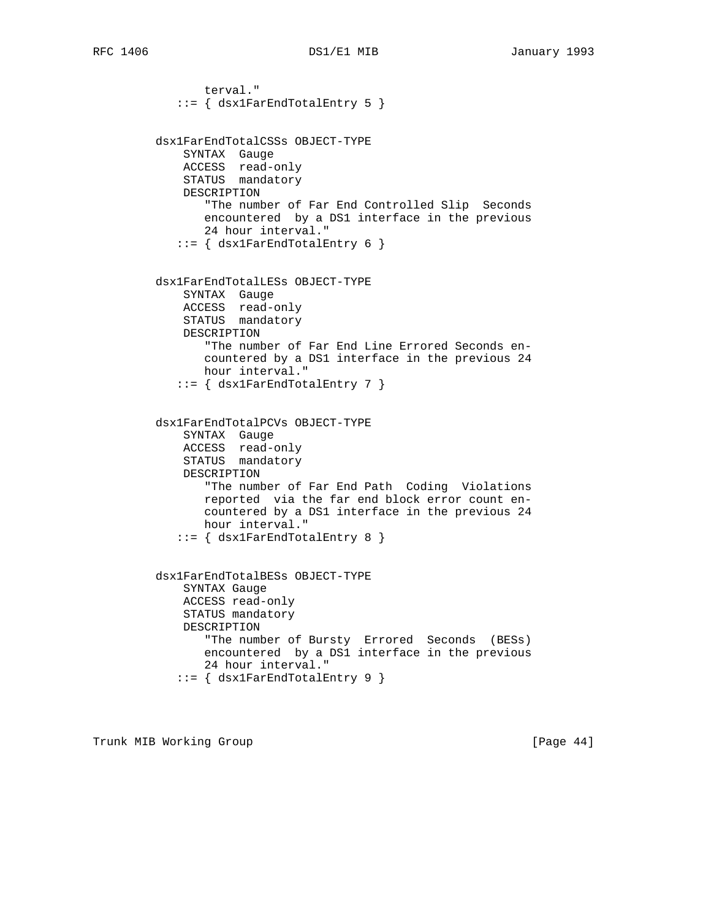```
           terval."
       ::= { dsx1FarEndTotalEntry 5 }


   dsx1FarEndTotalCSSs OBJECT-TYPE
       SYNTAX  Gauge
       ACCESS  read-only
       STATUS  mandatory
       DESCRIPTION
          "The number of Far End Controlled Slip  Seconds
          encountered  by a DS1 interface in the previous
          24 hour interval."
       ::= { dsx1FarEndTotalEntry 6 }


   dsx1FarEndTotalLESs OBJECT-TYPE
       SYNTAX  Gauge
       ACCESS  read-only
       STATUS  mandatory
       DESCRIPTION
          "The number of Far End Line Errored Seconds en-
          countered by a DS1 interface in the previous 24
          hour interval."
       ::= { dsx1FarEndTotalEntry 7 }


   dsx1FarEndTotalPCVs OBJECT-TYPE
       SYNTAX  Gauge
       ACCESS  read-only
       STATUS  mandatory
       DESCRIPTION
          "The number of Far End Path  Coding  Violations
          reported  via the far end block error count en-
          countered by a DS1 interface in the previous 24
          hour interval."
       ::= { dsx1FarEndTotalEntry 8 }


   dsx1FarEndTotalBESs OBJECT-TYPE
       SYNTAX Gauge
       ACCESS read-only
       STATUS mandatory
       DESCRIPTION
          "The number of Bursty  Errored  Seconds  (BESs)
          encountered  by a DS1 interface in the previous
          24 hour interval."
       ::= { dsx1FarEndTotalEntry 9 }
```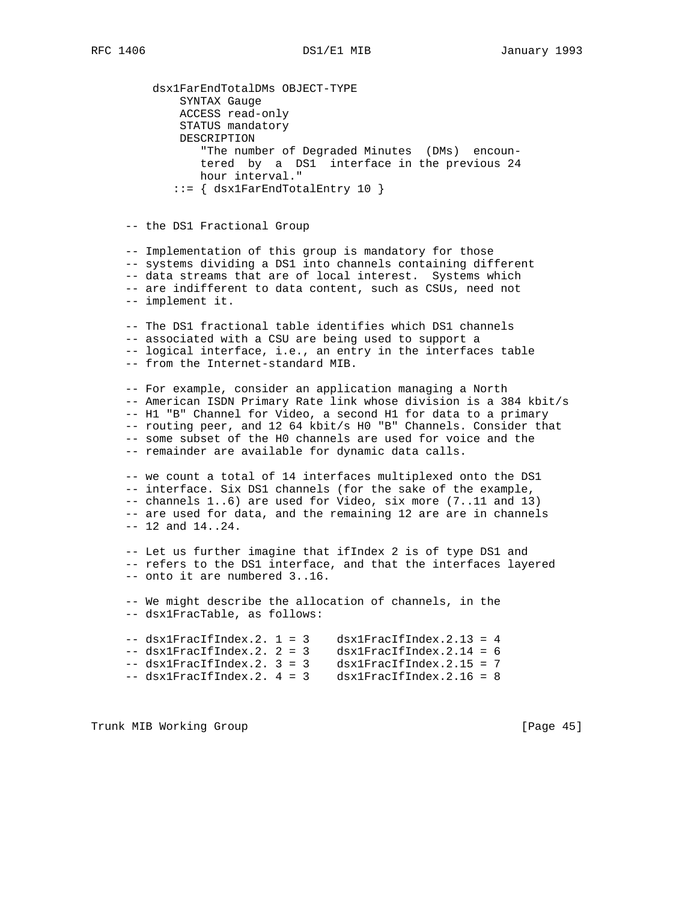```
          dsx1FarEndTotalDMs OBJECT-TYPE
              SYNTAX Gauge
              ACCESS read-only
              STATUS mandatory
              DESCRIPTION
                 "The number of Degraded Minutes  (DMs)  encoun-
                 tered  by  a  DS1  interface in the previous 24
                 hour interval."
             ::= { dsx1FarEndTotalEntry 10 }


      -- the DS1 Fractional Group

      -- Implementation of this group is mandatory for those
      -- systems dividing a DS1 into channels containing different
      -- data streams that are of local interest.  Systems which
      -- are indifferent to data content, such as CSUs, need not
      -- implement it.

      -- The DS1 fractional table identifies which DS1 channels
      -- associated with a CSU are being used to support a
      -- logical interface, i.e., an entry in the interfaces table
      -- from the Internet-standard MIB.

      -- For example, consider an application managing a North
      -- American ISDN Primary Rate link whose division is a 384 kbit/s
      -- H1 "B" Channel for Video, a second H1 for data to a primary
      -- routing peer, and 12 64 kbit/s H0 "B" Channels. Consider that
      -- some subset of the H0 channels are used for voice and the
      -- remainder are available for dynamic data calls.

      -- we count a total of 14 interfaces multiplexed onto the DS1
      -- interface. Six DS1 channels (for the sake of the example,
      -- channels 1..6) are used for Video, six more (7..11 and 13)
      -- are used for data, and the remaining 12 are are in channels
      -- 12 and 14..24.

      -- Let us further imagine that ifIndex 2 is of type DS1 and
      -- refers to the DS1 interface, and that the interfaces layered
      -- onto it are numbered 3..16.

      -- We might describe the allocation of channels, in the
      -- dsx1FracTable, as follows:

      -- dsx1FracIfIndex.2. 1 = 3    dsx1FracIfIndex.2.13 = 4
      -- dsx1FracIfIndex.2. 2 = 3    dsx1FracIfIndex.2.14 = 6
      -- dsx1FracIfIndex.2. 3 = 3    dsx1FracIfIndex.2.15 = 7
      -- dsx1FracIfIndex.2. 4 = 3    dsx1FracIfIndex.2.16 = 8
```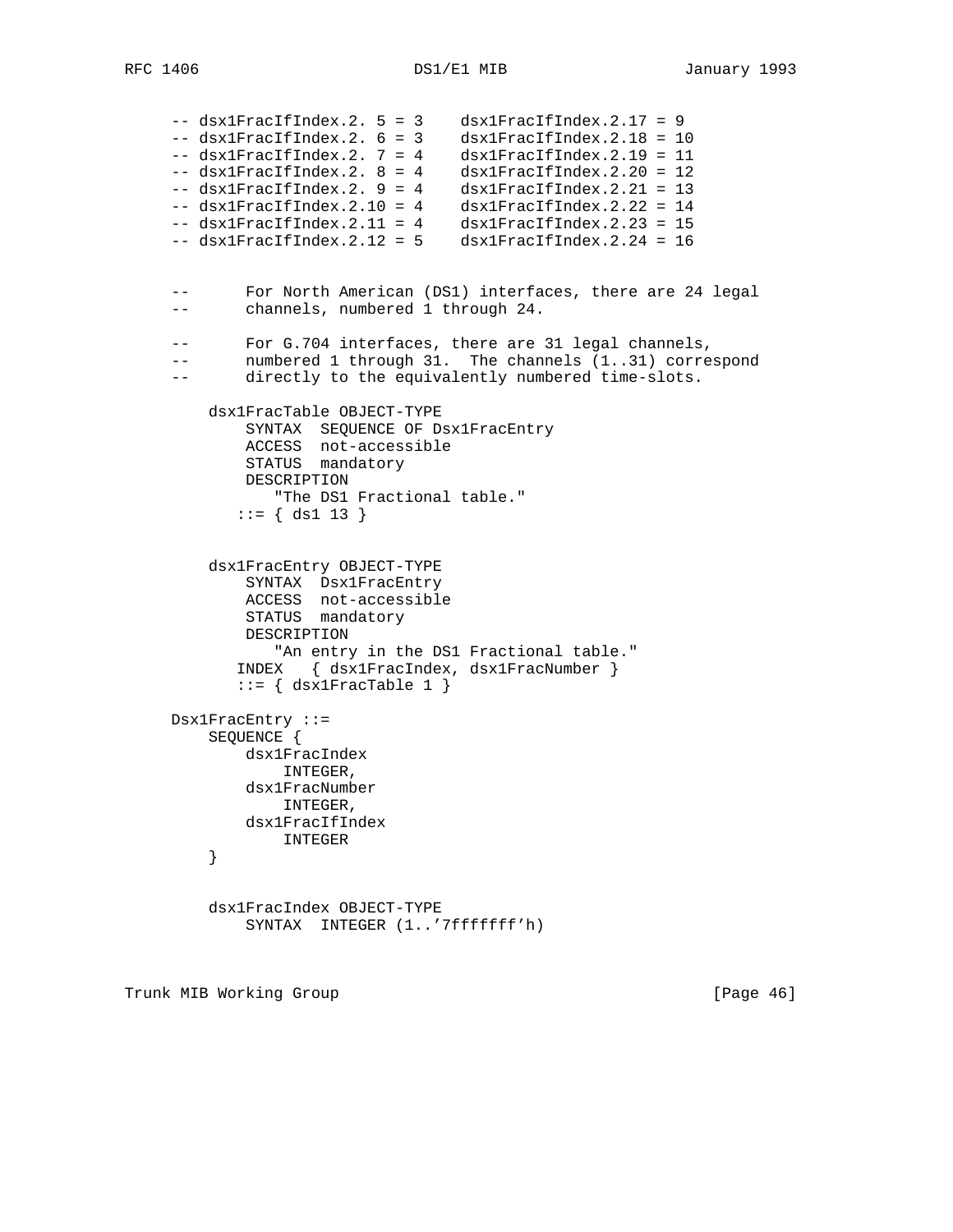```
     -- dsx1FracIfIndex.2. 5 = 3    dsx1FracIfIndex.2.17 = 9
     -- dsx1FracIfIndex.2. 6 = 3    dsx1FracIfIndex.2.18 = 10
     -- dsx1FracIfIndex.2. 7 = 4    dsx1FracIfIndex.2.19 = 11
     -- dsx1FracIfIndex.2. 8 = 4    dsx1FracIfIndex.2.20 = 12
     -- dsx1FracIfIndex.2. 9 = 4    dsx1FracIfIndex.2.21 = 13
     -- dsx1FracIfIndex.2.10 = 4    dsx1FracIfIndex.2.22 = 14
     -- dsx1FracIfIndex.2.11 = 4    dsx1FracIfIndex.2.23 = 15
     -- dsx1FracIfIndex.2.12 = 5    dsx1FracIfIndex.2.24 = 16


     --      For North American (DS1) interfaces, there are 24 legal
     --      channels, numbered 1 through 24.

     --      For G.704 interfaces, there are 31 legal channels,
     --      numbered 1 through 31.  The channels (1..31) correspond
     --      directly to the equivalently numbered time-slots.

         dsx1FracTable OBJECT-TYPE
             SYNTAX  SEQUENCE OF Dsx1FracEntry
             ACCESS  not-accessible
             STATUS  mandatory
             DESCRIPTION
                "The DS1 Fractional table."
            ::= { ds1 13 }


         dsx1FracEntry OBJECT-TYPE
             SYNTAX  Dsx1FracEntry
             ACCESS  not-accessible
             STATUS  mandatory
             DESCRIPTION
                "An entry in the DS1 Fractional table."
            INDEX   { dsx1FracIndex, dsx1FracNumber }
            ::= { dsx1FracTable 1 }

     Dsx1FracEntry ::=
         SEQUENCE {
             dsx1FracIndex
                 INTEGER,
             dsx1FracNumber
                 INTEGER,
             dsx1FracIfIndex
                 INTEGER
         }


         dsx1FracIndex OBJECT-TYPE
             SYNTAX  INTEGER (1..'7fffffff'h)
```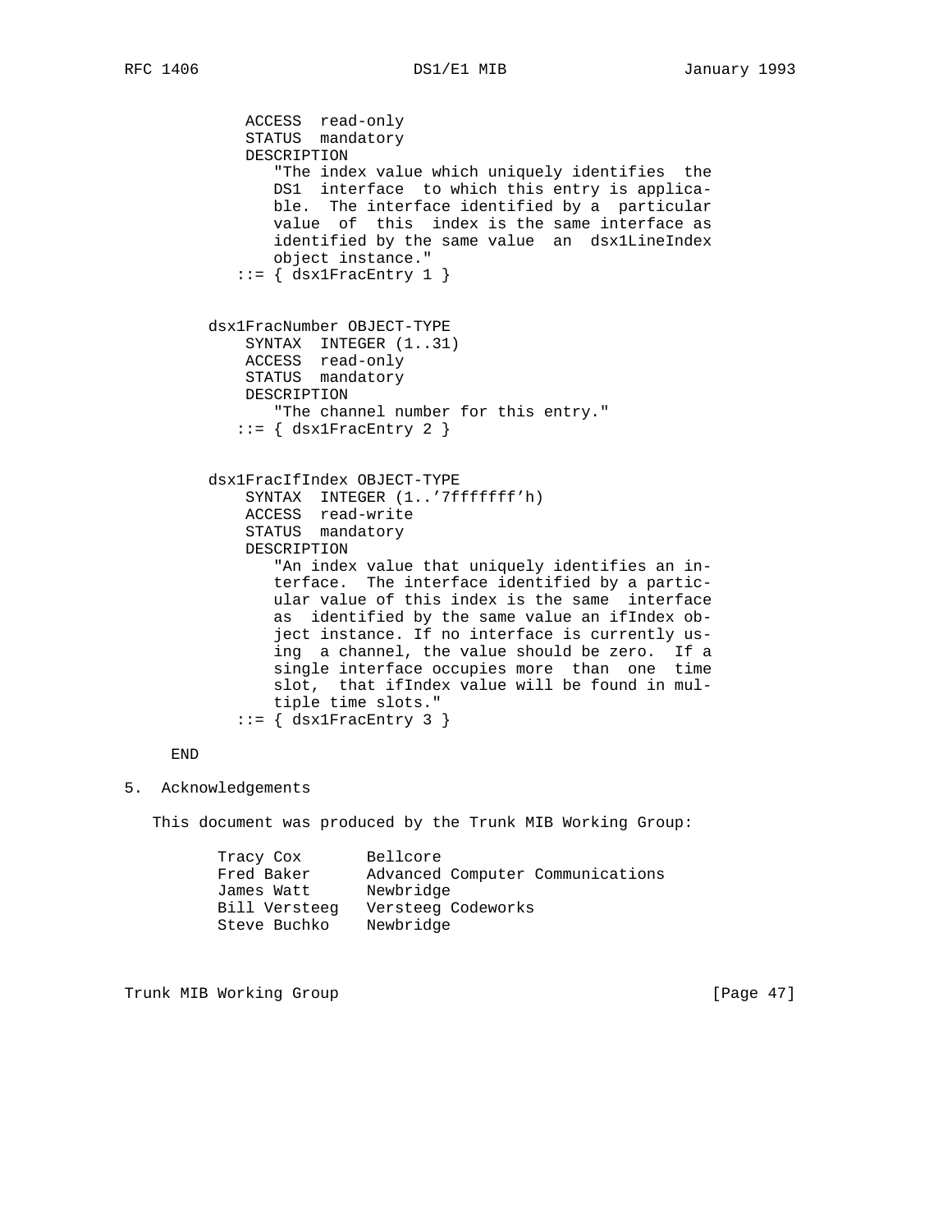```
            ACCESS  read-only
            STATUS  mandatory
            DESCRIPTION
               "The index value which uniquely identifies  the
               DS1  interface  to which this entry is applica-
               ble.  The interface identified by a  particular
               value  of  this  index is the same interface as
               identified by the same value  an  dsx1LineIndex
               object instance."
           ::= { dsx1FracEntry 1 }


        dsx1FracNumber OBJECT-TYPE
            SYNTAX  INTEGER (1..31)
            ACCESS  read-only
            STATUS  mandatory
            DESCRIPTION
               "The channel number for this entry."
           ::= { dsx1FracEntry 2 }


        dsx1FracIfIndex OBJECT-TYPE
            SYNTAX  INTEGER (1..'7fffffff'h)
            ACCESS  read-write
            STATUS  mandatory
            DESCRIPTION
               "An index value that uniquely identifies an in-
               terface.  The interface identified by a partic-
               ular value of this index is the same  interface
               as  identified by the same value an ifIndex ob-
               ject instance. If no interface is currently us-
               ing  a channel, the value should be zero.  If a
               single interface occupies more  than  one  time
               slot,  that ifIndex value will be found in mul-
               tiple time slots."
           ::= { dsx1FracEntry 3 }

    END
```

## 5. Acknowledgements

This document was produced by the Trunk MIB Working Group:

```
       Tracy Cox        Bellcore
       Fred Baker       Advanced Computer Communications
       James Watt       Newbridge
       Bill Versteeg    Versteeg Codeworks
       Steve Buchko     Newbridge
```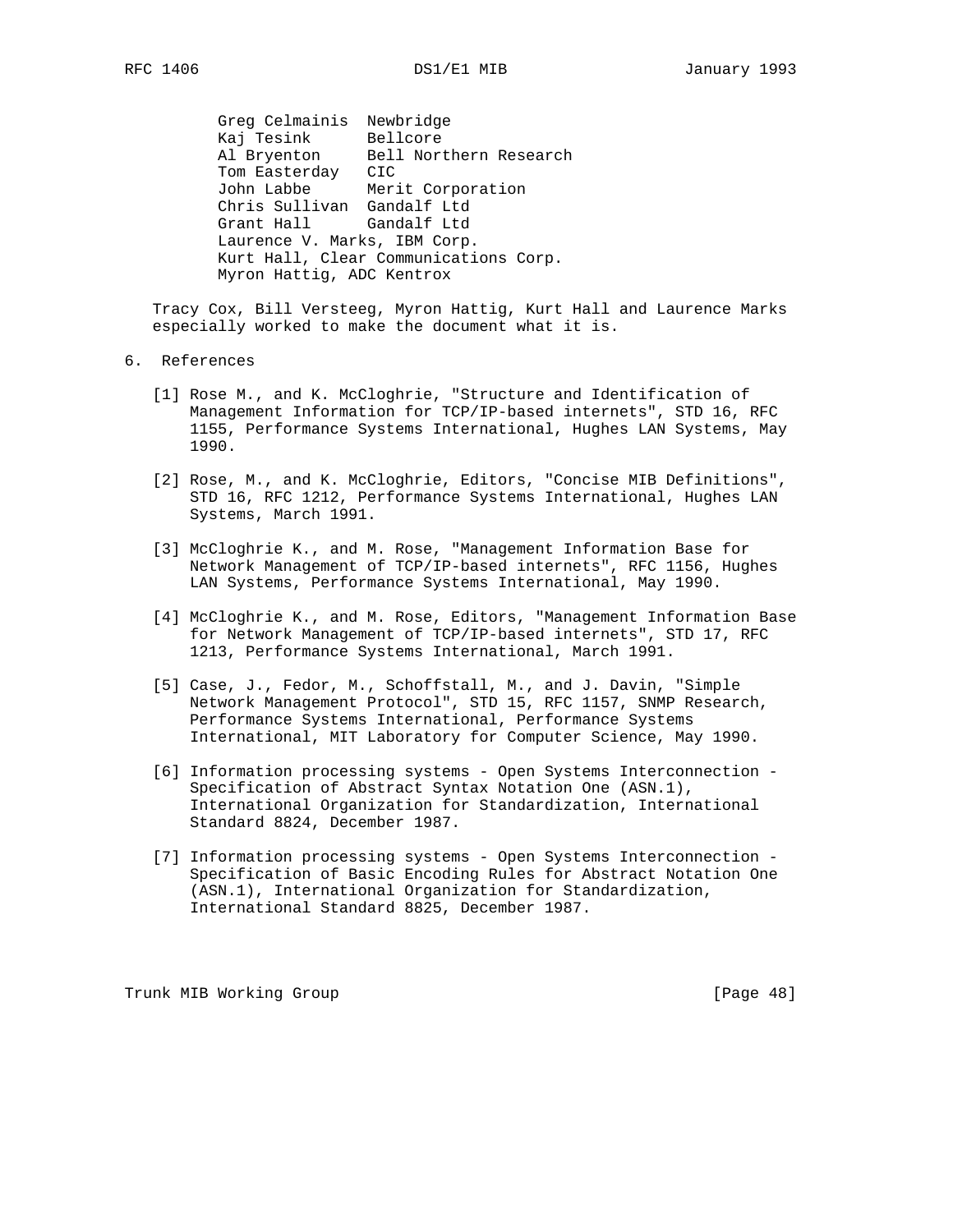Greg Celmainis  Newbridge
Kaj Tesink      Bellcore
Al Bryenton     Bell Northern Research
Tom Easterday   CIC
John Labbe      Merit Corporation
Chris Sullivan  Gandalf Ltd
Grant Hall      Gandalf Ltd
Laurence V. Marks, IBM Corp.
Kurt Hall, Clear Communications Corp.
Myron Hattig, ADC Kentrox

Tracy Cox, Bill Versteeg, Myron Hattig, Kurt Hall and Laurence Marks especially worked to make the document what it is.

## 6. References

[1] Rose M., and K. McCloghrie, "Structure and Identification of Management Information for TCP/IP-based internets", STD 16, RFC 1155, Performance Systems International, Hughes LAN Systems, May 1990.

[2] Rose, M., and K. McCloghrie, Editors, "Concise MIB Definitions", STD 16, RFC 1212, Performance Systems International, Hughes LAN Systems, March 1991.

[3] McCloghrie K., and M. Rose, "Management Information Base for Network Management of TCP/IP-based internets", RFC 1156, Hughes LAN Systems, Performance Systems International, May 1990.

[4] McCloghrie K., and M. Rose, Editors, "Management Information Base for Network Management of TCP/IP-based internets", STD 17, RFC 1213, Performance Systems International, March 1991.

[5] Case, J., Fedor, M., Schoffstall, M., and J. Davin, "Simple Network Management Protocol", STD 15, RFC 1157, SNMP Research, Performance Systems International, Performance Systems International, MIT Laboratory for Computer Science, May 1990.

[6] Information processing systems - Open Systems Interconnection - Specification of Abstract Syntax Notation One (ASN.1), International Organization for Standardization, International Standard 8824, December 1987.

[7] Information processing systems - Open Systems Interconnection - Specification of Basic Encoding Rules for Abstract Notation One (ASN.1), International Organization for Standardization, International Standard 8825, December 1987.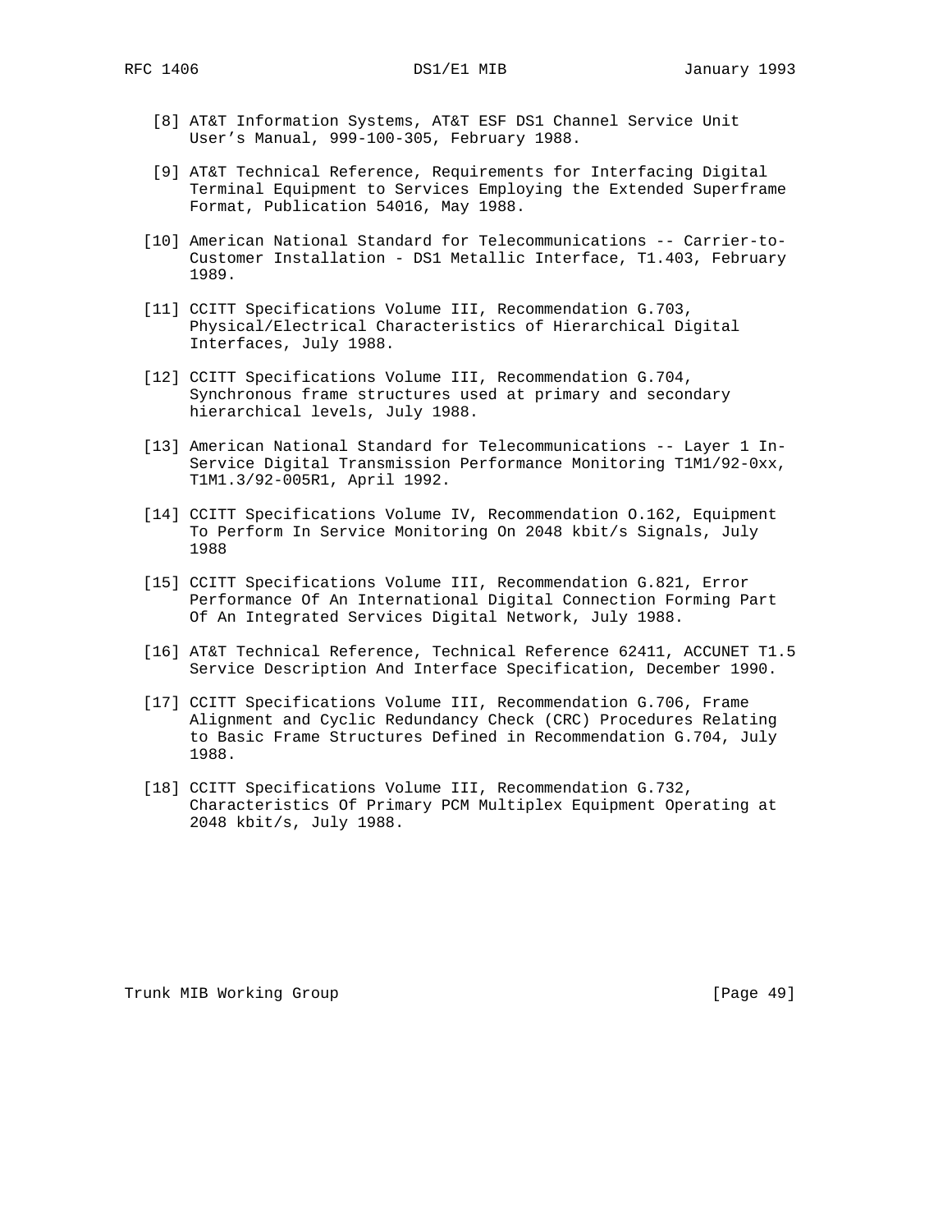[8] AT&T Information Systems, AT&T ESF DS1 Channel Service Unit User's Manual, 999-100-305, February 1988.

[9] AT&T Technical Reference, Requirements for Interfacing Digital Terminal Equipment to Services Employing the Extended Superframe Format, Publication 54016, May 1988.

[10] American National Standard for Telecommunications -- Carrier-to-Customer Installation - DS1 Metallic Interface, T1.403, February 1989.

[11] CCITT Specifications Volume III, Recommendation G.703, Physical/Electrical Characteristics of Hierarchical Digital Interfaces, July 1988.

[12] CCITT Specifications Volume III, Recommendation G.704, Synchronous frame structures used at primary and secondary hierarchical levels, July 1988.

[13] American National Standard for Telecommunications -- Layer 1 In-Service Digital Transmission Performance Monitoring T1M1/92-0xx, T1M1.3/92-005R1, April 1992.

[14] CCITT Specifications Volume IV, Recommendation O.162, Equipment To Perform In Service Monitoring On 2048 kbit/s Signals, July 1988

[15] CCITT Specifications Volume III, Recommendation G.821, Error Performance Of An International Digital Connection Forming Part Of An Integrated Services Digital Network, July 1988.

[16] AT&T Technical Reference, Technical Reference 62411, ACCUNET T1.5 Service Description And Interface Specification, December 1990.

[17] CCITT Specifications Volume III, Recommendation G.706, Frame Alignment and Cyclic Redundancy Check (CRC) Procedures Relating to Basic Frame Structures Defined in Recommendation G.704, July 1988.

[18] CCITT Specifications Volume III, Recommendation G.732, Characteristics Of Primary PCM Multiplex Equipment Operating at 2048 kbit/s, July 1988.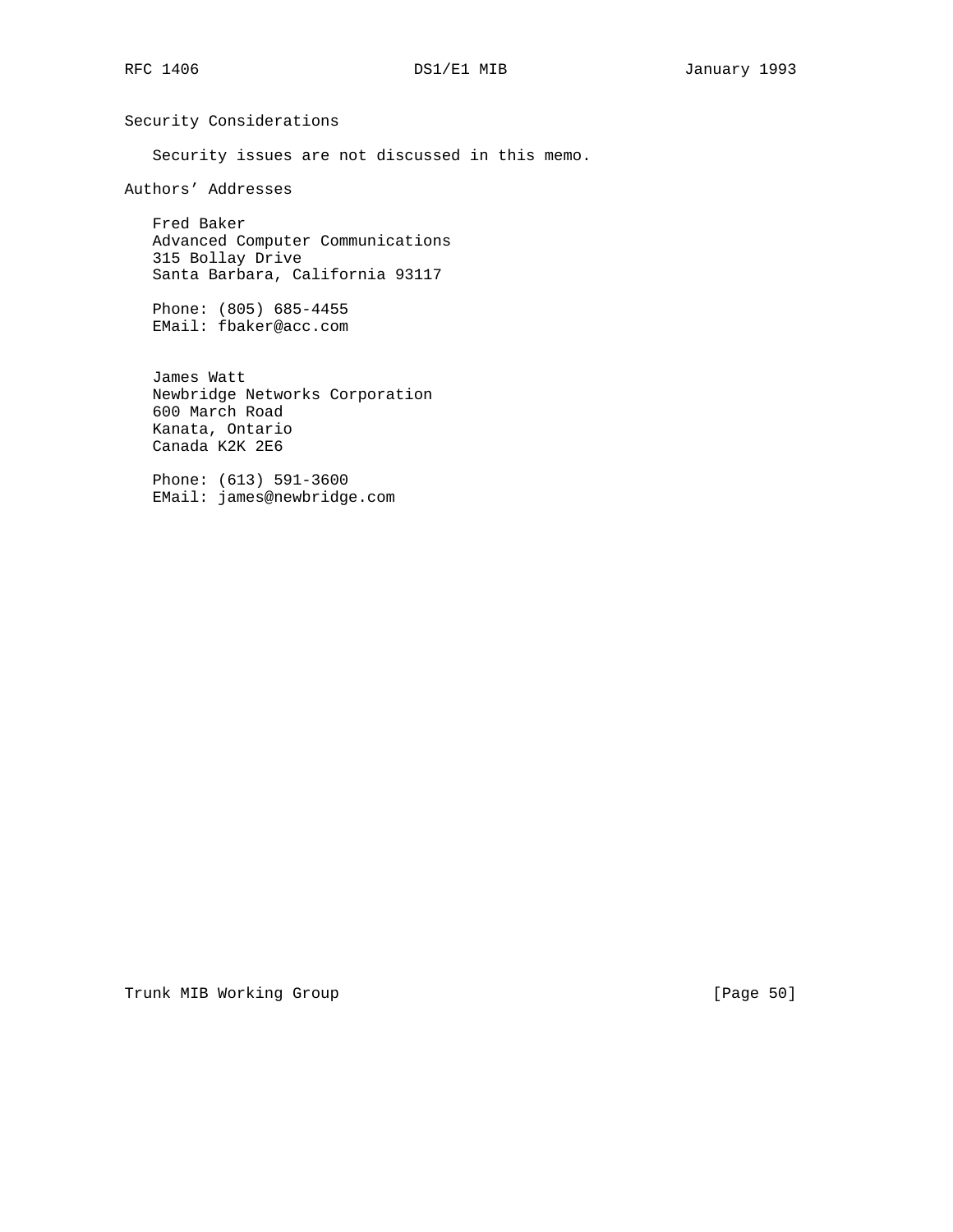## Security Considerations

Security issues are not discussed in this memo.

## Authors' Addresses

Fred Baker
Advanced Computer Communications
315 Bollay Drive
Santa Barbara, California 93117

Phone: (805) 685-4455
EMail: fbaker@acc.com

James Watt
Newbridge Networks Corporation
600 March Road
Kanata, Ontario
Canada K2K 2E6

Phone: (613) 591-3600
EMail: james@newbridge.com